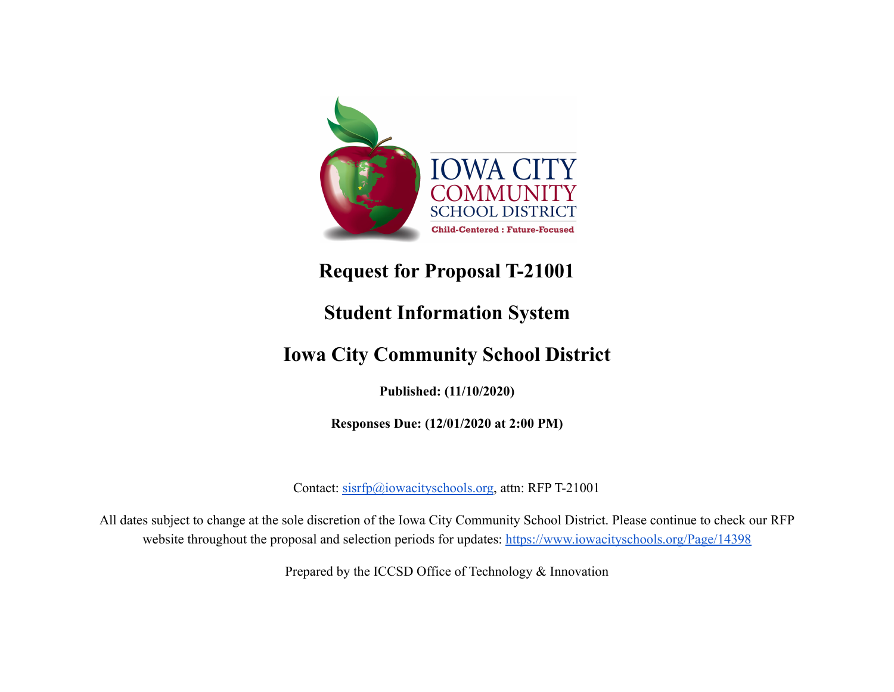# Request for Proposal T-21001

# Student Information System

# Iowa City Community School District

**Published: (11/10/2020)**

**Responses Due: (12/01/2020 at 2:00 PM)**

Contact: sisrfp@iowacityschools.org, attn: RFP T-21001

All dates subject to change at the sole discretion of the Iowa City Community School District. Please continue to check our RFP website throughout the proposal and selection periods for updates: https://www.iowacityschools.org/Page/14398

Prepared by the ICCSD Office of Technology & Innovation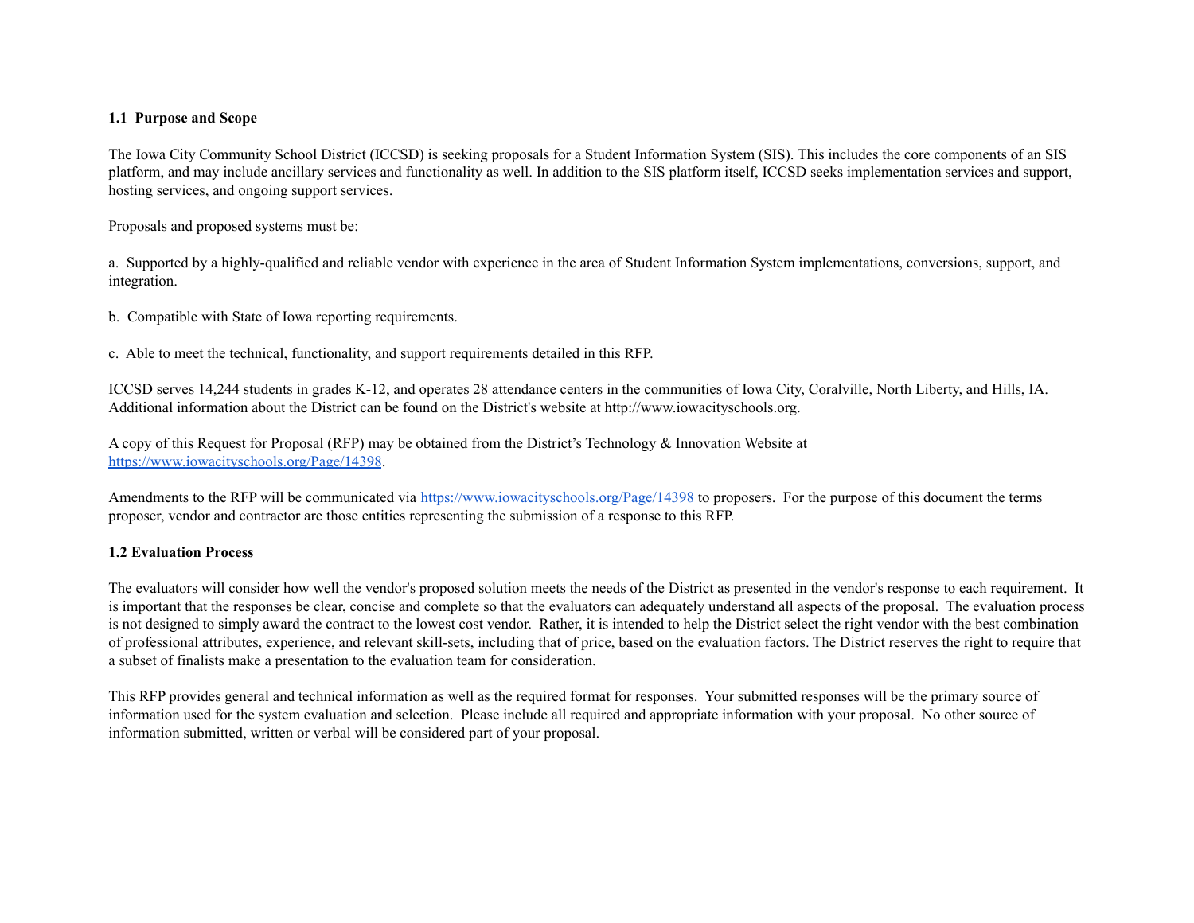### 1.1 Purpose and Scope

The Iowa City Community School District (ICCSD) is seeking proposals for a Student Information System (SIS). This includes the core components of an SIS platform, and may include ancillary services and functionality as well. In addition to the SIS platform itself, ICCSD seeks implementation services and support, hosting services, and ongoing support services.

Proposals and proposed systems must be:

a. Supported by a highly-qualified and reliable vendor with experience in the area of Student Information System implementations, conversions, support, and integration.

b. Compatible with State of Iowa reporting requirements.

c. Able to meet the technical, functionality, and support requirements detailed in this RFP.

ICCSD serves 14,244 students in grades K-12, and operates 28 attendance centers in the communities of Iowa City, Coralville, North Liberty, and Hills, IA. Additional information about the District can be found on the District's website at http://www.iowacityschools.org.

A copy of this Request for Proposal (RFP) may be obtained from the District's Technology & Innovation Website at [https://www.iowacityschools.org/Page/14398](https://www.iowacityschools.org/Page/14398).

Amendments to the RFP will be communicated via [https://www.iowacityschools.org/Page/14398](https://www.iowacityschools.org/Page/14398) to proposers. For the purpose of this document the terms proposer, vendor and contractor are those entities representing the submission of a response to this RFP.

### 1.2 Evaluation Process

The evaluators will consider how well the vendor's proposed solution meets the needs of the District as presented in the vendor's response to each requirement. It is important that the responses be clear, concise and complete so that the evaluators can adequately understand all aspects of the proposal. The evaluation process is not designed to simply award the contract to the lowest cost vendor. Rather, it is intended to help the District select the right vendor with the best combination of professional attributes, experience, and relevant skill-sets, including that of price, based on the evaluation factors. The District reserves the right to require that a subset of finalists make a presentation to the evaluation team for consideration.

This RFP provides general and technical information as well as the required format for responses. Your submitted responses will be the primary source of information used for the system evaluation and selection. Please include all required and appropriate information with your proposal. No other source of information submitted, written or verbal will be considered part of your proposal.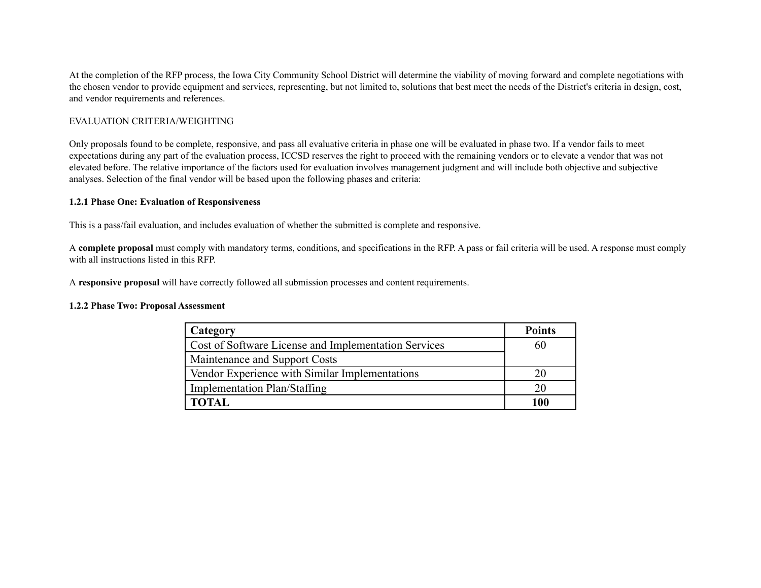At the completion of the RFP process, the Iowa City Community School District will determine the viability of moving forward and complete negotiations with the chosen vendor to provide equipment and services, representing, but not limited to, solutions that best meet the needs of the District's criteria in design, cost, and vendor requirements and references.

EVALUATION CRITERIA/WEIGHTING

Only proposals found to be complete, responsive, and pass all evaluative criteria in phase one will be evaluated in phase two. If a vendor fails to meet expectations during any part of the evaluation process, ICCSD reserves the right to proceed with the remaining vendors or to elevate a vendor that was not elevated before. The relative importance of the factors used for evaluation involves management judgment and will include both objective and subjective analyses. Selection of the final vendor will be based upon the following phases and criteria:

**1.2.1 Phase One: Evaluation of Responsiveness**

This is a pass/fail evaluation, and includes evaluation of whether the submitted is complete and responsive.

A **complete proposal** must comply with mandatory terms, conditions, and specifications in the RFP. A pass or fail criteria will be used. A response must comply with all instructions listed in this RFP.

A **responsive proposal** will have correctly followed all submission processes and content requirements.

**1.2.2 Phase Two: Proposal Assessment**

| **Category** | **Points** |
|---|---|
| Cost of Software License and Implementation Services | 60 |
| Maintenance and Support Costs | |
| Vendor Experience with Similar Implementations | 20 |
| Implementation Plan/Staffing | 20 |
| **TOTAL** | **100** |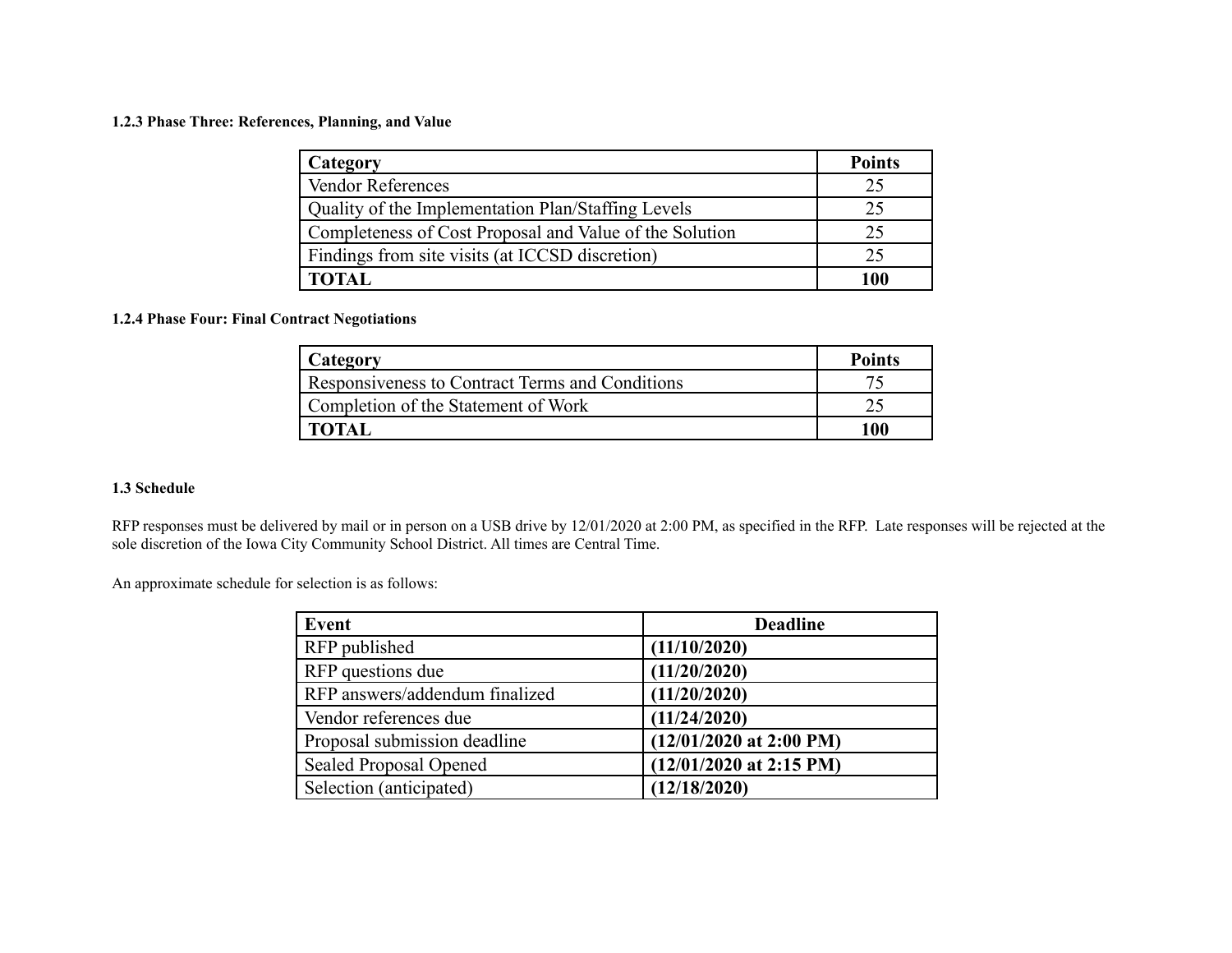#### 1.2.3 Phase Three: References, Planning, and Value

| Category | Points |
|---|---|
| Vendor References | 25 |
| Quality of the Implementation Plan/Staffing Levels | 25 |
| Completeness of Cost Proposal and Value of the Solution | 25 |
| Findings from site visits (at ICCSD discretion) | 25 |
| **TOTAL** | **100** |

#### 1.2.4 Phase Four: Final Contract Negotiations

| Category | Points |
|---|---|
| Responsiveness to Contract Terms and Conditions | 75 |
| Completion of the Statement of Work | 25 |
| **TOTAL** | **100** |

### 1.3 Schedule

RFP responses must be delivered by mail or in person on a USB drive by 12/01/2020 at 2:00 PM, as specified in the RFP. Late responses will be rejected at the sole discretion of the Iowa City Community School District. All times are Central Time.

An approximate schedule for selection is as follows:

| Event | Deadline |
|---|---|
| RFP published | **(11/10/2020)** |
| RFP questions due | **(11/20/2020)** |
| RFP answers/addendum finalized | **(11/20/2020)** |
| Vendor references due | **(11/24/2020)** |
| Proposal submission deadline | **(12/01/2020 at 2:00 PM)** |
| Sealed Proposal Opened | **(12/01/2020 at 2:15 PM)** |
| Selection (anticipated) | **(12/18/2020)** |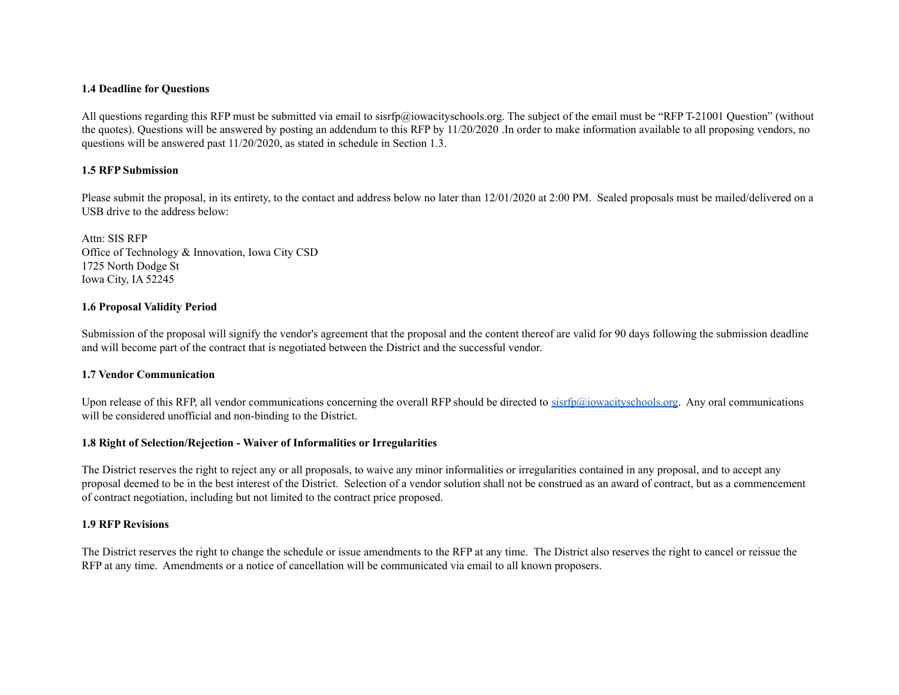**1.4 Deadline for Questions**

All questions regarding this RFP must be submitted via email to sisrfp@iowacityschools.org. The subject of the email must be "RFP T-21001 Question" (without the quotes). Questions will be answered by posting an addendum to this RFP by 11/20/2020 .In order to make information available to all proposing vendors, no questions will be answered past 11/20/2020, as stated in schedule in Section 1.3.

**1.5 RFP Submission**

Please submit the proposal, in its entirety, to the contact and address below no later than 12/01/2020 at 2:00 PM. Sealed proposals must be mailed/delivered on a USB drive to the address below:

Attn: SIS RFP
Office of Technology & Innovation, Iowa City CSD
1725 North Dodge St
Iowa City, IA 52245

**1.6 Proposal Validity Period**

Submission of the proposal will signify the vendor's agreement that the proposal and the content thereof are valid for 90 days following the submission deadline and will become part of the contract that is negotiated between the District and the successful vendor.

**1.7 Vendor Communication**

Upon release of this RFP, all vendor communications concerning the overall RFP should be directed to sisrfp@iowacityschools.org. Any oral communications will be considered unofficial and non-binding to the District.

**1.8 Right of Selection/Rejection - Waiver of Informalities or Irregularities**

The District reserves the right to reject any or all proposals, to waive any minor informalities or irregularities contained in any proposal, and to accept any proposal deemed to be in the best interest of the District. Selection of a vendor solution shall not be construed as an award of contract, but as a commencement of contract negotiation, including but not limited to the contract price proposed.

**1.9 RFP Revisions**

The District reserves the right to change the schedule or issue amendments to the RFP at any time. The District also reserves the right to cancel or reissue the RFP at any time. Amendments or a notice of cancellation will be communicated via email to all known proposers.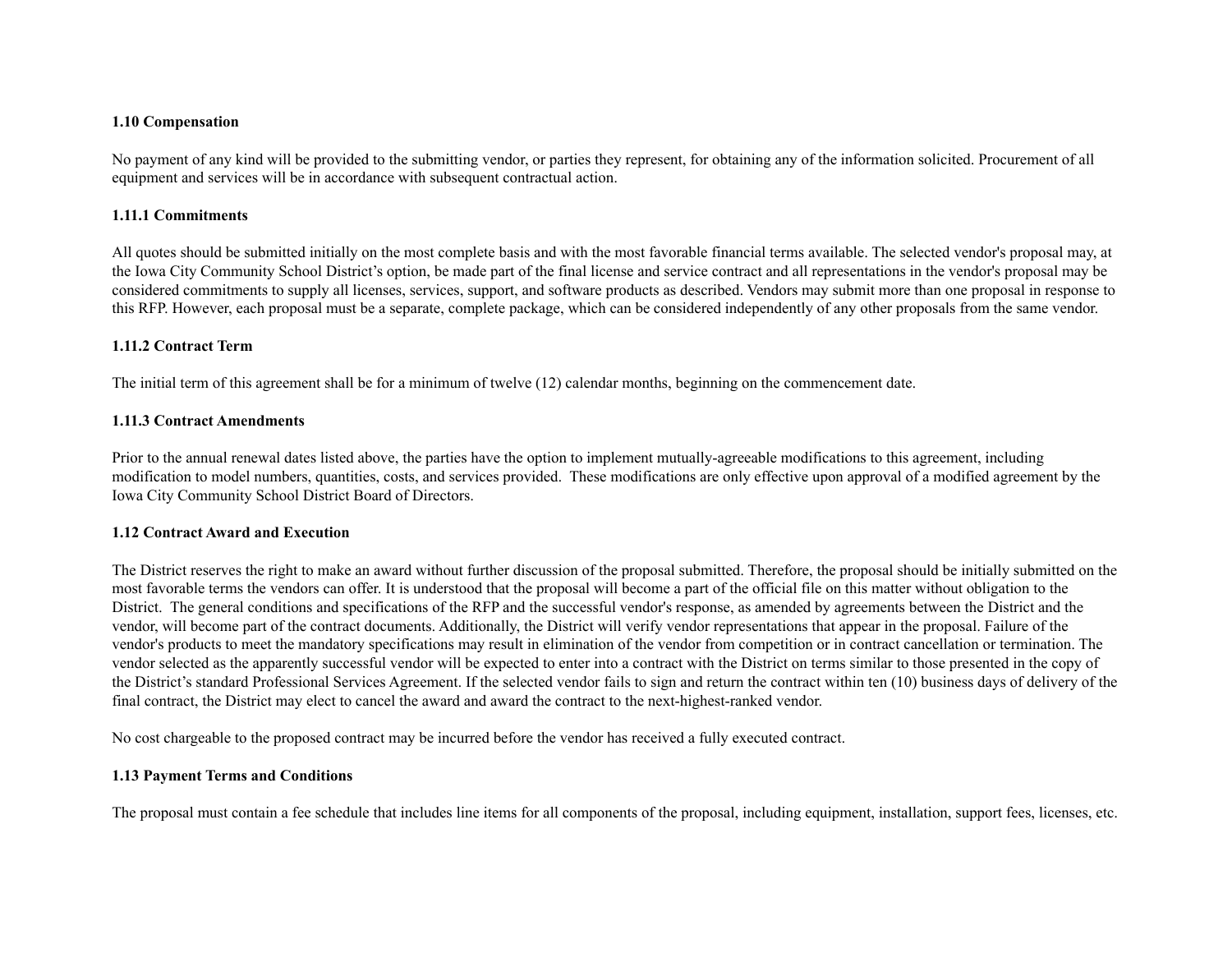**1.10 Compensation**

No payment of any kind will be provided to the submitting vendor, or parties they represent, for obtaining any of the information solicited. Procurement of all equipment and services will be in accordance with subsequent contractual action.

**1.11.1 Commitments**

All quotes should be submitted initially on the most complete basis and with the most favorable financial terms available. The selected vendor's proposal may, at the Iowa City Community School District's option, be made part of the final license and service contract and all representations in the vendor's proposal may be considered commitments to supply all licenses, services, support, and software products as described. Vendors may submit more than one proposal in response to this RFP. However, each proposal must be a separate, complete package, which can be considered independently of any other proposals from the same vendor.

**1.11.2 Contract Term**

The initial term of this agreement shall be for a minimum of twelve (12) calendar months, beginning on the commencement date.

**1.11.3 Contract Amendments**

Prior to the annual renewal dates listed above, the parties have the option to implement mutually-agreeable modifications to this agreement, including modification to model numbers, quantities, costs, and services provided. These modifications are only effective upon approval of a modified agreement by the Iowa City Community School District Board of Directors.

**1.12 Contract Award and Execution**

The District reserves the right to make an award without further discussion of the proposal submitted. Therefore, the proposal should be initially submitted on the most favorable terms the vendors can offer. It is understood that the proposal will become a part of the official file on this matter without obligation to the District. The general conditions and specifications of the RFP and the successful vendor's response, as amended by agreements between the District and the vendor, will become part of the contract documents. Additionally, the District will verify vendor representations that appear in the proposal. Failure of the vendor's products to meet the mandatory specifications may result in elimination of the vendor from competition or in contract cancellation or termination. The vendor selected as the apparently successful vendor will be expected to enter into a contract with the District on terms similar to those presented in the copy of the District's standard Professional Services Agreement. If the selected vendor fails to sign and return the contract within ten (10) business days of delivery of the final contract, the District may elect to cancel the award and award the contract to the next-highest-ranked vendor.

No cost chargeable to the proposed contract may be incurred before the vendor has received a fully executed contract.

**1.13 Payment Terms and Conditions**

The proposal must contain a fee schedule that includes line items for all components of the proposal, including equipment, installation, support fees, licenses, etc.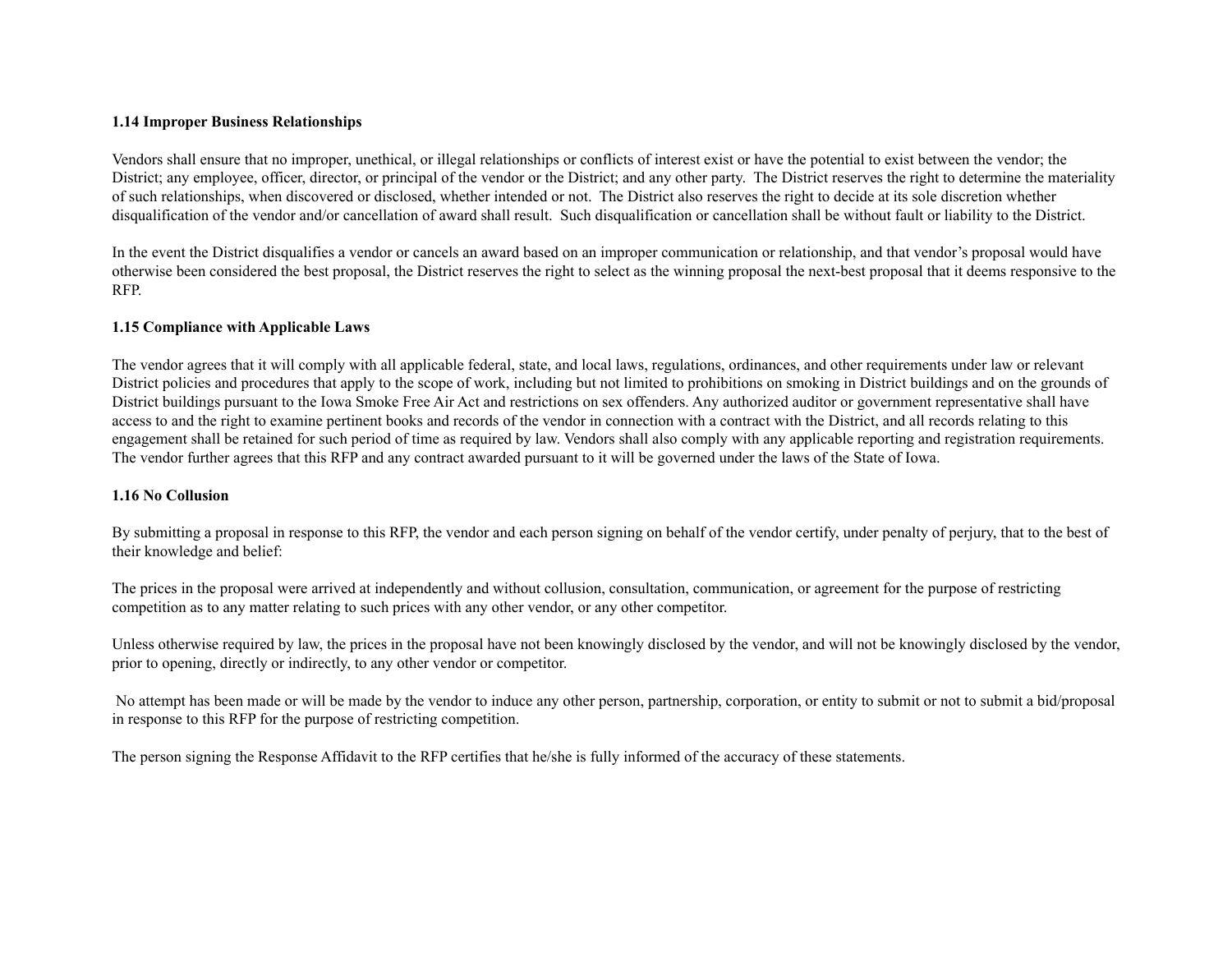**1.14 Improper Business Relationships**

Vendors shall ensure that no improper, unethical, or illegal relationships or conflicts of interest exist or have the potential to exist between the vendor; the District; any employee, officer, director, or principal of the vendor or the District; and any other party. The District reserves the right to determine the materiality of such relationships, when discovered or disclosed, whether intended or not. The District also reserves the right to decide at its sole discretion whether disqualification of the vendor and/or cancellation of award shall result. Such disqualification or cancellation shall be without fault or liability to the District.

In the event the District disqualifies a vendor or cancels an award based on an improper communication or relationship, and that vendor's proposal would have otherwise been considered the best proposal, the District reserves the right to select as the winning proposal the next-best proposal that it deems responsive to the RFP.

**1.15 Compliance with Applicable Laws**

The vendor agrees that it will comply with all applicable federal, state, and local laws, regulations, ordinances, and other requirements under law or relevant District policies and procedures that apply to the scope of work, including but not limited to prohibitions on smoking in District buildings and on the grounds of District buildings pursuant to the Iowa Smoke Free Air Act and restrictions on sex offenders. Any authorized auditor or government representative shall have access to and the right to examine pertinent books and records of the vendor in connection with a contract with the District, and all records relating to this engagement shall be retained for such period of time as required by law. Vendors shall also comply with any applicable reporting and registration requirements. The vendor further agrees that this RFP and any contract awarded pursuant to it will be governed under the laws of the State of Iowa.

**1.16 No Collusion**

By submitting a proposal in response to this RFP, the vendor and each person signing on behalf of the vendor certify, under penalty of perjury, that to the best of their knowledge and belief:

The prices in the proposal were arrived at independently and without collusion, consultation, communication, or agreement for the purpose of restricting competition as to any matter relating to such prices with any other vendor, or any other competitor.

Unless otherwise required by law, the prices in the proposal have not been knowingly disclosed by the vendor, and will not be knowingly disclosed by the vendor, prior to opening, directly or indirectly, to any other vendor or competitor.

No attempt has been made or will be made by the vendor to induce any other person, partnership, corporation, or entity to submit or not to submit a bid/proposal in response to this RFP for the purpose of restricting competition.

The person signing the Response Affidavit to the RFP certifies that he/she is fully informed of the accuracy of these statements.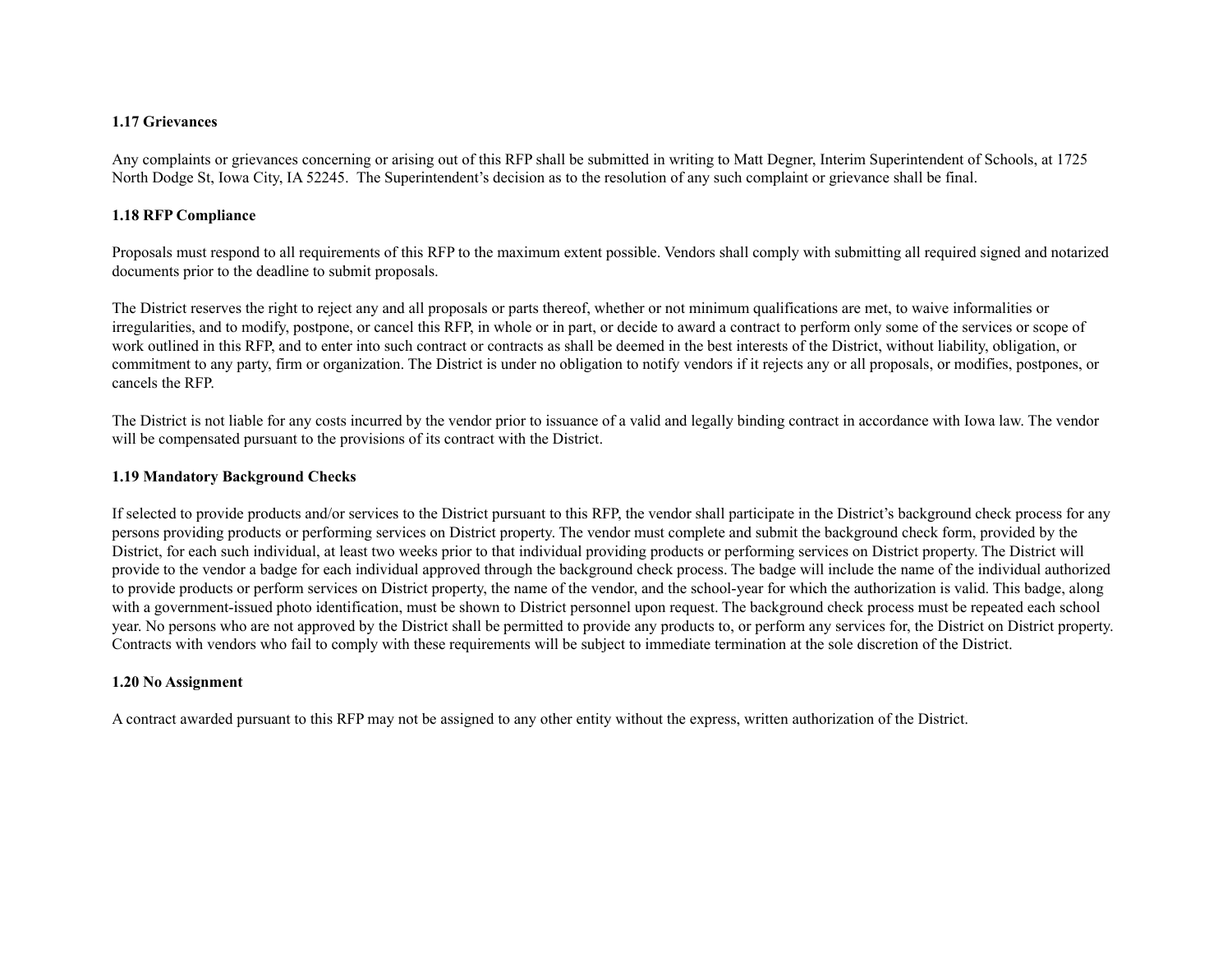**1.17 Grievances**

Any complaints or grievances concerning or arising out of this RFP shall be submitted in writing to Matt Degner, Interim Superintendent of Schools, at 1725 North Dodge St, Iowa City, IA 52245. The Superintendent's decision as to the resolution of any such complaint or grievance shall be final.

**1.18 RFP Compliance**

Proposals must respond to all requirements of this RFP to the maximum extent possible. Vendors shall comply with submitting all required signed and notarized documents prior to the deadline to submit proposals.

The District reserves the right to reject any and all proposals or parts thereof, whether or not minimum qualifications are met, to waive informalities or irregularities, and to modify, postpone, or cancel this RFP, in whole or in part, or decide to award a contract to perform only some of the services or scope of work outlined in this RFP, and to enter into such contract or contracts as shall be deemed in the best interests of the District, without liability, obligation, or commitment to any party, firm or organization. The District is under no obligation to notify vendors if it rejects any or all proposals, or modifies, postpones, or cancels the RFP.

The District is not liable for any costs incurred by the vendor prior to issuance of a valid and legally binding contract in accordance with Iowa law. The vendor will be compensated pursuant to the provisions of its contract with the District.

**1.19 Mandatory Background Checks**

If selected to provide products and/or services to the District pursuant to this RFP, the vendor shall participate in the District's background check process for any persons providing products or performing services on District property. The vendor must complete and submit the background check form, provided by the District, for each such individual, at least two weeks prior to that individual providing products or performing services on District property. The District will provide to the vendor a badge for each individual approved through the background check process. The badge will include the name of the individual authorized to provide products or perform services on District property, the name of the vendor, and the school-year for which the authorization is valid. This badge, along with a government-issued photo identification, must be shown to District personnel upon request. The background check process must be repeated each school year. No persons who are not approved by the District shall be permitted to provide any products to, or perform any services for, the District on District property. Contracts with vendors who fail to comply with these requirements will be subject to immediate termination at the sole discretion of the District.

**1.20 No Assignment**

A contract awarded pursuant to this RFP may not be assigned to any other entity without the express, written authorization of the District.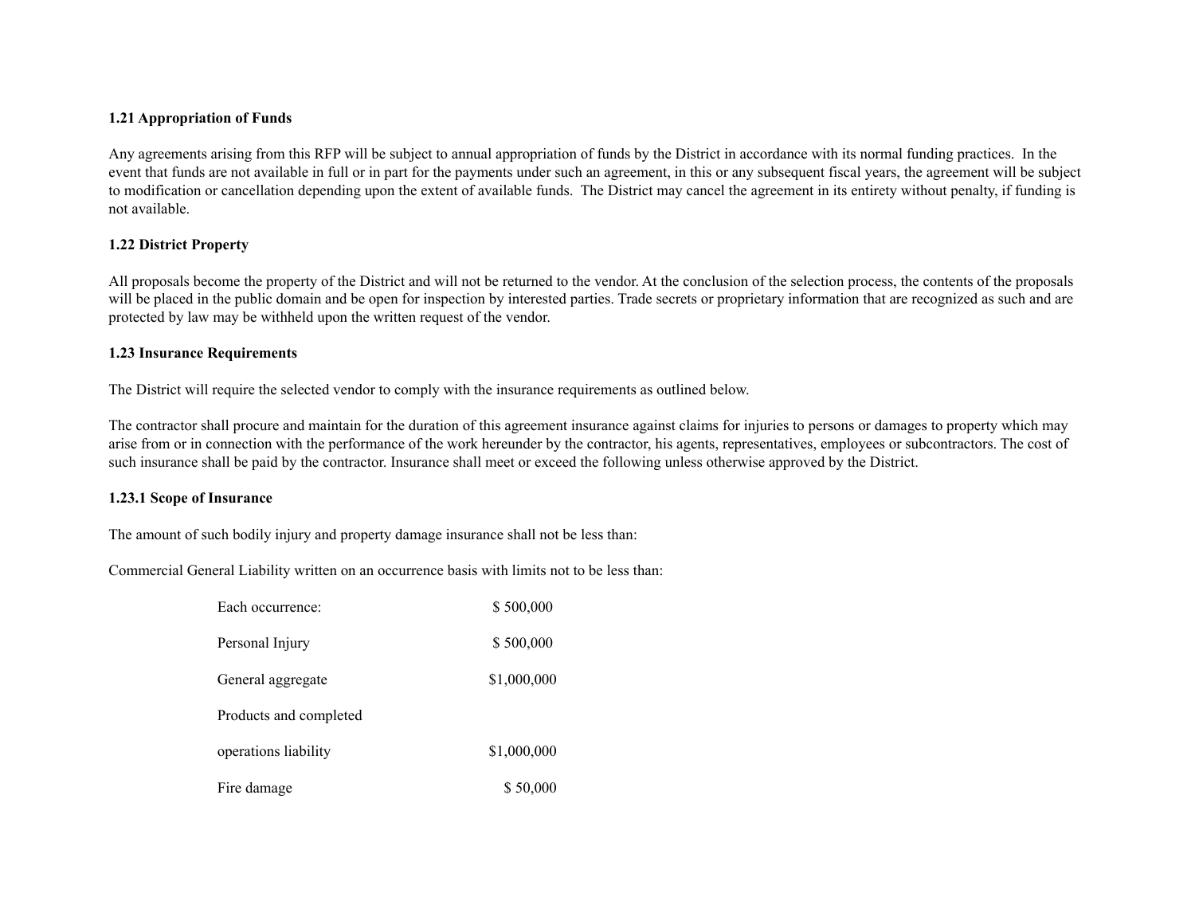**1.21 Appropriation of Funds**

Any agreements arising from this RFP will be subject to annual appropriation of funds by the District in accordance with its normal funding practices. In the event that funds are not available in full or in part for the payments under such an agreement, in this or any subsequent fiscal years, the agreement will be subject to modification or cancellation depending upon the extent of available funds. The District may cancel the agreement in its entirety without penalty, if funding is not available.

**1.22 District Property**

All proposals become the property of the District and will not be returned to the vendor. At the conclusion of the selection process, the contents of the proposals will be placed in the public domain and be open for inspection by interested parties. Trade secrets or proprietary information that are recognized as such and are protected by law may be withheld upon the written request of the vendor.

**1.23 Insurance Requirements**

The District will require the selected vendor to comply with the insurance requirements as outlined below.

The contractor shall procure and maintain for the duration of this agreement insurance against claims for injuries to persons or damages to property which may arise from or in connection with the performance of the work hereunder by the contractor, his agents, representatives, employees or subcontractors. The cost of such insurance shall be paid by the contractor. Insurance shall meet or exceed the following unless otherwise approved by the District.

**1.23.1 Scope of Insurance**

The amount of such bodily injury and property damage insurance shall not be less than:

Commercial General Liability written on an occurrence basis with limits not to be less than:

| | |
|---|---|
| Each occurrence: | $ 500,000 |
| Personal Injury | $ 500,000 |
| General aggregate | $1,000,000 |
| Products and completed operations liability | $1,000,000 |
| Fire damage | $ 50,000 |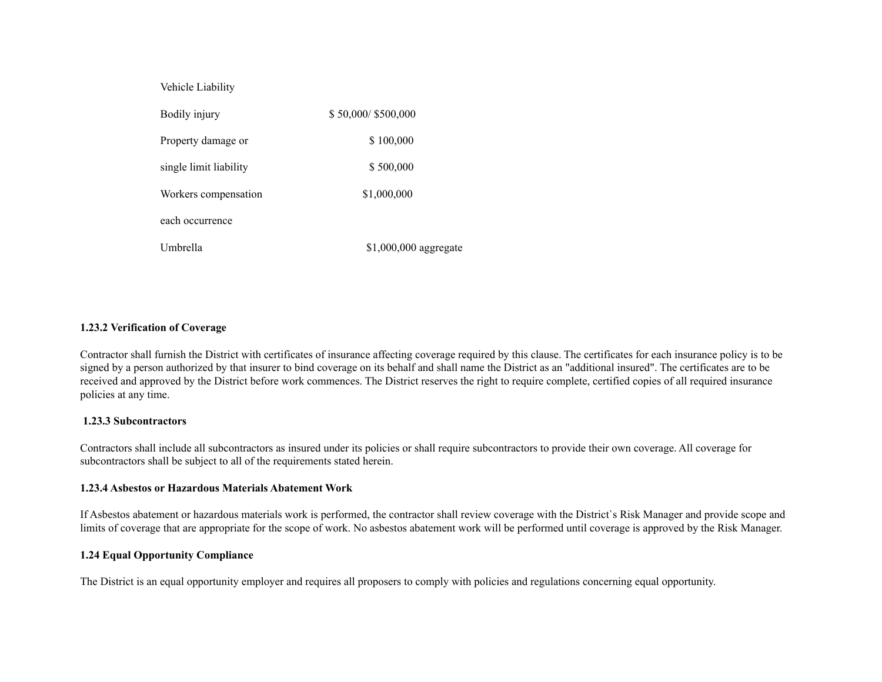| Vehicle Liability | |
|---|---|
| Bodily injury | $ 50,000/ $500,000 |
| Property damage or | $ 100,000 |
| single limit liability | $ 500,000 |
| Workers compensation | $1,000,000 |
| each occurrence | |
| Umbrella | $1,000,000 aggregate |

**1.23.2 Verification of Coverage**

Contractor shall furnish the District with certificates of insurance affecting coverage required by this clause. The certificates for each insurance policy is to be signed by a person authorized by that insurer to bind coverage on its behalf and shall name the District as an "additional insured". The certificates are to be received and approved by the District before work commences. The District reserves the right to require complete, certified copies of all required insurance policies at any time.

**1.23.3 Subcontractors**

Contractors shall include all subcontractors as insured under its policies or shall require subcontractors to provide their own coverage. All coverage for subcontractors shall be subject to all of the requirements stated herein.

**1.23.4 Asbestos or Hazardous Materials Abatement Work**

If Asbestos abatement or hazardous materials work is performed, the contractor shall review coverage with the District`s Risk Manager and provide scope and limits of coverage that are appropriate for the scope of work. No asbestos abatement work will be performed until coverage is approved by the Risk Manager.

**1.24 Equal Opportunity Compliance**

The District is an equal opportunity employer and requires all proposers to comply with policies and regulations concerning equal opportunity.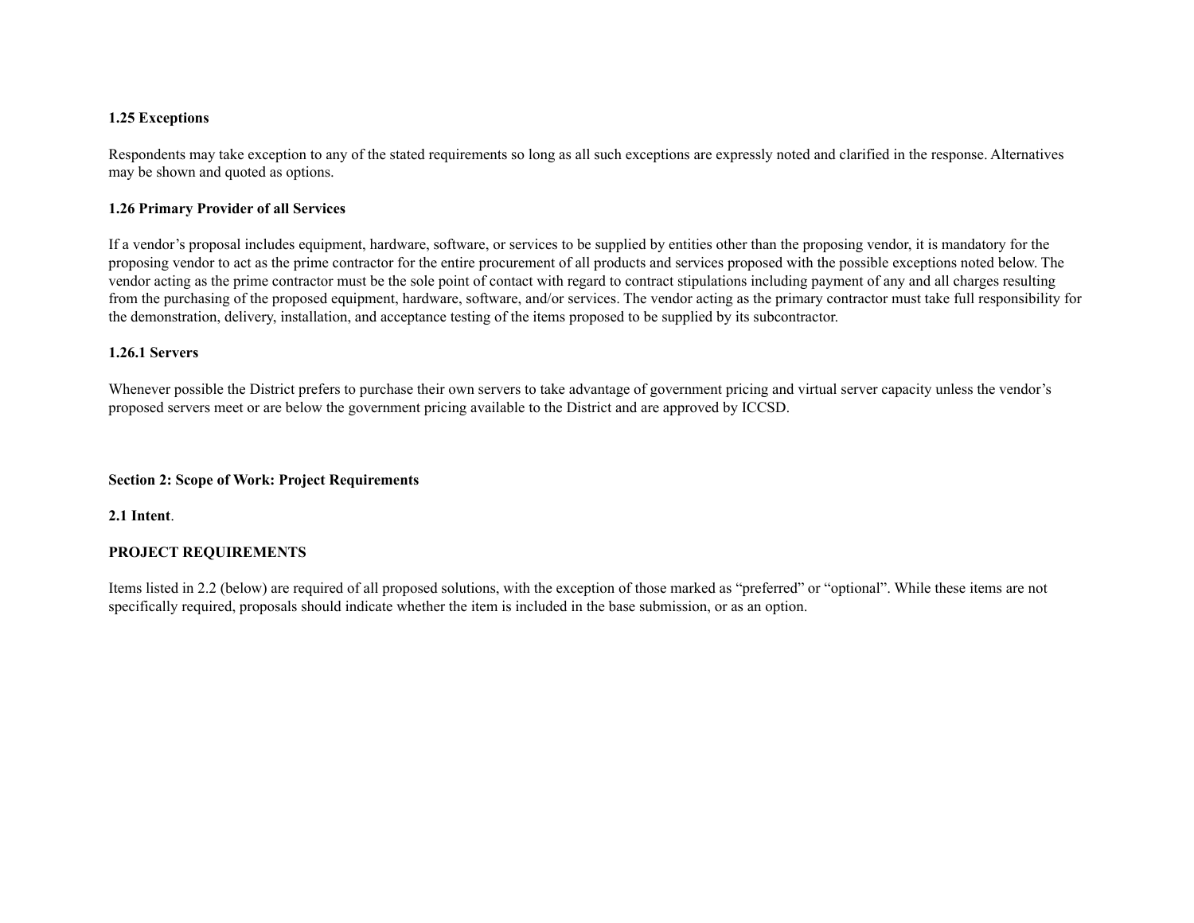**1.25 Exceptions**

Respondents may take exception to any of the stated requirements so long as all such exceptions are expressly noted and clarified in the response. Alternatives may be shown and quoted as options.

**1.26 Primary Provider of all Services**

If a vendor's proposal includes equipment, hardware, software, or services to be supplied by entities other than the proposing vendor, it is mandatory for the proposing vendor to act as the prime contractor for the entire procurement of all products and services proposed with the possible exceptions noted below. The vendor acting as the prime contractor must be the sole point of contact with regard to contract stipulations including payment of any and all charges resulting from the purchasing of the proposed equipment, hardware, software, and/or services. The vendor acting as the primary contractor must take full responsibility for the demonstration, delivery, installation, and acceptance testing of the items proposed to be supplied by its subcontractor.

**1.26.1 Servers**

Whenever possible the District prefers to purchase their own servers to take advantage of government pricing and virtual server capacity unless the vendor's proposed servers meet or are below the government pricing available to the District and are approved by ICCSD.

**Section 2: Scope of Work: Project Requirements**

**2.1 Intent**.

**PROJECT REQUIREMENTS**

Items listed in 2.2 (below) are required of all proposed solutions, with the exception of those marked as "preferred" or "optional". While these items are not specifically required, proposals should indicate whether the item is included in the base submission, or as an option.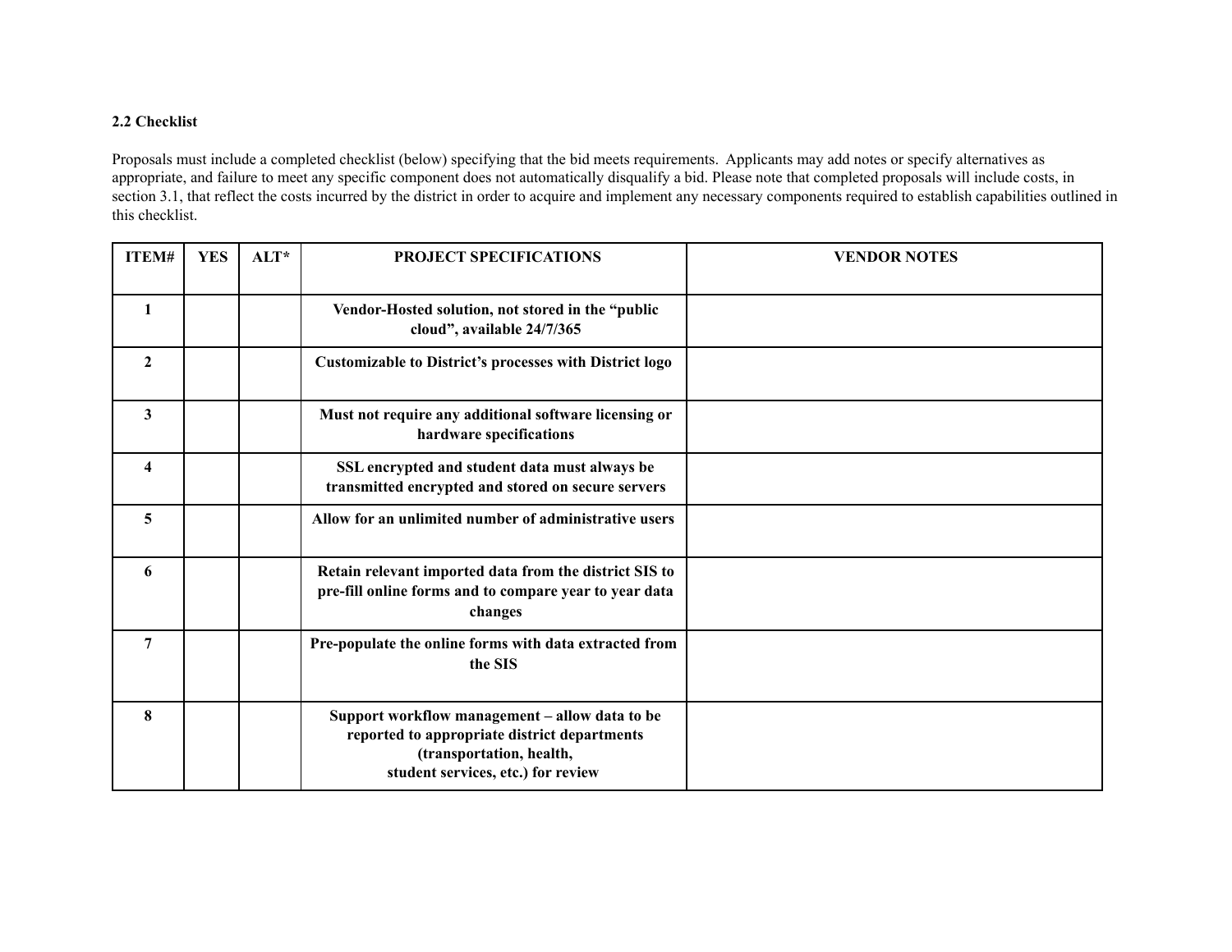**2.2 Checklist**

Proposals must include a completed checklist (below) specifying that the bid meets requirements. Applicants may add notes or specify alternatives as appropriate, and failure to meet any specific component does not automatically disqualify a bid. Please note that completed proposals will include costs, in section 3.1, that reflect the costs incurred by the district in order to acquire and implement any necessary components required to establish capabilities outlined in this checklist.

| ITEM# | YES | ALT* | PROJECT SPECIFICATIONS | VENDOR NOTES |
|---|---|---|---|---|
| 1 | | | Vendor-Hosted solution, not stored in the "public cloud", available 24/7/365 | |
| 2 | | | Customizable to District's processes with District logo | |
| 3 | | | Must not require any additional software licensing or hardware specifications | |
| 4 | | | SSL encrypted and student data must always be transmitted encrypted and stored on secure servers | |
| 5 | | | Allow for an unlimited number of administrative users | |
| 6 | | | Retain relevant imported data from the district SIS to pre-fill online forms and to compare year to year data changes | |
| 7 | | | Pre-populate the online forms with data extracted from the SIS | |
| 8 | | | Support workflow management – allow data to be reported to appropriate district departments (transportation, health, student services, etc.) for review | |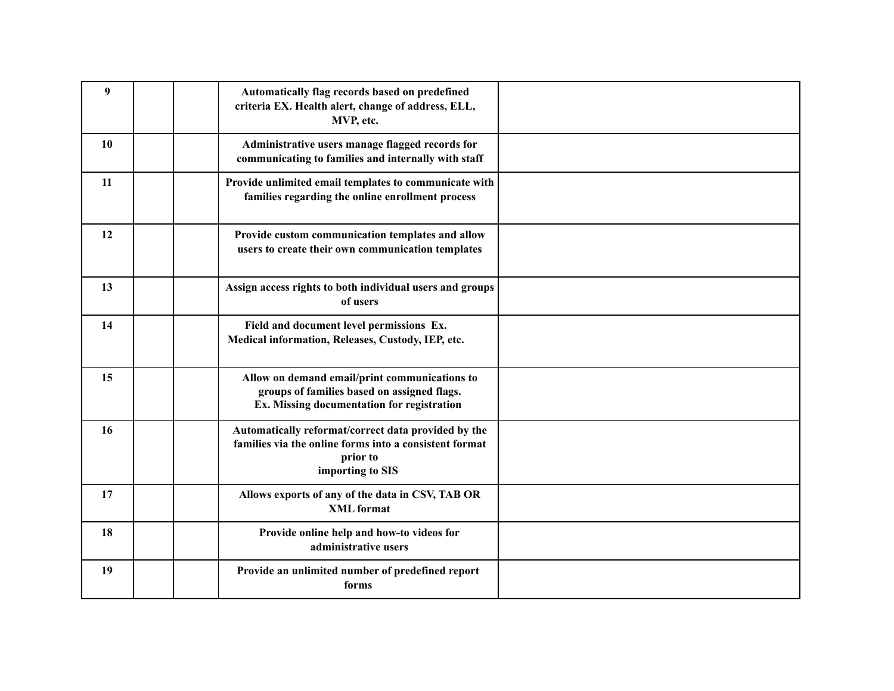| | | | | |
|---|---|---|---|---|
| 9 | | | **Automatically flag records based on predefined criteria EX. Health alert, change of address, ELL, MVP, etc.** | |
| 10 | | | **Administrative users manage flagged records for communicating to families and internally with staff** | |
| 11 | | | **Provide unlimited email templates to communicate with families regarding the online enrollment process** | |
| 12 | | | **Provide custom communication templates and allow users to create their own communication templates** | |
| 13 | | | **Assign access rights to both individual users and groups of users** | |
| 14 | | | **Field and document level permissions Ex. Medical information, Releases, Custody, IEP, etc.** | |
| 15 | | | **Allow on demand email/print communications to groups of families based on assigned flags. Ex. Missing documentation for registration** | |
| 16 | | | **Automatically reformat/correct data provided by the families via the online forms into a consistent format prior to importing to SIS** | |
| 17 | | | **Allows exports of any of the data in CSV, TAB OR XML format** | |
| 18 | | | **Provide online help and how-to videos for administrative users** | |
| 19 | | | **Provide an unlimited number of predefined report forms** | |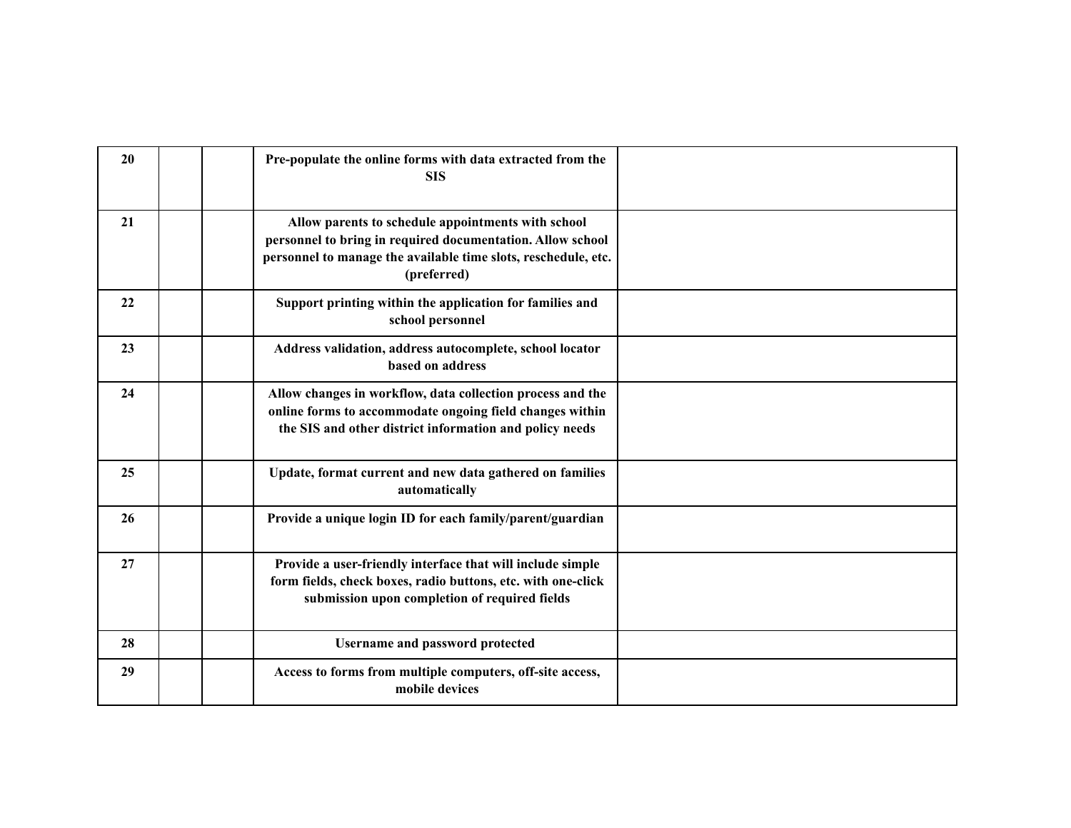| | | | | |
|---|---|---|---|---|
| **20** | | | **Pre-populate the online forms with data extracted from the SIS** | |
| **21** | | | **Allow parents to schedule appointments with school personnel to bring in required documentation. Allow school personnel to manage the available time slots, reschedule, etc. (preferred)** | |
| **22** | | | **Support printing within the application for families and school personnel** | |
| **23** | | | **Address validation, address autocomplete, school locator based on address** | |
| **24** | | | **Allow changes in workflow, data collection process and the online forms to accommodate ongoing field changes within the SIS and other district information and policy needs** | |
| **25** | | | **Update, format current and new data gathered on families automatically** | |
| **26** | | | **Provide a unique login ID for each family/parent/guardian** | |
| **27** | | | **Provide a user-friendly interface that will include simple form fields, check boxes, radio buttons, etc. with one-click submission upon completion of required fields** | |
| **28** | | | **Username and password protected** | |
| **29** | | | **Access to forms from multiple computers, off-site access, mobile devices** | |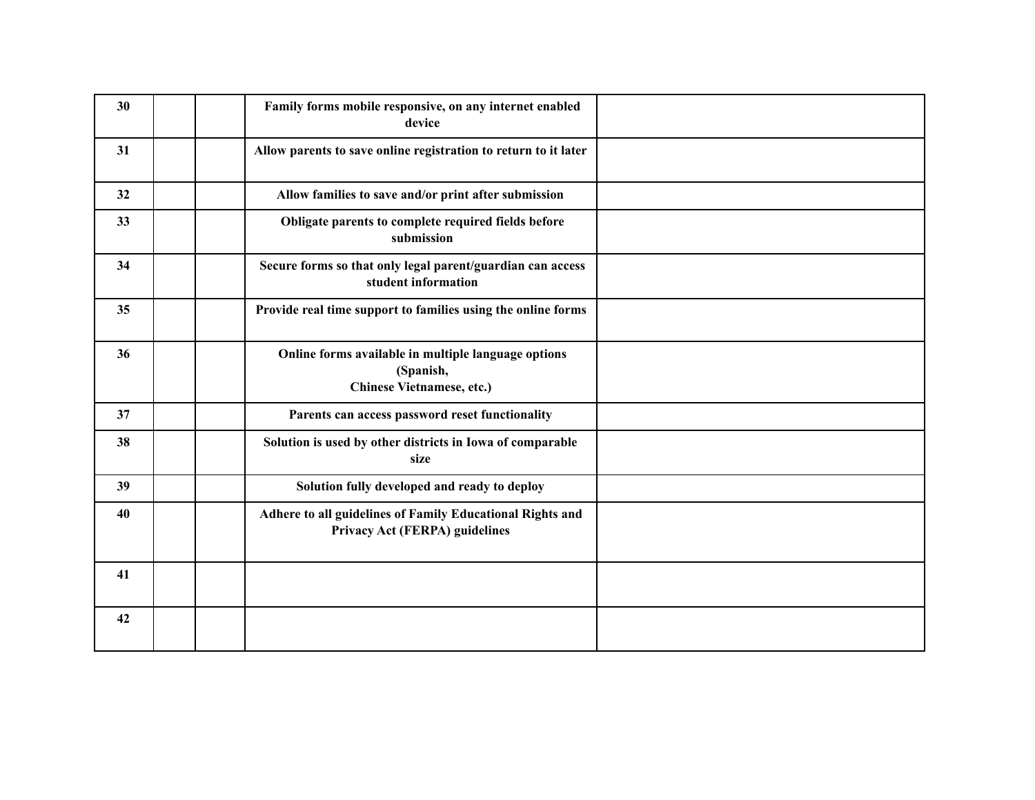| | | | | |
|---|---|---|---|---|
| **30** | | | **Family forms mobile responsive, on any internet enabled device** | |
| **31** | | | **Allow parents to save online registration to return to it later** | |
| **32** | | | **Allow families to save and/or print after submission** | |
| **33** | | | **Obligate parents to complete required fields before submission** | |
| **34** | | | **Secure forms so that only legal parent/guardian can access student information** | |
| **35** | | | **Provide real time support to families using the online forms** | |
| **36** | | | **Online forms available in multiple language options (Spanish, Chinese Vietnamese, etc.)** | |
| **37** | | | **Parents can access password reset functionality** | |
| **38** | | | **Solution is used by other districts in Iowa of comparable size** | |
| **39** | | | **Solution fully developed and ready to deploy** | |
| **40** | | | **Adhere to all guidelines of Family Educational Rights and Privacy Act (FERPA) guidelines** | |
| **41** | | | | |
| **42** | | | | |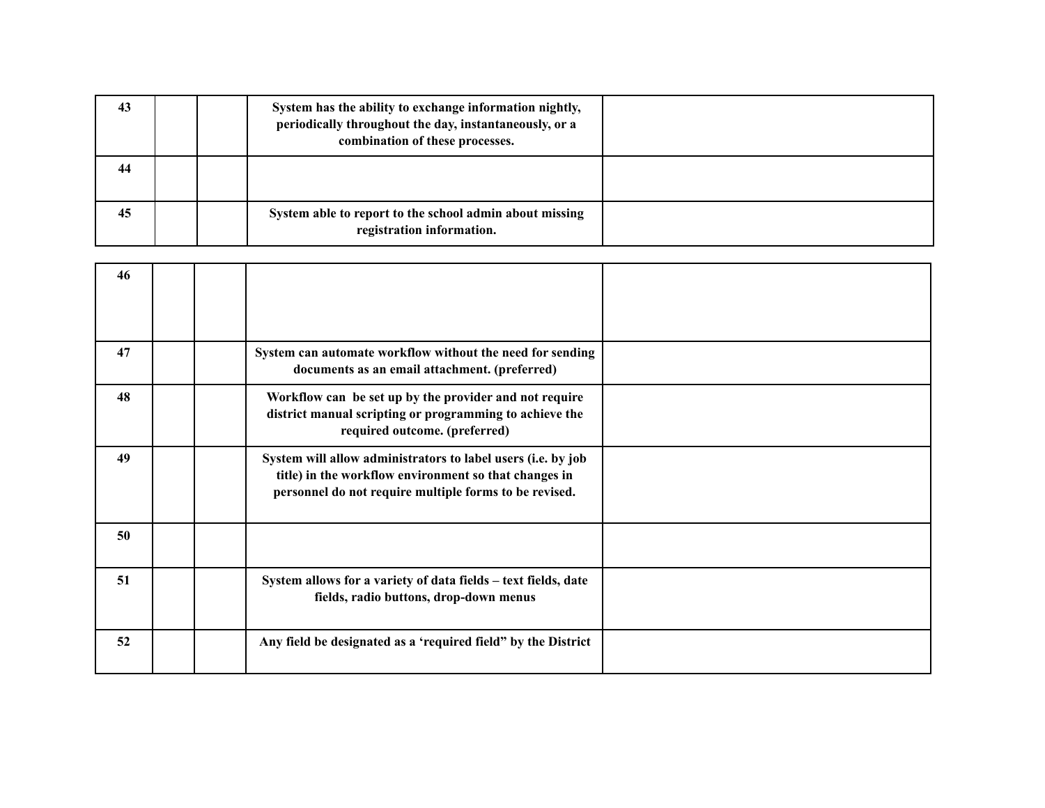| | | | | |
|---|---|---|---|---|
| **43** | | | **System has the ability to exchange information nightly, periodically throughout the day, instantaneously, or a combination of these processes.** | |
| **44** | | | | |
| **45** | | | **System able to report to the school admin about missing registration information.** | |
| **46** | | | | |
| **47** | | | **System can automate workflow without the need for sending documents as an email attachment. (preferred)** | |
| **48** | | | **Workflow can be set up by the provider and not require district manual scripting or programming to achieve the required outcome. (preferred)** | |
| **49** | | | **System will allow administrators to label users (i.e. by job title) in the workflow environment so that changes in personnel do not require multiple forms to be revised.** | |
| **50** | | | | |
| **51** | | | **System allows for a variety of data fields – text fields, date fields, radio buttons, drop-down menus** | |
| **52** | | | **Any field be designated as a 'required field" by the District** | |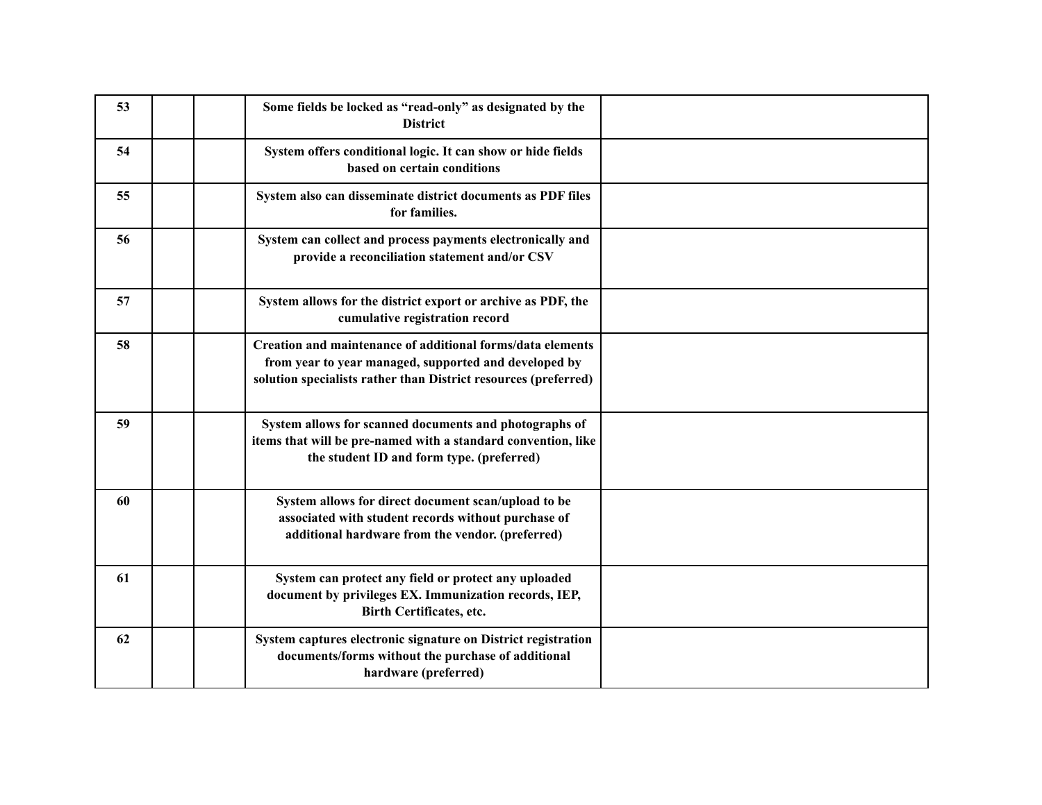| 53 | | | Some fields be locked as "read-only" as designated by the District | |
|---|---|---|---|---|
| 54 | | | System offers conditional logic. It can show or hide fields based on certain conditions | |
| 55 | | | System also can disseminate district documents as PDF files for families. | |
| 56 | | | System can collect and process payments electronically and provide a reconciliation statement and/or CSV | |
| 57 | | | System allows for the district export or archive as PDF, the cumulative registration record | |
| 58 | | | Creation and maintenance of additional forms/data elements from year to year managed, supported and developed by solution specialists rather than District resources (preferred) | |
| 59 | | | System allows for scanned documents and photographs of items that will be pre-named with a standard convention, like the student ID and form type. (preferred) | |
| 60 | | | System allows for direct document scan/upload to be associated with student records without purchase of additional hardware from the vendor. (preferred) | |
| 61 | | | System can protect any field or protect any uploaded document by privileges EX. Immunization records, IEP, Birth Certificates, etc. | |
| 62 | | | System captures electronic signature on District registration documents/forms without the purchase of additional hardware (preferred) | |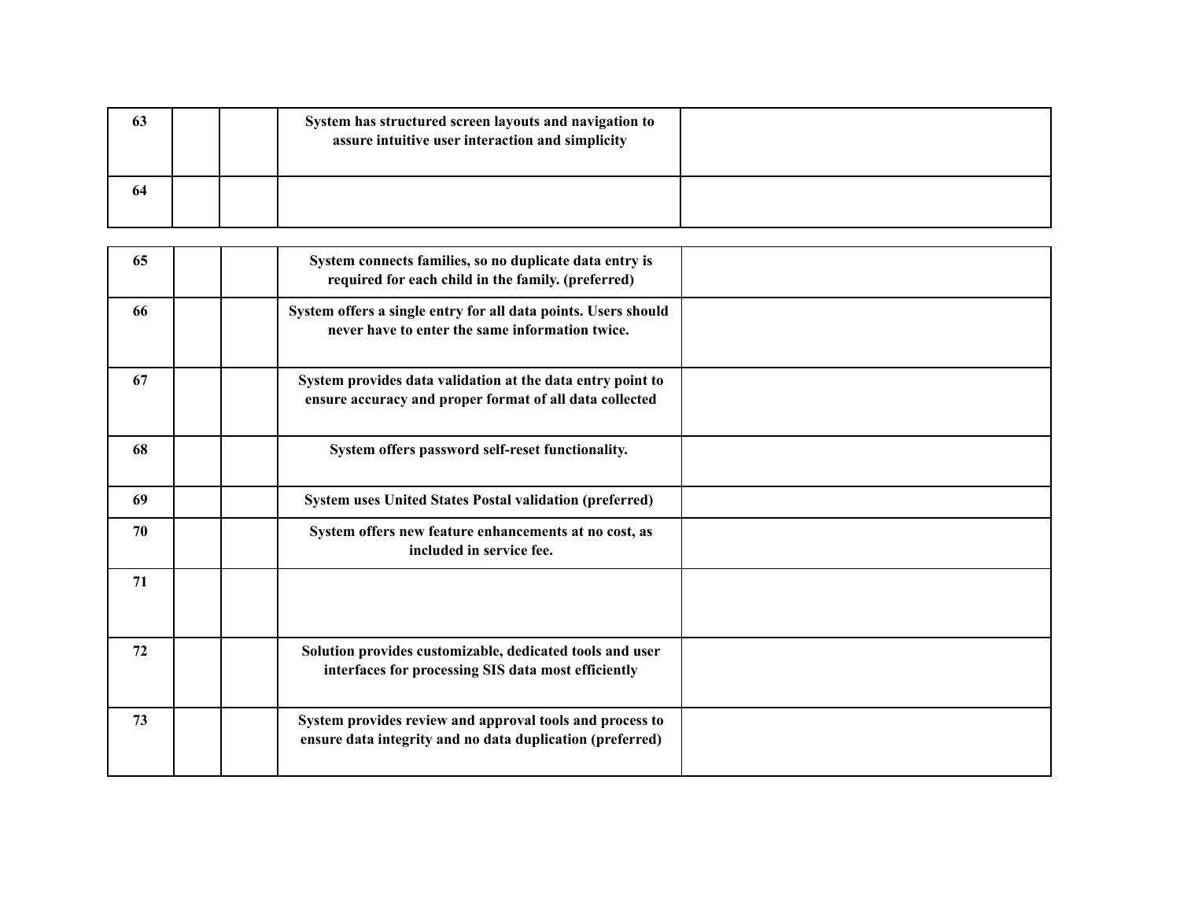| | | | | |
|---|---|---|---|---|
| **63** | | | **System has structured screen layouts and navigation to assure intuitive user interaction and simplicity** | |
| **64** | | | | |
| **65** | | | **System connects families, so no duplicate data entry is required for each child in the family. (preferred)** | |
| **66** | | | **System offers a single entry for all data points. Users should never have to enter the same information twice.** | |
| **67** | | | **System provides data validation at the data entry point to ensure accuracy and proper format of all data collected** | |
| **68** | | | **System offers password self-reset functionality.** | |
| **69** | | | **System uses United States Postal validation (preferred)** | |
| **70** | | | **System offers new feature enhancements at no cost, as included in service fee.** | |
| **71** | | | | |
| **72** | | | **Solution provides customizable, dedicated tools and user interfaces for processing SIS data most efficiently** | |
| **73** | | | **System provides review and approval tools and process to ensure data integrity and no data duplication (preferred)** | |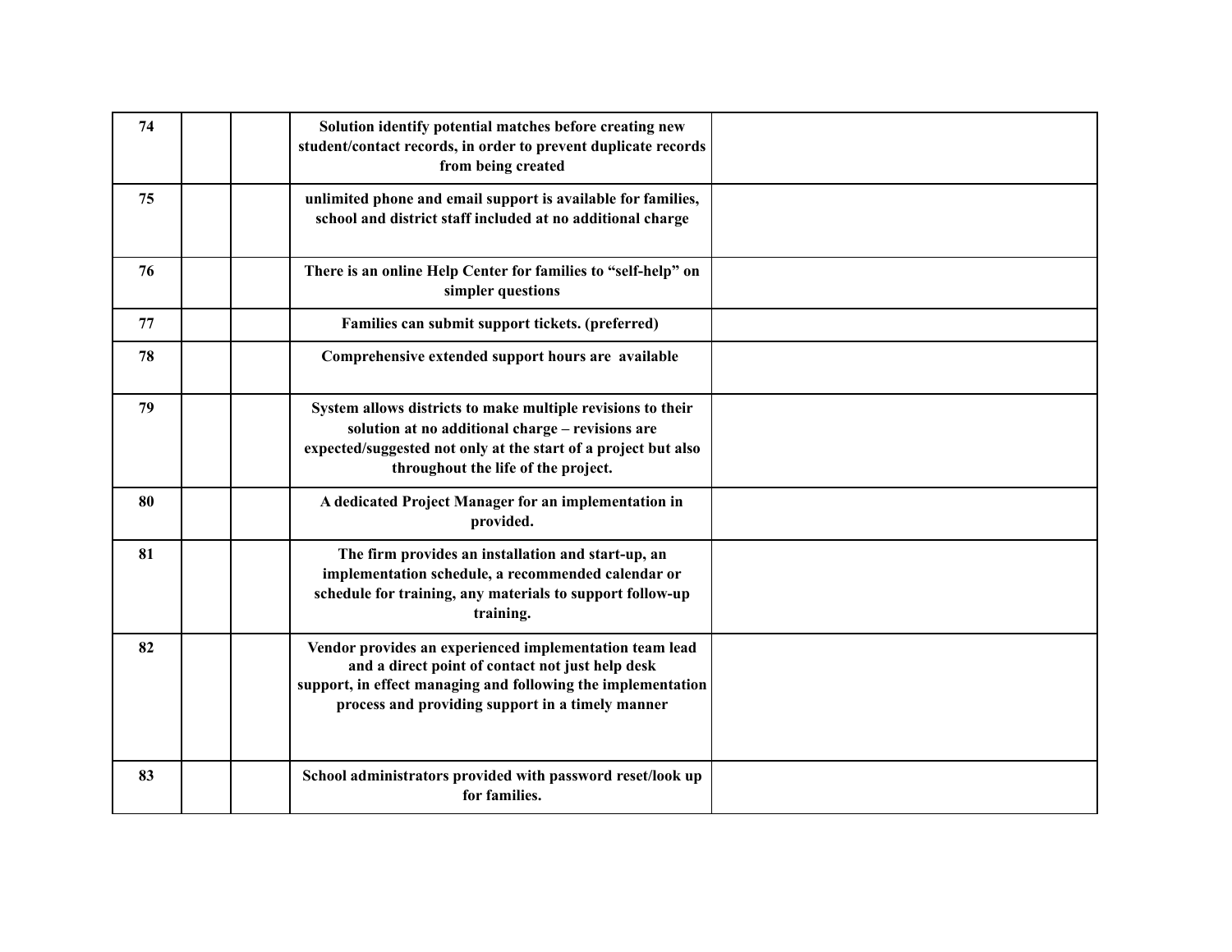| | | | | |
|---|---|---|---|---|
| 74 | | | **Solution identify potential matches before creating new student/contact records, in order to prevent duplicate records from being created** | |
| 75 | | | **unlimited phone and email support is available for families, school and district staff included at no additional charge** | |
| 76 | | | **There is an online Help Center for families to "self-help" on simpler questions** | |
| 77 | | | **Families can submit support tickets. (preferred)** | |
| 78 | | | **Comprehensive extended support hours are available** | |
| 79 | | | **System allows districts to make multiple revisions to their solution at no additional charge – revisions are expected/suggested not only at the start of a project but also throughout the life of the project.** | |
| 80 | | | **A dedicated Project Manager for an implementation in provided.** | |
| 81 | | | **The firm provides an installation and start-up, an implementation schedule, a recommended calendar or schedule for training, any materials to support follow-up training.** | |
| 82 | | | **Vendor provides an experienced implementation team lead and a direct point of contact not just help desk support, in effect managing and following the implementation process and providing support in a timely manner** | |
| 83 | | | **School administrators provided with password reset/look up for families.** | |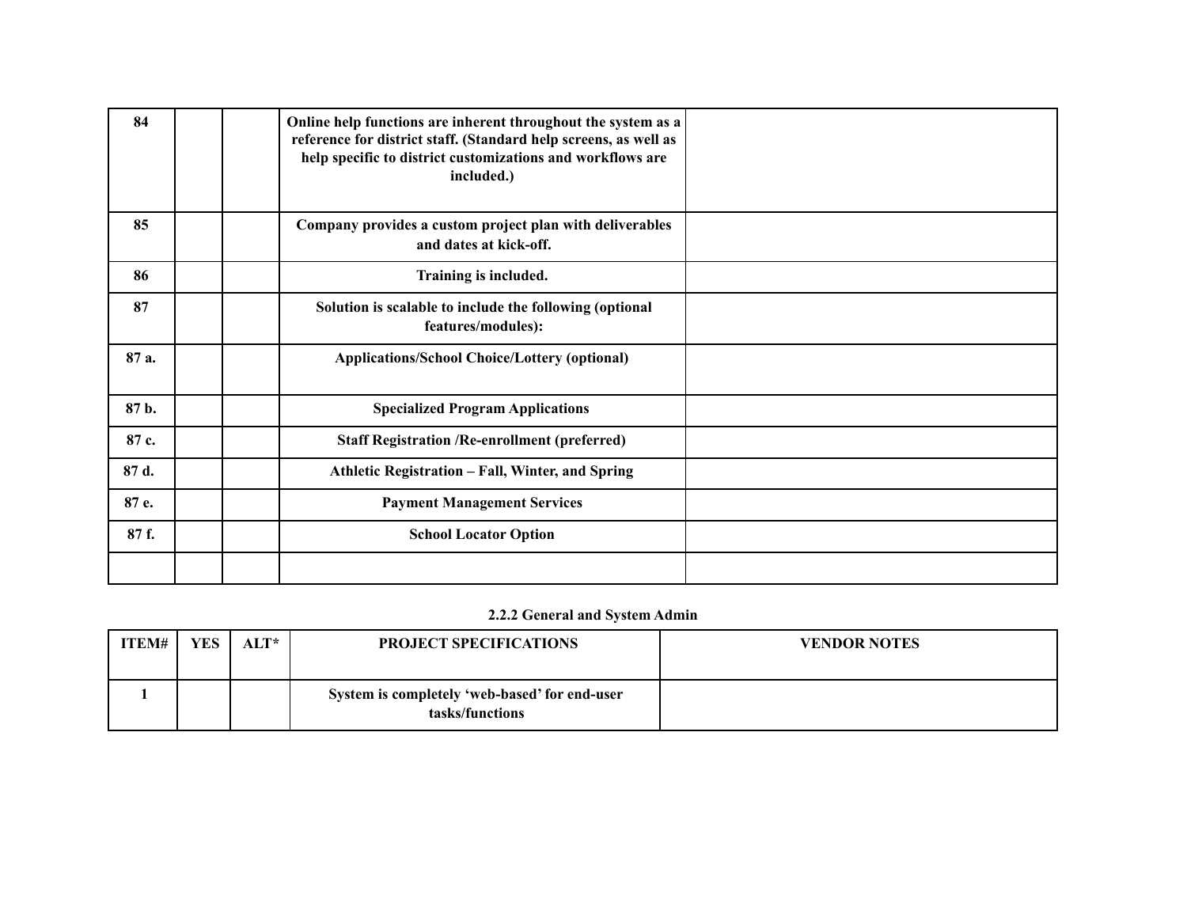| ITEM# | YES | ALT* | PROJECT SPECIFICATIONS | VENDOR NOTES |
|---|---|---|---|---|
| 84 | | | Online help functions are inherent throughout the system as a reference for district staff. (Standard help screens, as well as help specific to district customizations and workflows are included.) | |
| 85 | | | Company provides a custom project plan with deliverables and dates at kick-off. | |
| 86 | | | Training is included. | |
| 87 | | | Solution is scalable to include the following (optional features/modules): | |
| 87 a. | | | Applications/School Choice/Lottery (optional) | |
| 87 b. | | | Specialized Program Applications | |
| 87 c. | | | Staff Registration /Re-enrollment (preferred) | |
| 87 d. | | | Athletic Registration – Fall, Winter, and Spring | |
| 87 e. | | | Payment Management Services | |
| 87 f. | | | School Locator Option | |
| | | | | |

**2.2.2 General and System Admin**

| ITEM# | YES | ALT* | PROJECT SPECIFICATIONS | VENDOR NOTES |
|---|---|---|---|---|
| 1 | | | System is completely 'web-based' for end-user tasks/functions | |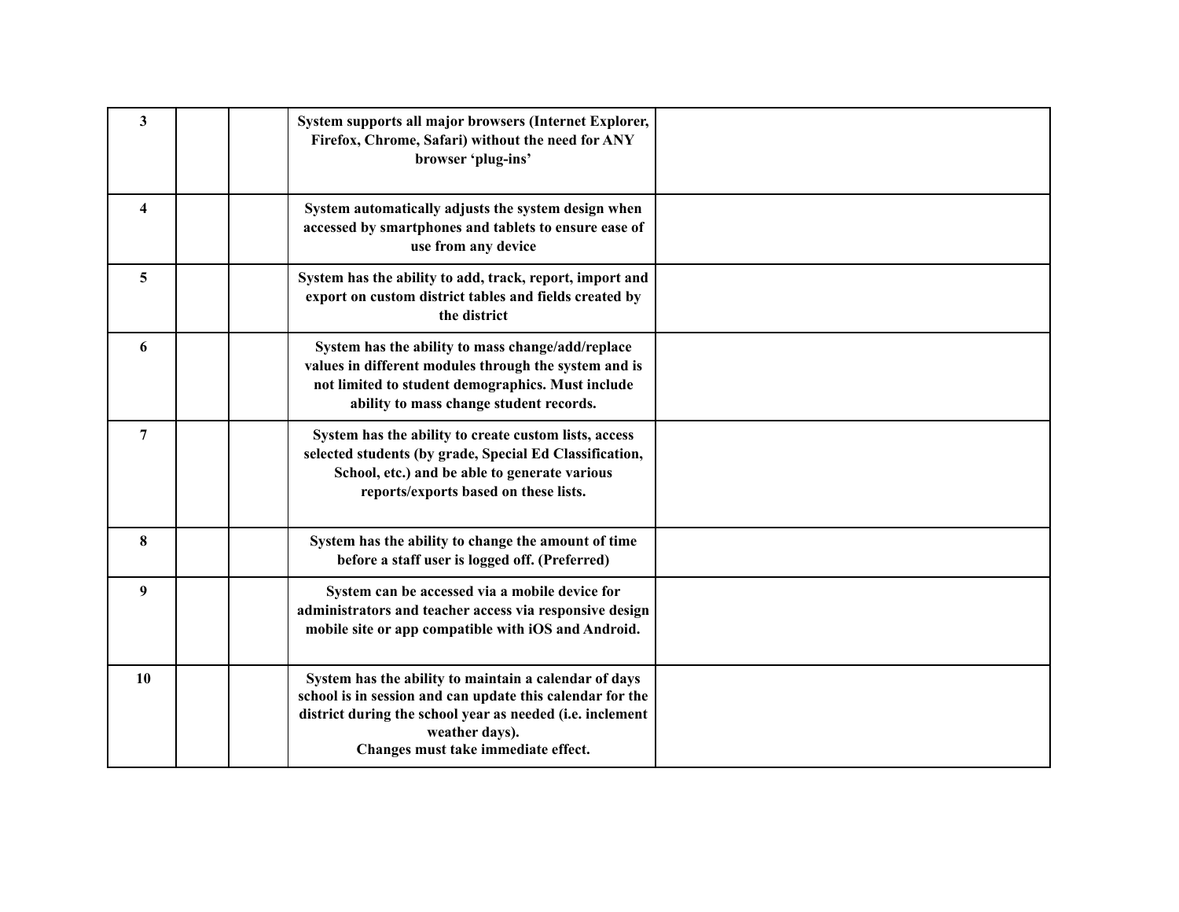| | | | | |
|---|---|---|---|---|
| **3** | | | **System supports all major browsers (Internet Explorer, Firefox, Chrome, Safari) without the need for ANY browser 'plug-ins'** | |
| **4** | | | **System automatically adjusts the system design when accessed by smartphones and tablets to ensure ease of use from any device** | |
| **5** | | | **System has the ability to add, track, report, import and export on custom district tables and fields created by the district** | |
| **6** | | | **System has the ability to mass change/add/replace values in different modules through the system and is not limited to student demographics. Must include ability to mass change student records.** | |
| **7** | | | **System has the ability to create custom lists, access selected students (by grade, Special Ed Classification, School, etc.) and be able to generate various reports/exports based on these lists.** | |
| **8** | | | **System has the ability to change the amount of time before a staff user is logged off. (Preferred)** | |
| **9** | | | **System can be accessed via a mobile device for administrators and teacher access via responsive design mobile site or app compatible with iOS and Android.** | |
| **10** | | | **System has the ability to maintain a calendar of days school is in session and can update this calendar for the district during the school year as needed (i.e. inclement weather days). Changes must take immediate effect.** | |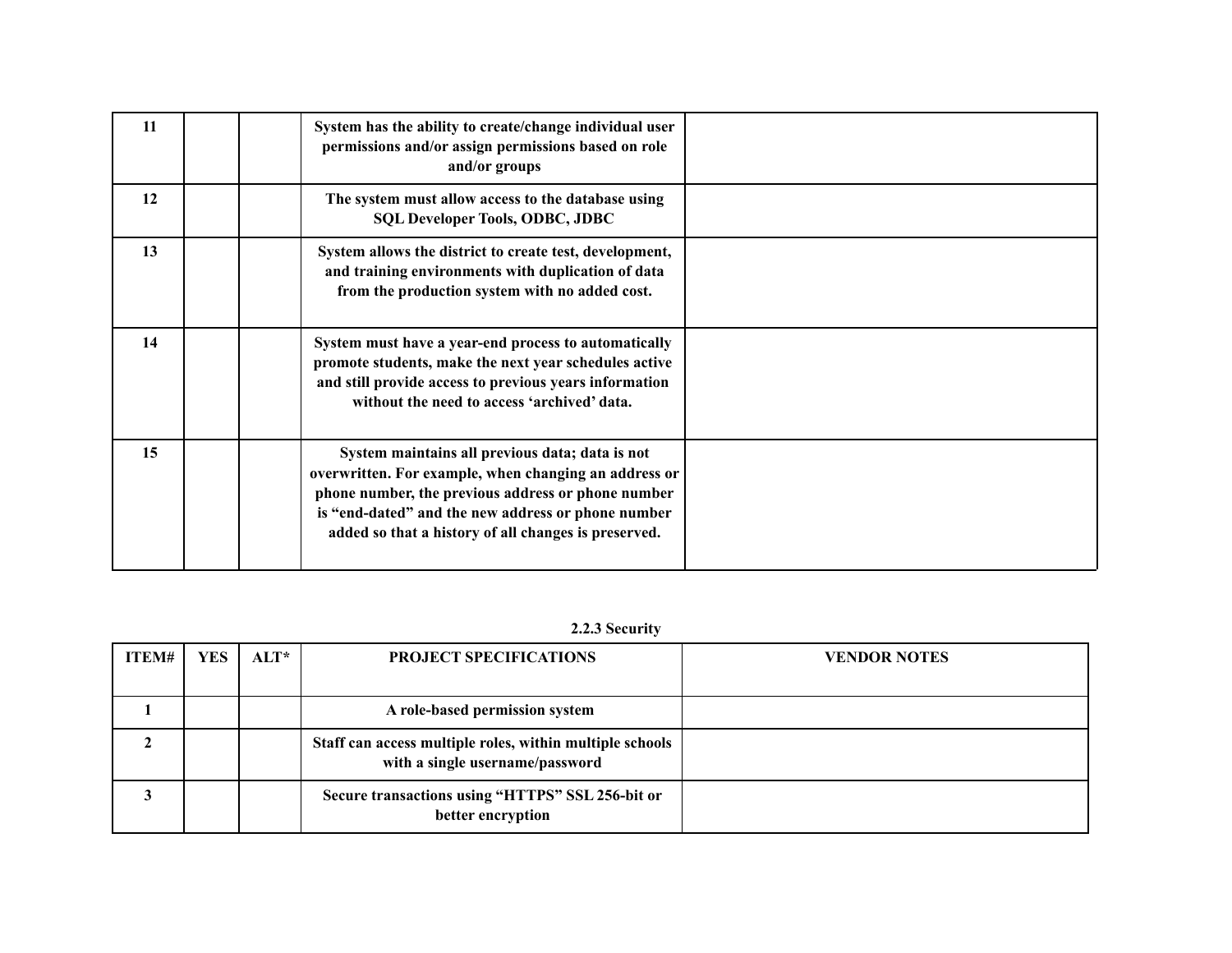| | | | | |
|---|---|---|---|---|
| **11** | | | **System has the ability to create/change individual user permissions and/or assign permissions based on role and/or groups** | |
| **12** | | | **The system must allow access to the database using SQL Developer Tools, ODBC, JDBC** | |
| **13** | | | **System allows the district to create test, development, and training environments with duplication of data from the production system with no added cost.** | |
| **14** | | | **System must have a year-end process to automatically promote students, make the next year schedules active and still provide access to previous years information without the need to access 'archived' data.** | |
| **15** | | | **System maintains all previous data; data is not overwritten. For example, when changing an address or phone number, the previous address or phone number is "end-dated" and the new address or phone number added so that a history of all changes is preserved.** | |

### 2.2.3 Security

| ITEM# | YES | ALT* | PROJECT SPECIFICATIONS | VENDOR NOTES |
|---|---|---|---|---|
| **1** | | | **A role-based permission system** | |
| **2** | | | **Staff can access multiple roles, within multiple schools with a single username/password** | |
| **3** | | | **Secure transactions using "HTTPS" SSL 256-bit or better encryption** | |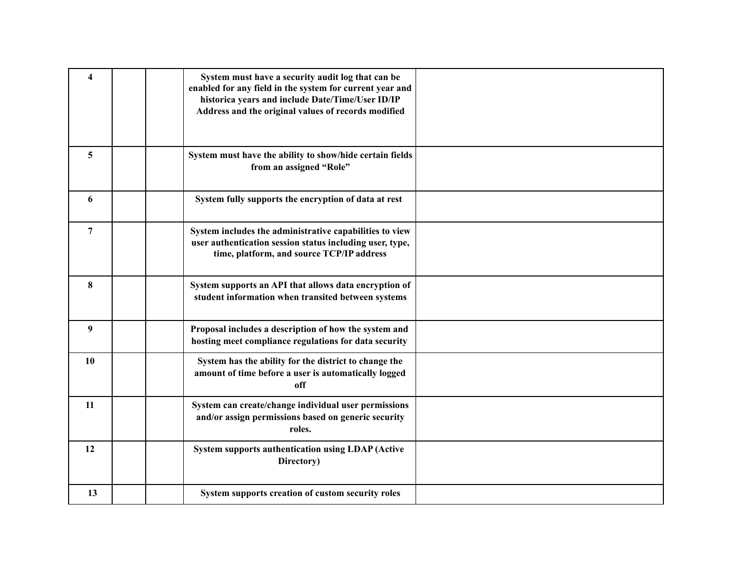| | | | | |
|---|---|---|---|---|
| **4** | | | **System must have a security audit log that can be enabled for any field in the system for current year and historica years and include Date/Time/User ID/IP Address and the original values of records modified** | |
| **5** | | | **System must have the ability to show/hide certain fields from an assigned "Role"** | |
| **6** | | | **System fully supports the encryption of data at rest** | |
| **7** | | | **System includes the administrative capabilities to view user authentication session status including user, type, time, platform, and source TCP/IP address** | |
| **8** | | | **System supports an API that allows data encryption of student information when transited between systems** | |
| **9** | | | **Proposal includes a description of how the system and hosting meet compliance regulations for data security** | |
| **10** | | | **System has the ability for the district to change the amount of time before a user is automatically logged off** | |
| **11** | | | **System can create/change individual user permissions and/or assign permissions based on generic security roles.** | |
| **12** | | | **System supports authentication using LDAP (Active Directory)** | |
| **13** | | | **System supports creation of custom security roles** | |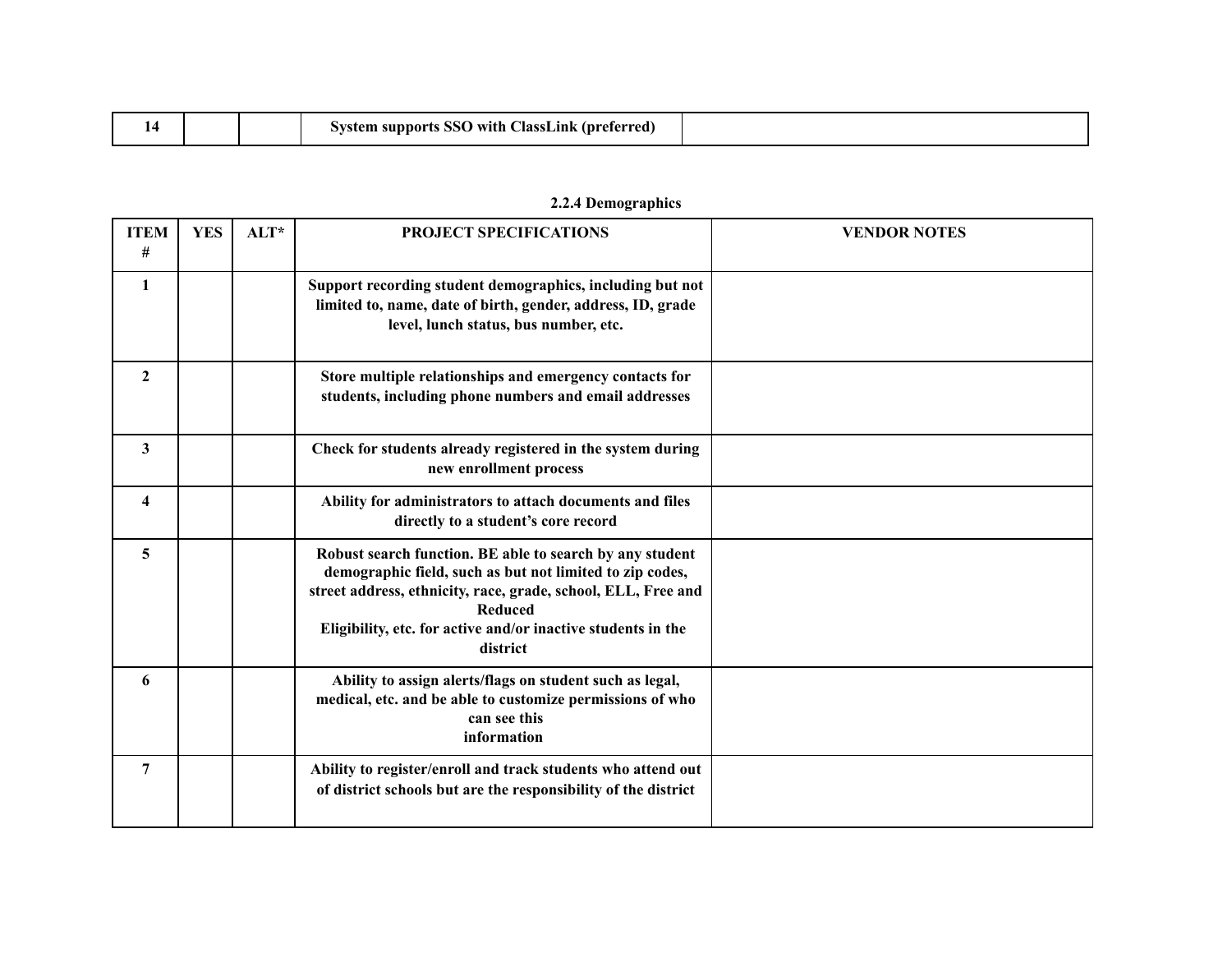| 14 | | | System supports SSO with ClassLink (preferred) | |
|---|---|---|---|---|

### 2.2.4 Demographics

| ITEM # | YES | ALT* | PROJECT SPECIFICATIONS | VENDOR NOTES |
|---|---|---|---|---|
| 1 | | | Support recording student demographics, including but not limited to, name, date of birth, gender, address, ID, grade level, lunch status, bus number, etc. | |
| 2 | | | Store multiple relationships and emergency contacts for students, including phone numbers and email addresses | |
| 3 | | | Check for students already registered in the system during new enrollment process | |
| 4 | | | Ability for administrators to attach documents and files directly to a student's core record | |
| 5 | | | Robust search function. BE able to search by any student demographic field, such as but not limited to zip codes, street address, ethnicity, race, grade, school, ELL, Free and Reduced Eligibility, etc. for active and/or inactive students in the district | |
| 6 | | | Ability to assign alerts/flags on student such as legal, medical, etc. and be able to customize permissions of who can see this information | |
| 7 | | | Ability to register/enroll and track students who attend out of district schools but are the responsibility of the district | |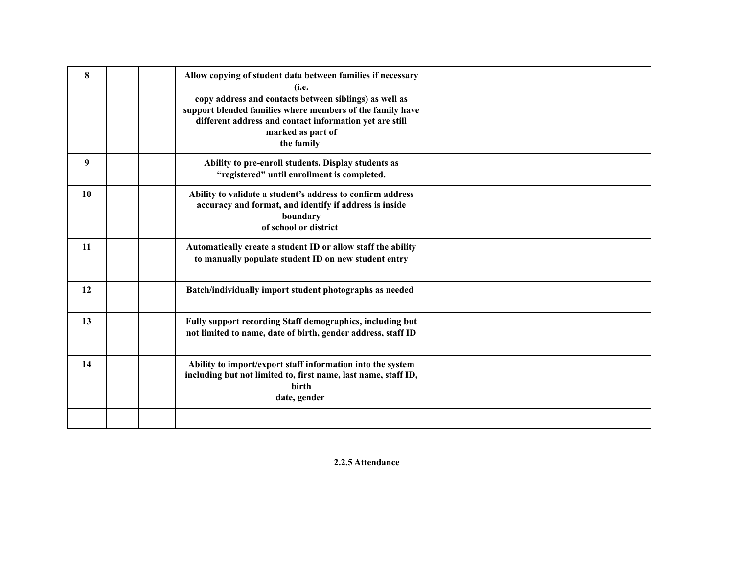| | | | | |
|---|---|---|---|---|
| **8** | | | **Allow copying of student data between families if necessary (i.e. copy address and contacts between siblings) as well as support blended families where members of the family have different address and contact information yet are still marked as part of the family** | |
| **9** | | | **Ability to pre-enroll students. Display students as "registered" until enrollment is completed.** | |
| **10** | | | **Ability to validate a student's address to confirm address accuracy and format, and identify if address is inside boundary of school or district** | |
| **11** | | | **Automatically create a student ID or allow staff the ability to manually populate student ID on new student entry** | |
| **12** | | | **Batch/individually import student photographs as needed** | |
| **13** | | | **Fully support recording Staff demographics, including but not limited to name, date of birth, gender address, staff ID** | |
| **14** | | | **Ability to import/export staff information into the system including but not limited to, first name, last name, staff ID, birth date, gender** | |
| | | | | |

**2.2.5 Attendance**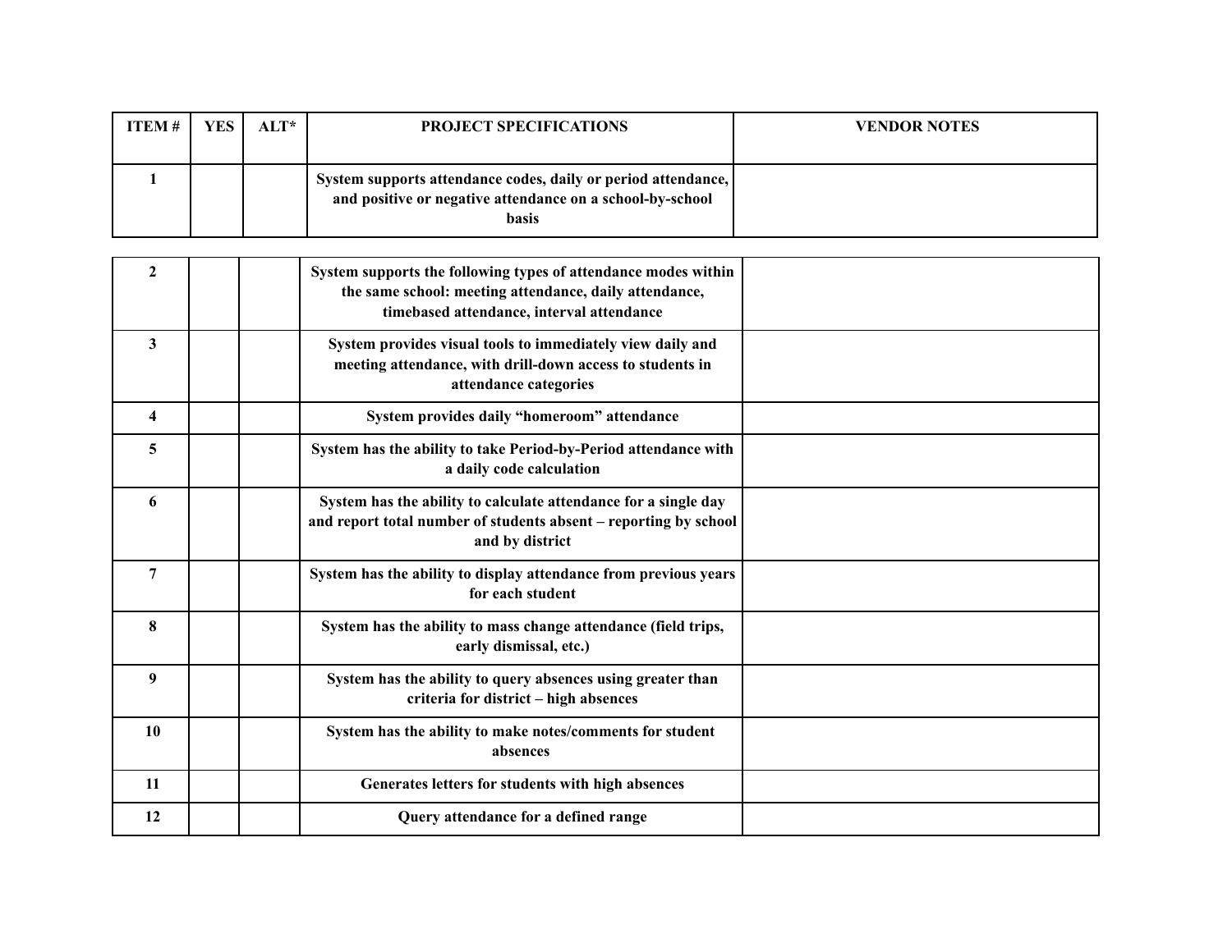| ITEM # | YES | ALT* | PROJECT SPECIFICATIONS | VENDOR NOTES |
|---|---|---|---|---|
| 1 | | | System supports attendance codes, daily or period attendance, and positive or negative attendance on a school-by-school basis | |
| 2 | | | System supports the following types of attendance modes within the same school: meeting attendance, daily attendance, timebased attendance, interval attendance | |
| 3 | | | System provides visual tools to immediately view daily and meeting attendance, with drill-down access to students in attendance categories | |
| 4 | | | System provides daily "homeroom" attendance | |
| 5 | | | System has the ability to take Period-by-Period attendance with a daily code calculation | |
| 6 | | | System has the ability to calculate attendance for a single day and report total number of students absent – reporting by school and by district | |
| 7 | | | System has the ability to display attendance from previous years for each student | |
| 8 | | | System has the ability to mass change attendance (field trips, early dismissal, etc.) | |
| 9 | | | System has the ability to query absences using greater than criteria for district – high absences | |
| 10 | | | System has the ability to make notes/comments for student absences | |
| 11 | | | Generates letters for students with high absences | |
| 12 | | | Query attendance for a defined range | |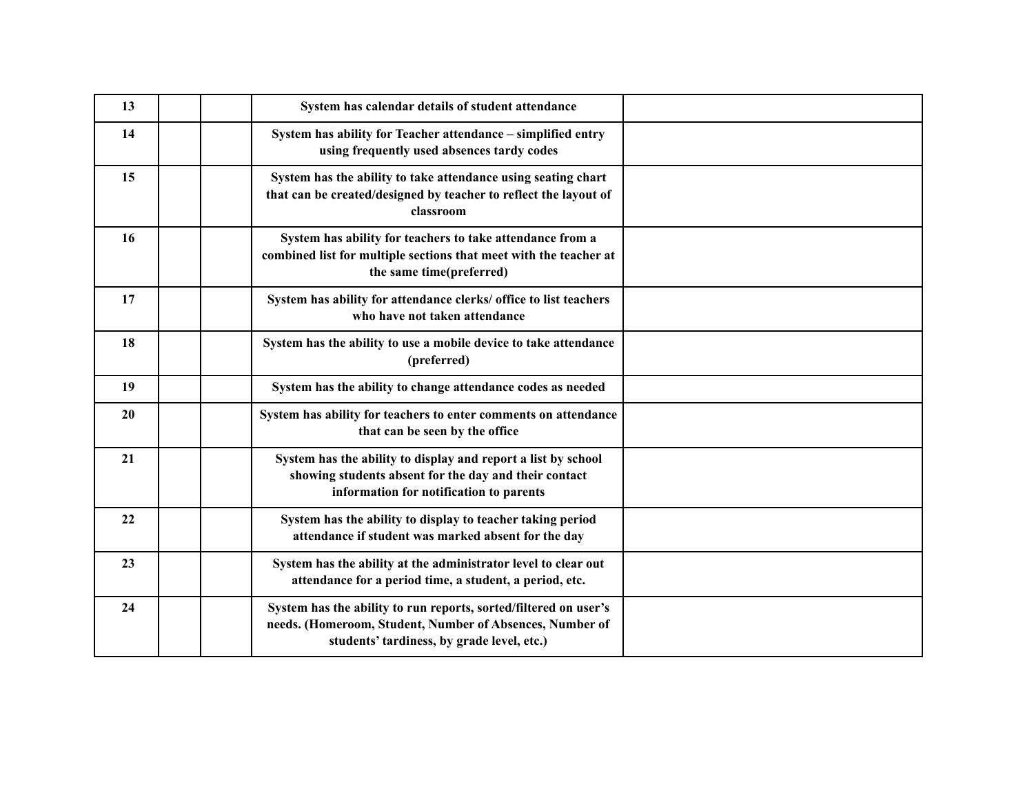| | | | | |
|---|---|---|---|---|
| **13** | | | **System has calendar details of student attendance** | |
| **14** | | | **System has ability for Teacher attendance – simplified entry using frequently used absences tardy codes** | |
| **15** | | | **System has the ability to take attendance using seating chart that can be created/designed by teacher to reflect the layout of classroom** | |
| **16** | | | **System has ability for teachers to take attendance from a combined list for multiple sections that meet with the teacher at the same time(preferred)** | |
| **17** | | | **System has ability for attendance clerks/ office to list teachers who have not taken attendance** | |
| **18** | | | **System has the ability to use a mobile device to take attendance (preferred)** | |
| **19** | | | **System has the ability to change attendance codes as needed** | |
| **20** | | | **System has ability for teachers to enter comments on attendance that can be seen by the office** | |
| **21** | | | **System has the ability to display and report a list by school showing students absent for the day and their contact information for notification to parents** | |
| **22** | | | **System has the ability to display to teacher taking period attendance if student was marked absent for the day** | |
| **23** | | | **System has the ability at the administrator level to clear out attendance for a period time, a student, a period, etc.** | |
| **24** | | | **System has the ability to run reports, sorted/filtered on user's needs. (Homeroom, Student, Number of Absences, Number of students' tardiness, by grade level, etc.)** | |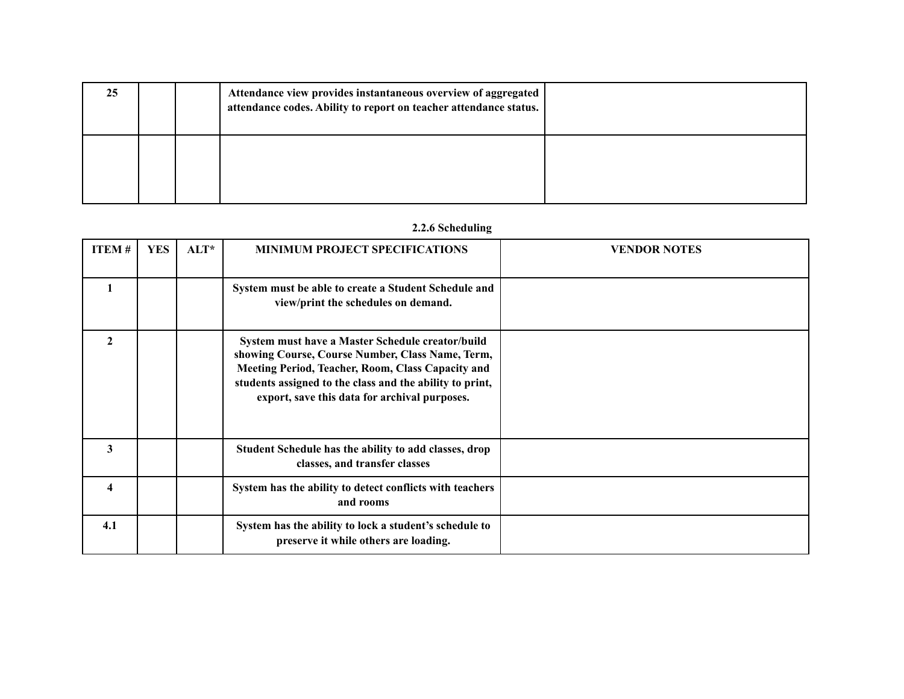| 25 | | | Attendance view provides instantaneous overview of aggregated attendance codes. Ability to report on teacher attendance status. | |
|---|---|---|---|---|
| | | | | |

### 2.2.6 Scheduling

| ITEM # | YES | ALT* | MINIMUM PROJECT SPECIFICATIONS | VENDOR NOTES |
|---|---|---|---|---|
| 1 | | | System must be able to create a Student Schedule and view/print the schedules on demand. | |
| 2 | | | System must have a Master Schedule creator/build showing Course, Course Number, Class Name, Term, Meeting Period, Teacher, Room, Class Capacity and students assigned to the class and the ability to print, export, save this data for archival purposes. | |
| 3 | | | Student Schedule has the ability to add classes, drop classes, and transfer classes | |
| 4 | | | System has the ability to detect conflicts with teachers and rooms | |
| 4.1 | | | System has the ability to lock a student's schedule to preserve it while others are loading. | |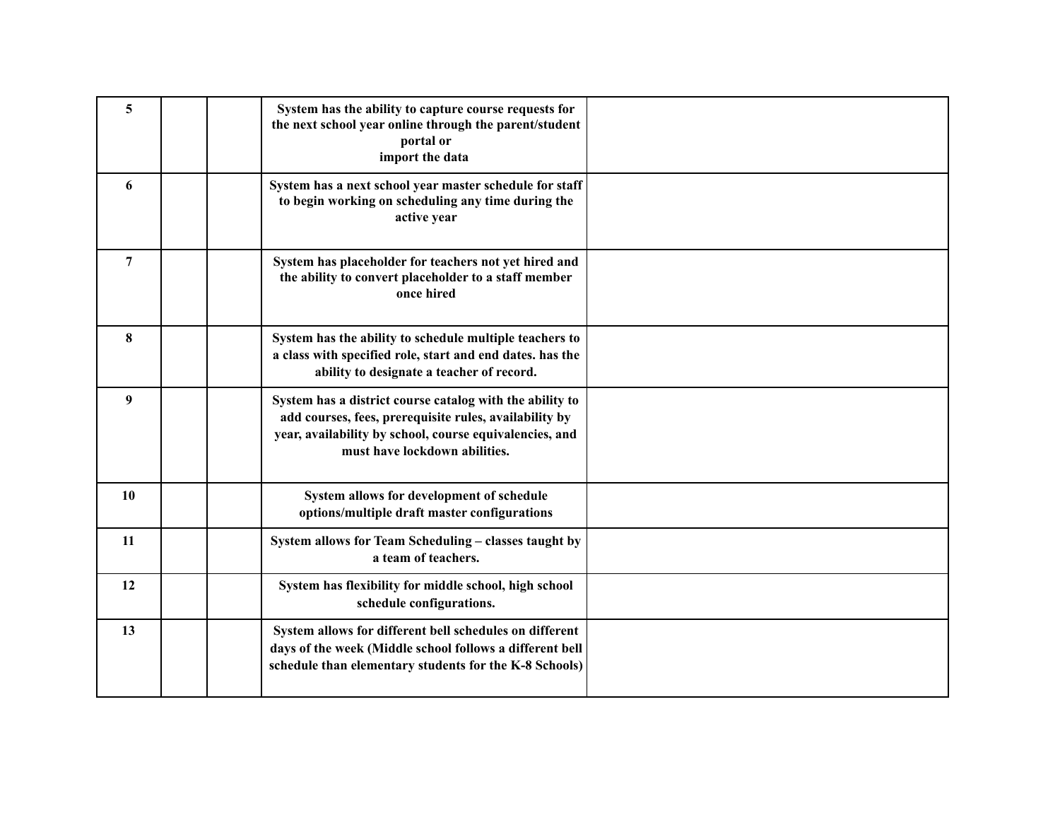| | | | | |
|---|---|---|---|---|
| **5** | | | **System has the ability to capture course requests for the next school year online through the parent/student portal or import the data** | |
| **6** | | | **System has a next school year master schedule for staff to begin working on scheduling any time during the active year** | |
| **7** | | | **System has placeholder for teachers not yet hired and the ability to convert placeholder to a staff member once hired** | |
| **8** | | | **System has the ability to schedule multiple teachers to a class with specified role, start and end dates. has the ability to designate a teacher of record.** | |
| **9** | | | **System has a district course catalog with the ability to add courses, fees, prerequisite rules, availability by year, availability by school, course equivalencies, and must have lockdown abilities.** | |
| **10** | | | **System allows for development of schedule options/multiple draft master configurations** | |
| **11** | | | **System allows for Team Scheduling – classes taught by a team of teachers.** | |
| **12** | | | **System has flexibility for middle school, high school schedule configurations.** | |
| **13** | | | **System allows for different bell schedules on different days of the week (Middle school follows a different bell schedule than elementary students for the K-8 Schools)** | |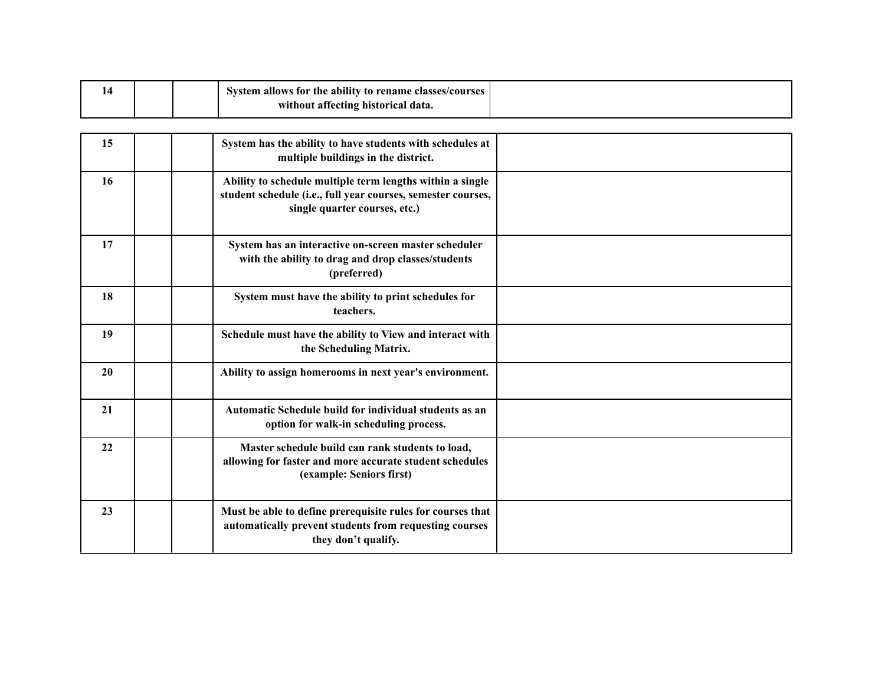| | | | | |
|---|---|---|---|---|
| 14 | | | System allows for the ability to rename classes/courses without affecting historical data. | |
| 15 | | | System has the ability to have students with schedules at multiple buildings in the district. | |
| 16 | | | Ability to schedule multiple term lengths within a single student schedule (i.e., full year courses, semester courses, single quarter courses, etc.) | |
| 17 | | | System has an interactive on-screen master scheduler with the ability to drag and drop classes/students (preferred) | |
| 18 | | | System must have the ability to print schedules for teachers. | |
| 19 | | | Schedule must have the ability to View and interact with the Scheduling Matrix. | |
| 20 | | | Ability to assign homerooms in next year's environment. | |
| 21 | | | Automatic Schedule build for individual students as an option for walk-in scheduling process. | |
| 22 | | | Master schedule build can rank students to load, allowing for faster and more accurate student schedules (example: Seniors first) | |
| 23 | | | Must be able to define prerequisite rules for courses that automatically prevent students from requesting courses they don't qualify. | |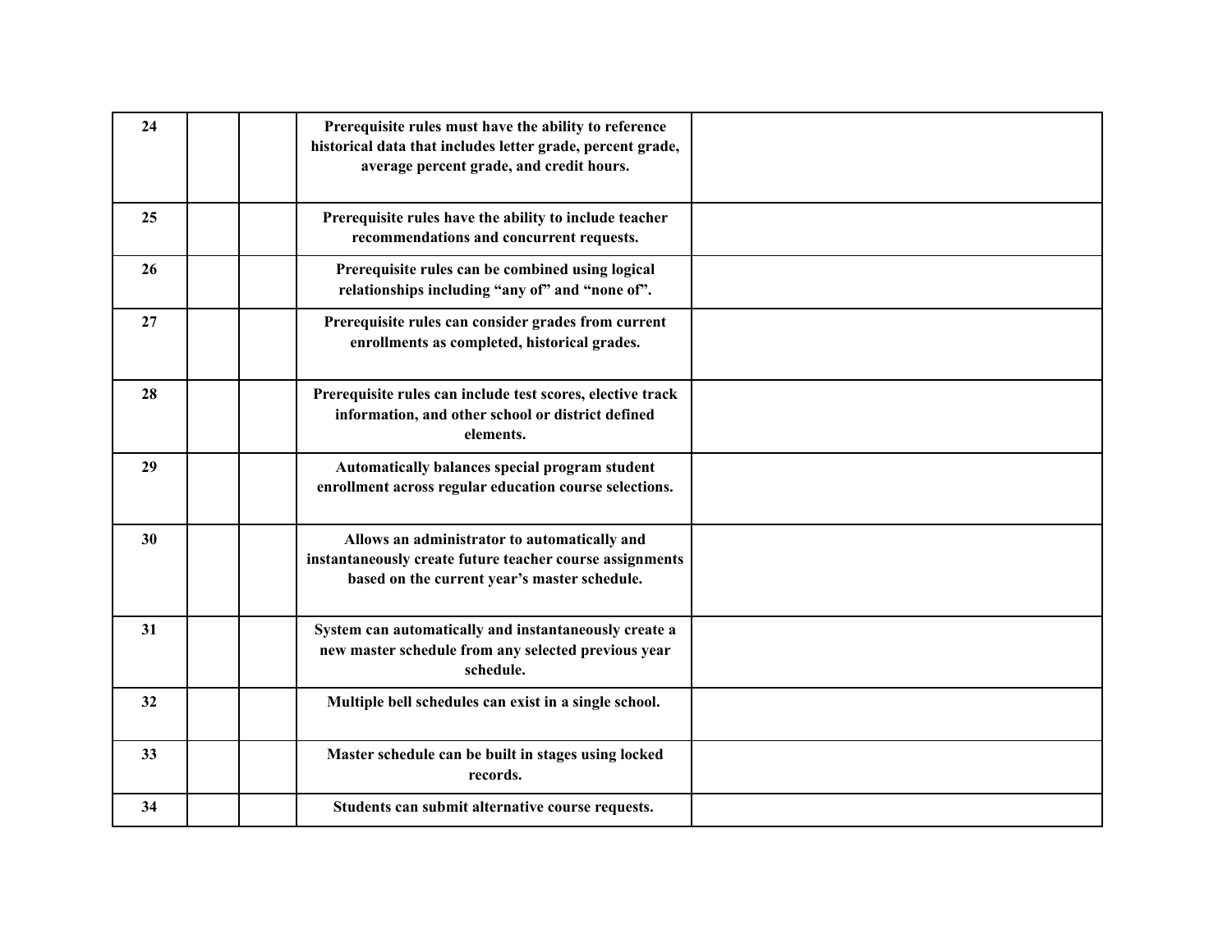| | | | | |
|---|---|---|---|---|
| 24 | | | **Prerequisite rules must have the ability to reference historical data that includes letter grade, percent grade, average percent grade, and credit hours.** | |
| 25 | | | **Prerequisite rules have the ability to include teacher recommendations and concurrent requests.** | |
| 26 | | | **Prerequisite rules can be combined using logical relationships including "any of" and "none of".** | |
| 27 | | | **Prerequisite rules can consider grades from current enrollments as completed, historical grades.** | |
| 28 | | | **Prerequisite rules can include test scores, elective track information, and other school or district defined elements.** | |
| 29 | | | **Automatically balances special program student enrollment across regular education course selections.** | |
| 30 | | | **Allows an administrator to automatically and instantaneously create future teacher course assignments based on the current year's master schedule.** | |
| 31 | | | **System can automatically and instantaneously create a new master schedule from any selected previous year schedule.** | |
| 32 | | | **Multiple bell schedules can exist in a single school.** | |
| 33 | | | **Master schedule can be built in stages using locked records.** | |
| 34 | | | **Students can submit alternative course requests.** | |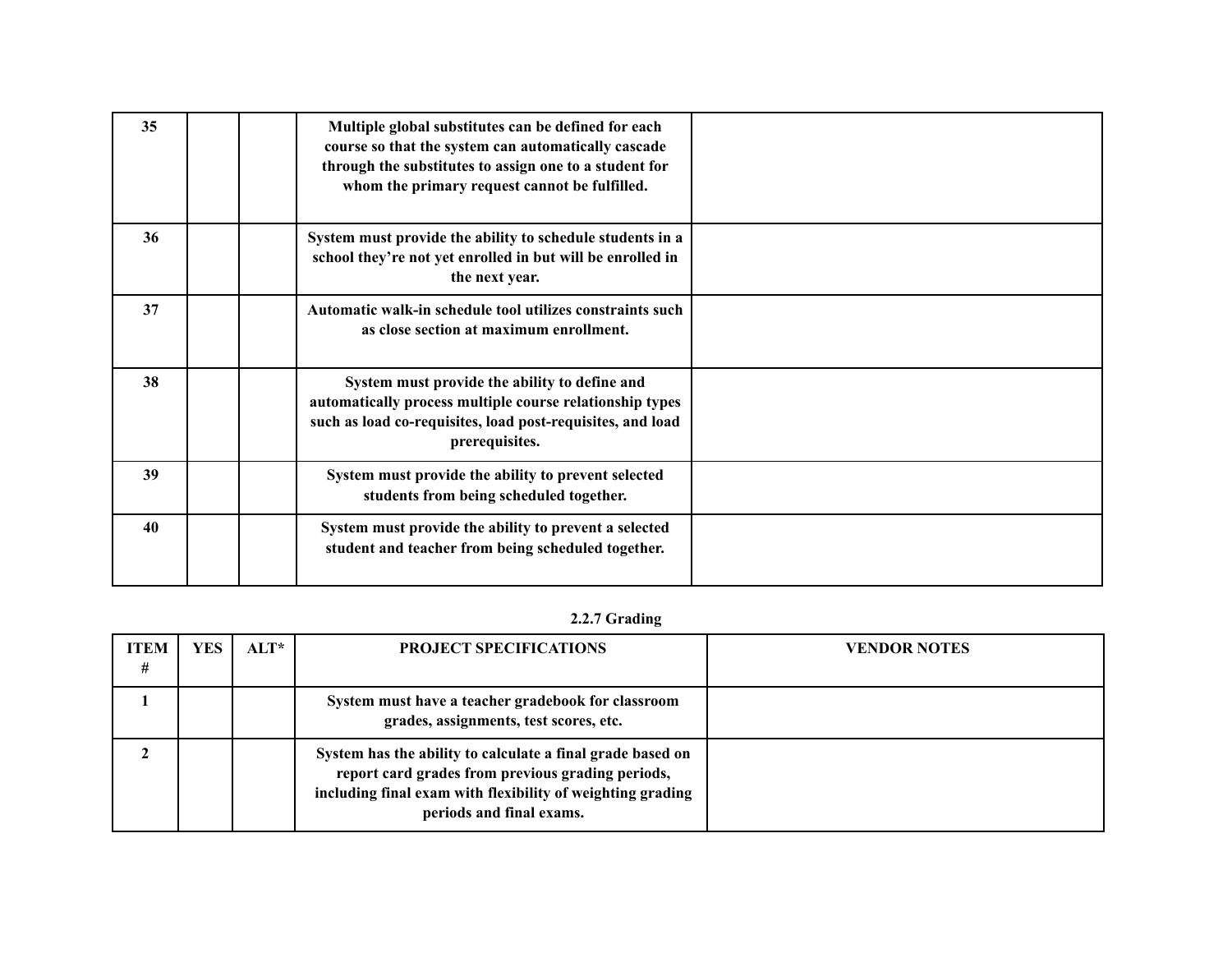| ITEM # | YES | ALT* | PROJECT SPECIFICATIONS | VENDOR NOTES |
|---|---|---|---|---|
| 35 | | | Multiple global substitutes can be defined for each course so that the system can automatically cascade through the substitutes to assign one to a student for whom the primary request cannot be fulfilled. | |
| 36 | | | System must provide the ability to schedule students in a school they're not yet enrolled in but will be enrolled in the next year. | |
| 37 | | | Automatic walk-in schedule tool utilizes constraints such as close section at maximum enrollment. | |
| 38 | | | System must provide the ability to define and automatically process multiple course relationship types such as load co-requisites, load post-requisites, and load prerequisites. | |
| 39 | | | System must provide the ability to prevent selected students from being scheduled together. | |
| 40 | | | System must provide the ability to prevent a selected student and teacher from being scheduled together. | |

### 2.2.7 Grading

| ITEM # | YES | ALT* | PROJECT SPECIFICATIONS | VENDOR NOTES |
|---|---|---|---|---|
| 1 | | | System must have a teacher gradebook for classroom grades, assignments, test scores, etc. | |
| 2 | | | System has the ability to calculate a final grade based on report card grades from previous grading periods, including final exam with flexibility of weighting grading periods and final exams. | |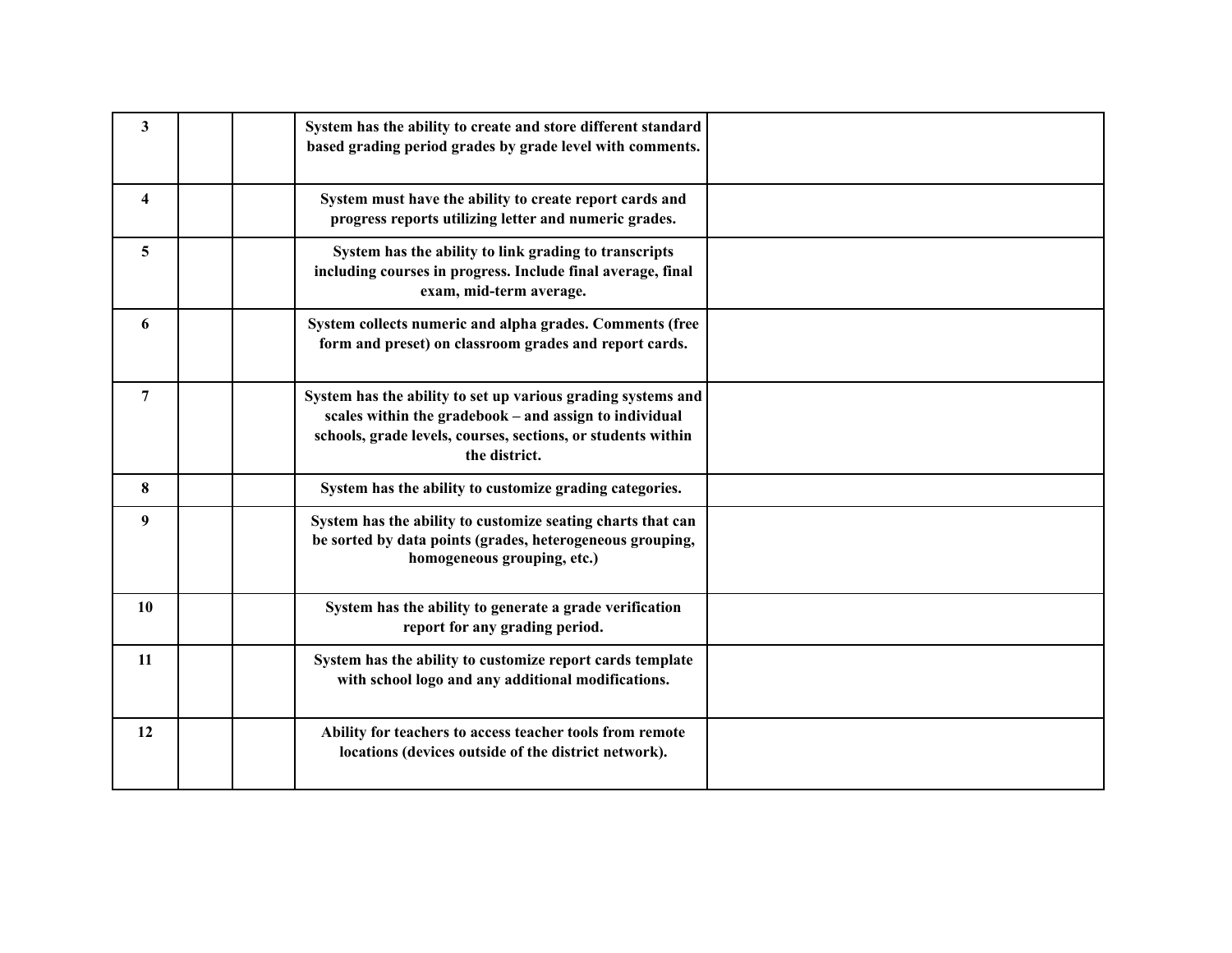| | | | | |
|---|---|---|---|---|
| **3** | | | **System has the ability to create and store different standard based grading period grades by grade level with comments.** | |
| **4** | | | **System must have the ability to create report cards and progress reports utilizing letter and numeric grades.** | |
| **5** | | | **System has the ability to link grading to transcripts including courses in progress. Include final average, final exam, mid-term average.** | |
| **6** | | | **System collects numeric and alpha grades. Comments (free form and preset) on classroom grades and report cards.** | |
| **7** | | | **System has the ability to set up various grading systems and scales within the gradebook – and assign to individual schools, grade levels, courses, sections, or students within the district.** | |
| **8** | | | **System has the ability to customize grading categories.** | |
| **9** | | | **System has the ability to customize seating charts that can be sorted by data points (grades, heterogeneous grouping, homogeneous grouping, etc.)** | |
| **10** | | | **System has the ability to generate a grade verification report for any grading period.** | |
| **11** | | | **System has the ability to customize report cards template with school logo and any additional modifications.** | |
| **12** | | | **Ability for teachers to access teacher tools from remote locations (devices outside of the district network).** | |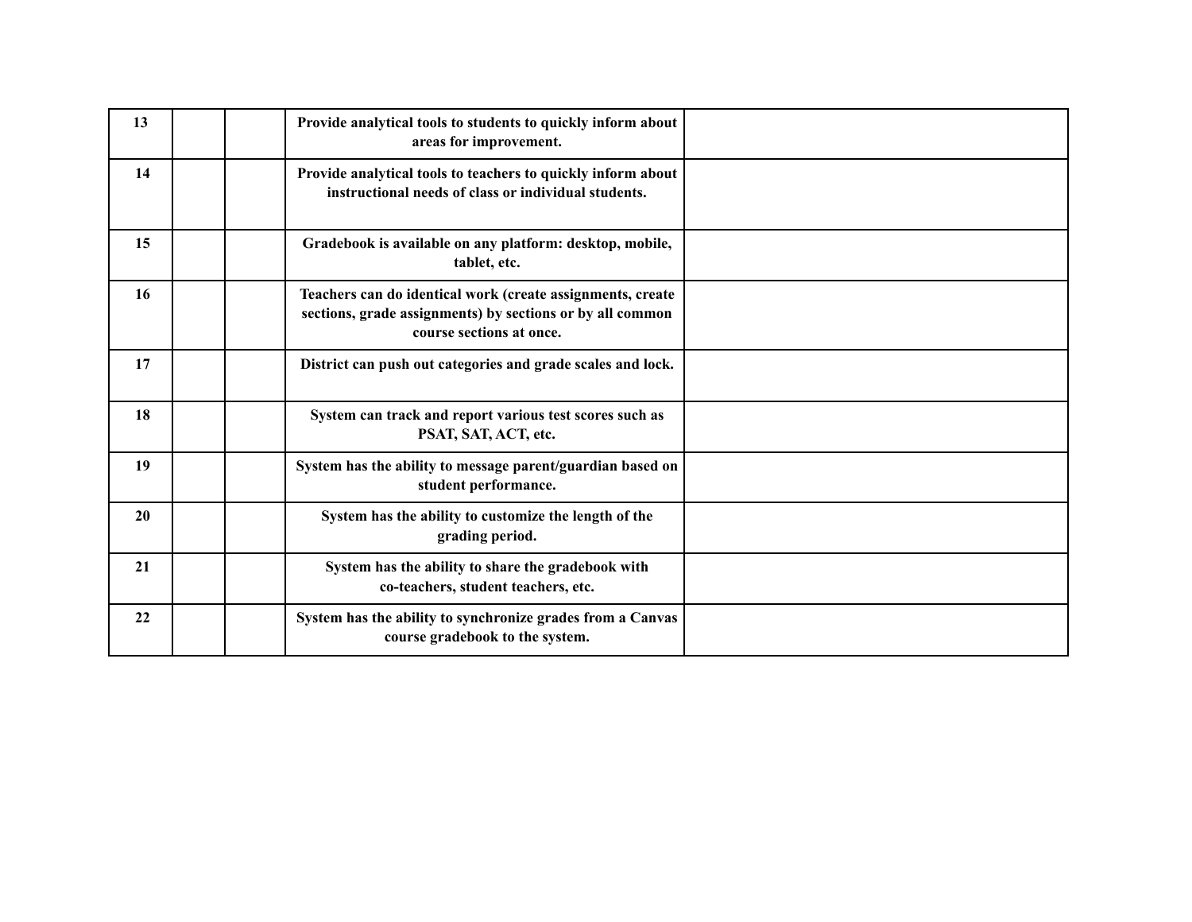| | | | | |
|---|---|---|---|---|
| **13** | | | **Provide analytical tools to students to quickly inform about areas for improvement.** | |
| **14** | | | **Provide analytical tools to teachers to quickly inform about instructional needs of class or individual students.** | |
| **15** | | | **Gradebook is available on any platform: desktop, mobile, tablet, etc.** | |
| **16** | | | **Teachers can do identical work (create assignments, create sections, grade assignments) by sections or by all common course sections at once.** | |
| **17** | | | **District can push out categories and grade scales and lock.** | |
| **18** | | | **System can track and report various test scores such as PSAT, SAT, ACT, etc.** | |
| **19** | | | **System has the ability to message parent/guardian based on student performance.** | |
| **20** | | | **System has the ability to customize the length of the grading period.** | |
| **21** | | | **System has the ability to share the gradebook with co-teachers, student teachers, etc.** | |
| **22** | | | **System has the ability to synchronize grades from a Canvas course gradebook to the system.** | |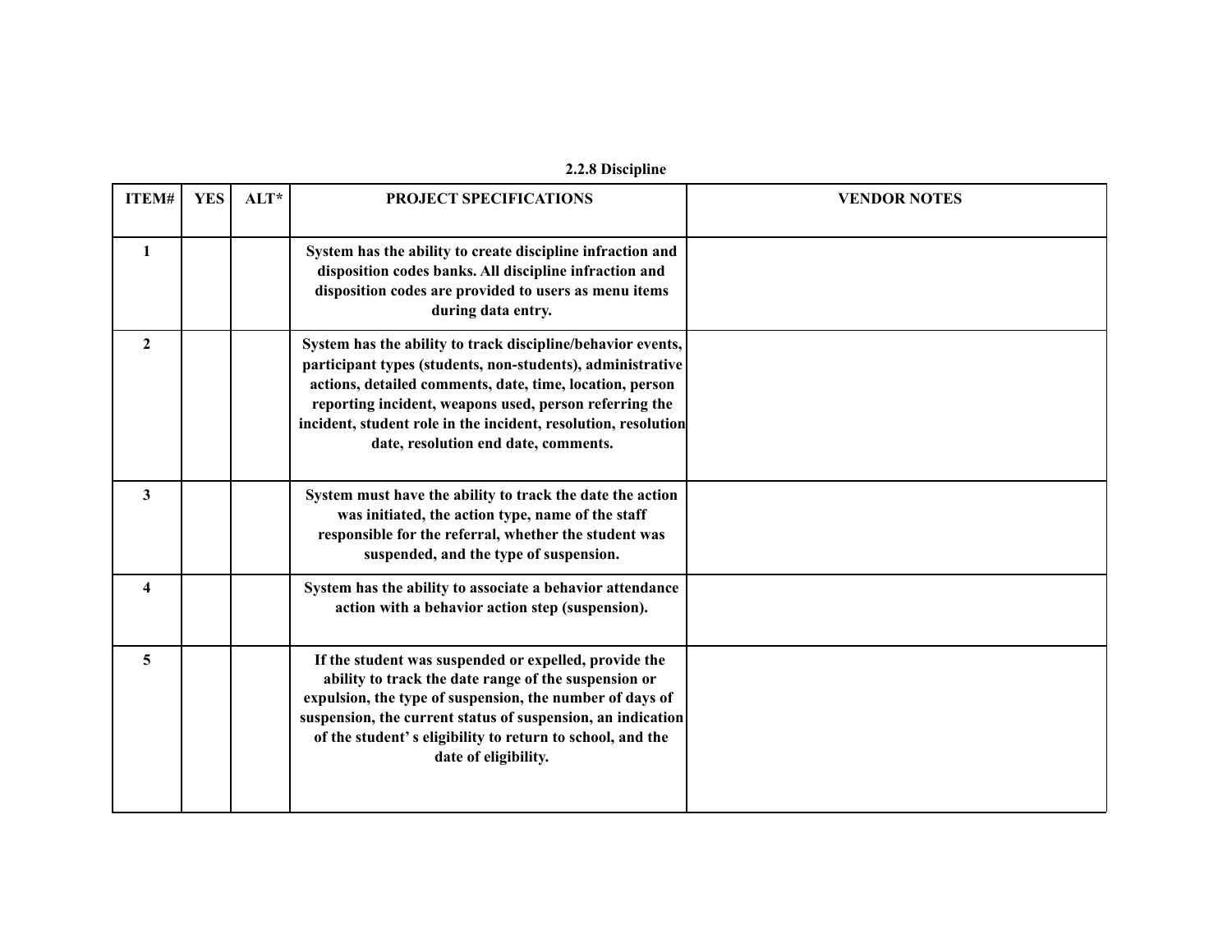### 2.2.8 Discipline

| ITEM# | YES | ALT* | PROJECT SPECIFICATIONS | VENDOR NOTES |
|---|---|---|---|---|
| 1 | | | System has the ability to create discipline infraction and disposition codes banks. All discipline infraction and disposition codes are provided to users as menu items during data entry. | |
| 2 | | | System has the ability to track discipline/behavior events, participant types (students, non-students), administrative actions, detailed comments, date, time, location, person reporting incident, weapons used, person referring the incident, student role in the incident, resolution, resolution date, resolution end date, comments. | |
| 3 | | | System must have the ability to track the date the action was initiated, the action type, name of the staff responsible for the referral, whether the student was suspended, and the type of suspension. | |
| 4 | | | System has the ability to associate a behavior attendance action with a behavior action step (suspension). | |
| 5 | | | If the student was suspended or expelled, provide the ability to track the date range of the suspension or expulsion, the type of suspension, the number of days of suspension, the current status of suspension, an indication of the student' s eligibility to return to school, and the date of eligibility. | |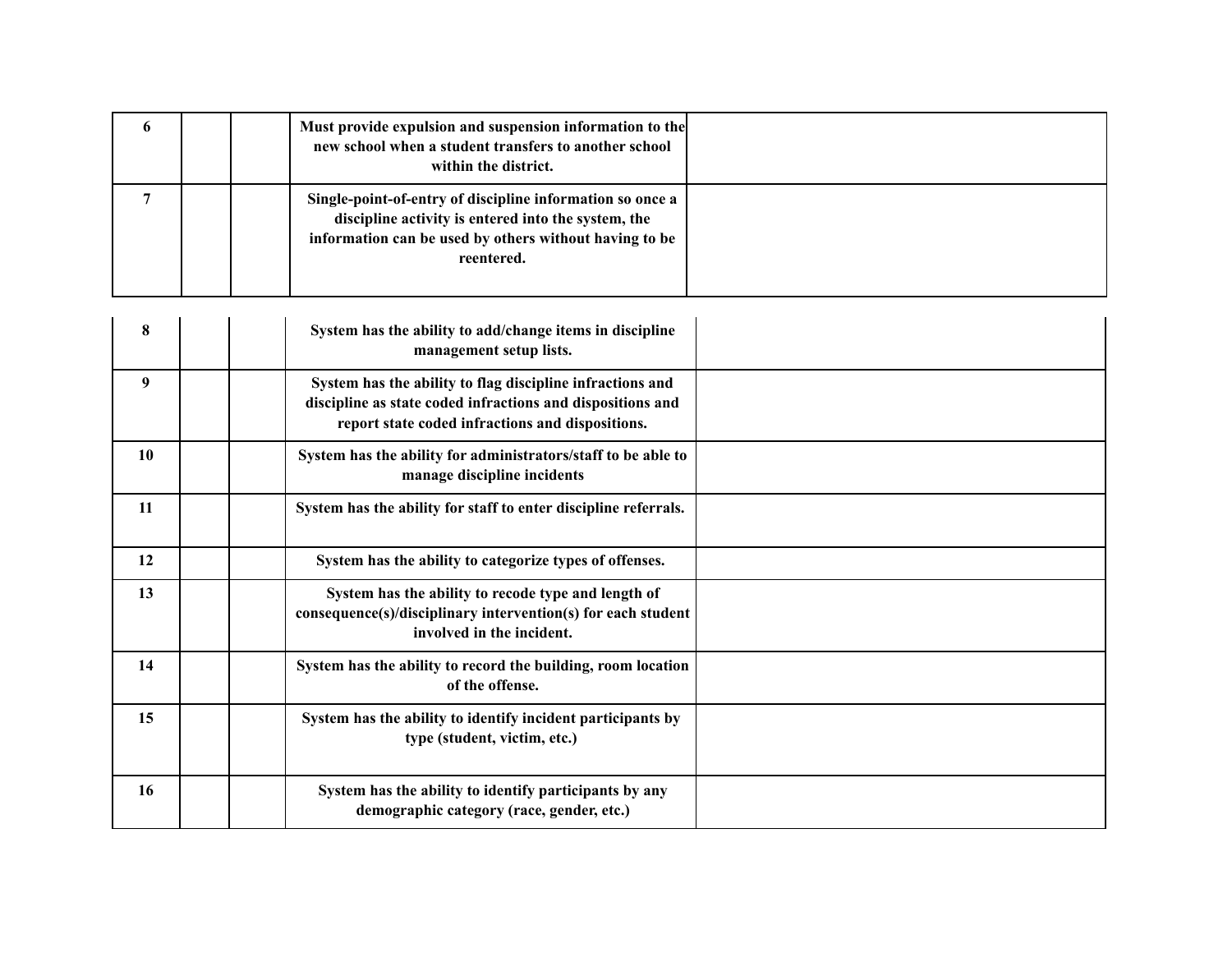| | | | | |
|---|---|---|---|---|
| **6** | | | **Must provide expulsion and suspension information to the new school when a student transfers to another school within the district.** | |
| **7** | | | **Single-point-of-entry of discipline information so once a discipline activity is entered into the system, the information can be used by others without having to be reentered.** | |
| **8** | | | **System has the ability to add/change items in discipline management setup lists.** | |
| **9** | | | **System has the ability to flag discipline infractions and discipline as state coded infractions and dispositions and report state coded infractions and dispositions.** | |
| **10** | | | **System has the ability for administrators/staff to be able to manage discipline incidents** | |
| **11** | | | **System has the ability for staff to enter discipline referrals.** | |
| **12** | | | **System has the ability to categorize types of offenses.** | |
| **13** | | | **System has the ability to recode type and length of consequence(s)/disciplinary intervention(s) for each student involved in the incident.** | |
| **14** | | | **System has the ability to record the building, room location of the offense.** | |
| **15** | | | **System has the ability to identify incident participants by type (student, victim, etc.)** | |
| **16** | | | **System has the ability to identify participants by any demographic category (race, gender, etc.)** | |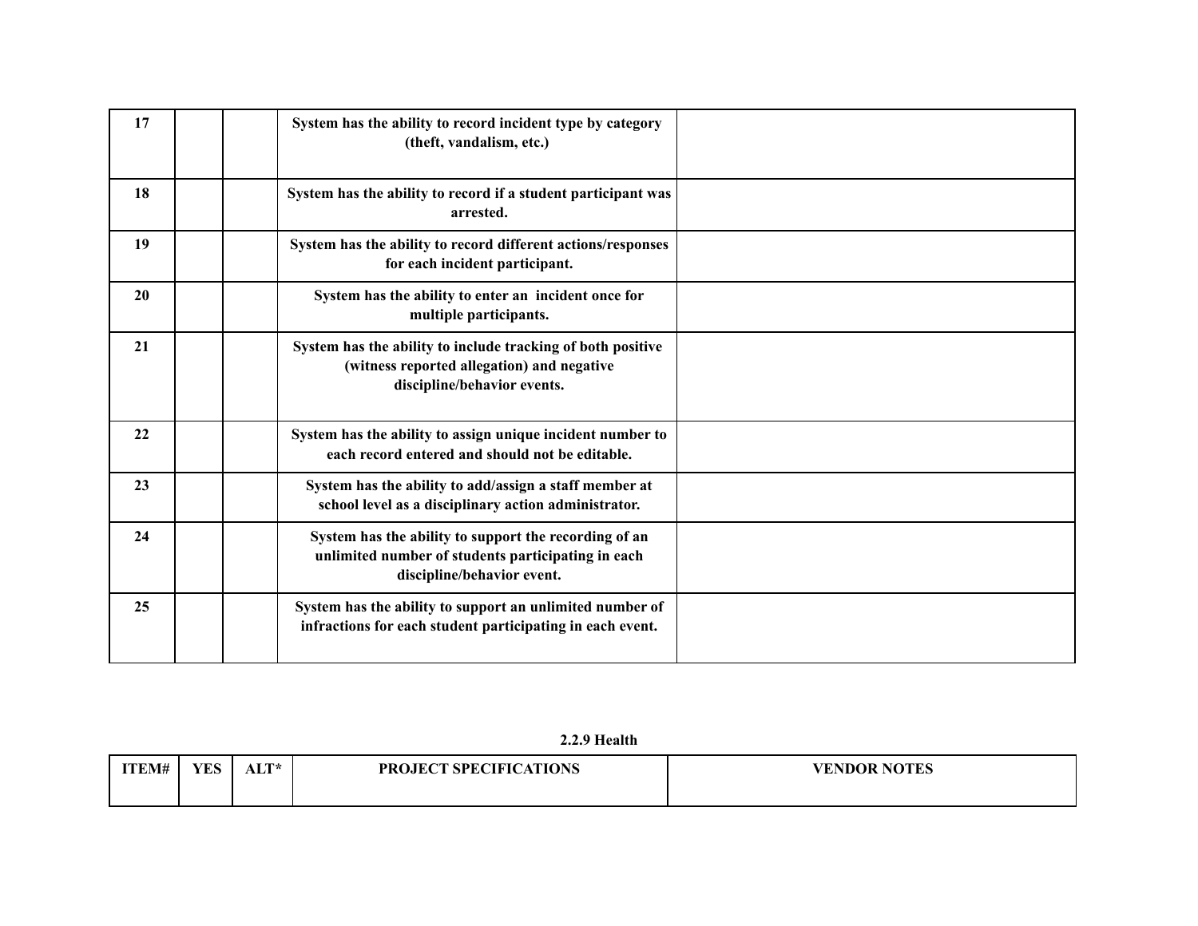| | | | | |
|---|---|---|---|---|
| 17 | | | **System has the ability to record incident type by category (theft, vandalism, etc.)** | |
| 18 | | | **System has the ability to record if a student participant was arrested.** | |
| 19 | | | **System has the ability to record different actions/responses for each incident participant.** | |
| 20 | | | **System has the ability to enter an incident once for multiple participants.** | |
| 21 | | | **System has the ability to include tracking of both positive (witness reported allegation) and negative discipline/behavior events.** | |
| 22 | | | **System has the ability to assign unique incident number to each record entered and should not be editable.** | |
| 23 | | | **System has the ability to add/assign a staff member at school level as a disciplinary action administrator.** | |
| 24 | | | **System has the ability to support the recording of an unlimited number of students participating in each discipline/behavior event.** | |
| 25 | | | **System has the ability to support an unlimited number of infractions for each student participating in each event.** | |

**2.2.9 Health**

| ITEM# | YES | ALT* | PROJECT SPECIFICATIONS | VENDOR NOTES |
|---|---|---|---|---|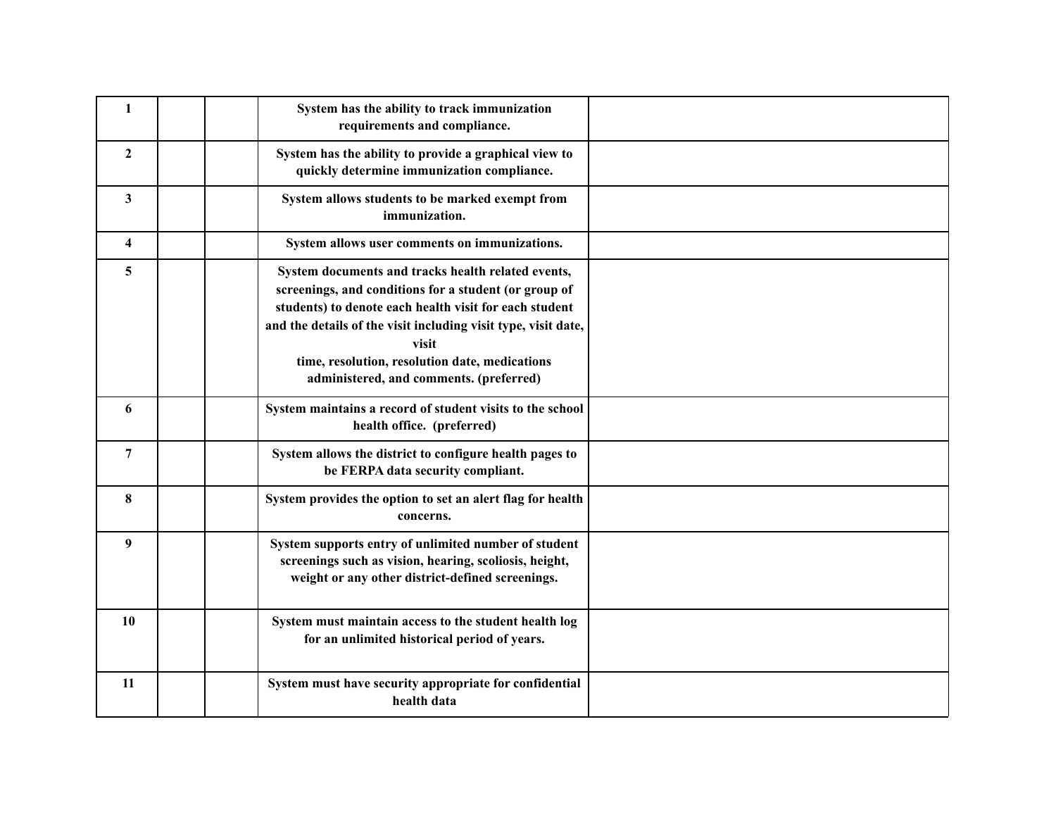| | | | | |
|---|---|---|---|---|
| **1** | | | **System has the ability to track immunization requirements and compliance.** | |
| **2** | | | **System has the ability to provide a graphical view to quickly determine immunization compliance.** | |
| **3** | | | **System allows students to be marked exempt from immunization.** | |
| **4** | | | **System allows user comments on immunizations.** | |
| **5** | | | **System documents and tracks health related events, screenings, and conditions for a student (or group of students) to denote each health visit for each student and the details of the visit including visit type, visit date, visit time, resolution, resolution date, medications administered, and comments. (preferred)** | |
| **6** | | | **System maintains a record of student visits to the school health office. (preferred)** | |
| **7** | | | **System allows the district to configure health pages to be FERPA data security compliant.** | |
| **8** | | | **System provides the option to set an alert flag for health concerns.** | |
| **9** | | | **System supports entry of unlimited number of student screenings such as vision, hearing, scoliosis, height, weight or any other district-defined screenings.** | |
| **10** | | | **System must maintain access to the student health log for an unlimited historical period of years.** | |
| **11** | | | **System must have security appropriate for confidential health data** | |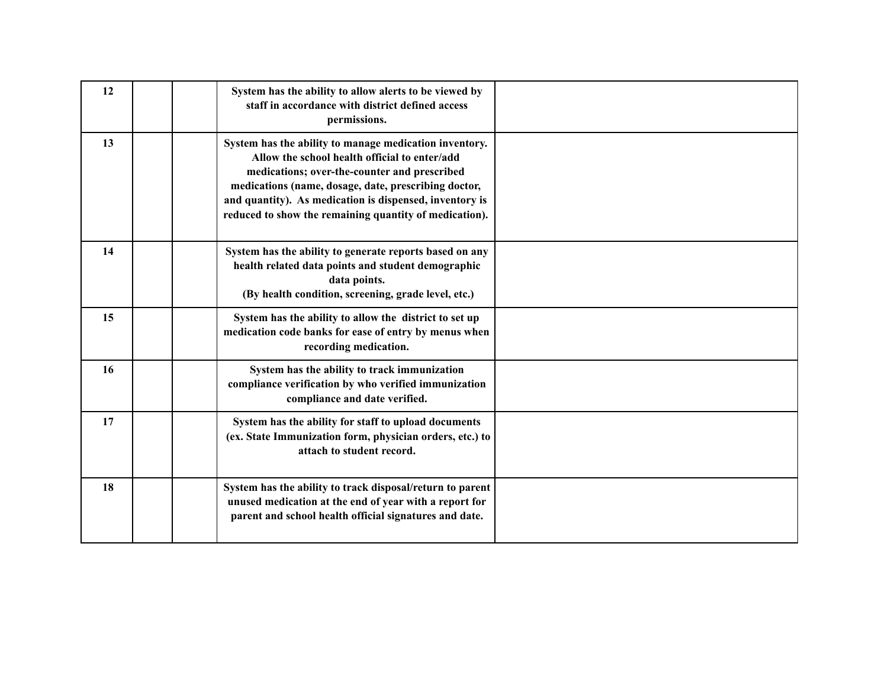| | | | | |
|---|---|---|---|---|
| 12 | | | **System has the ability to allow alerts to be viewed by staff in accordance with district defined access permissions.** | |
| 13 | | | **System has the ability to manage medication inventory. Allow the school health official to enter/add medications; over-the-counter and prescribed medications (name, dosage, date, prescribing doctor, and quantity). As medication is dispensed, inventory is reduced to show the remaining quantity of medication).** | |
| 14 | | | **System has the ability to generate reports based on any health related data points and student demographic data points. (By health condition, screening, grade level, etc.)** | |
| 15 | | | **System has the ability to allow the district to set up medication code banks for ease of entry by menus when recording medication.** | |
| 16 | | | **System has the ability to track immunization compliance verification by who verified immunization compliance and date verified.** | |
| 17 | | | **System has the ability for staff to upload documents (ex. State Immunization form, physician orders, etc.) to attach to student record.** | |
| 18 | | | **System has the ability to track disposal/return to parent unused medication at the end of year with a report for parent and school health official signatures and date.** | |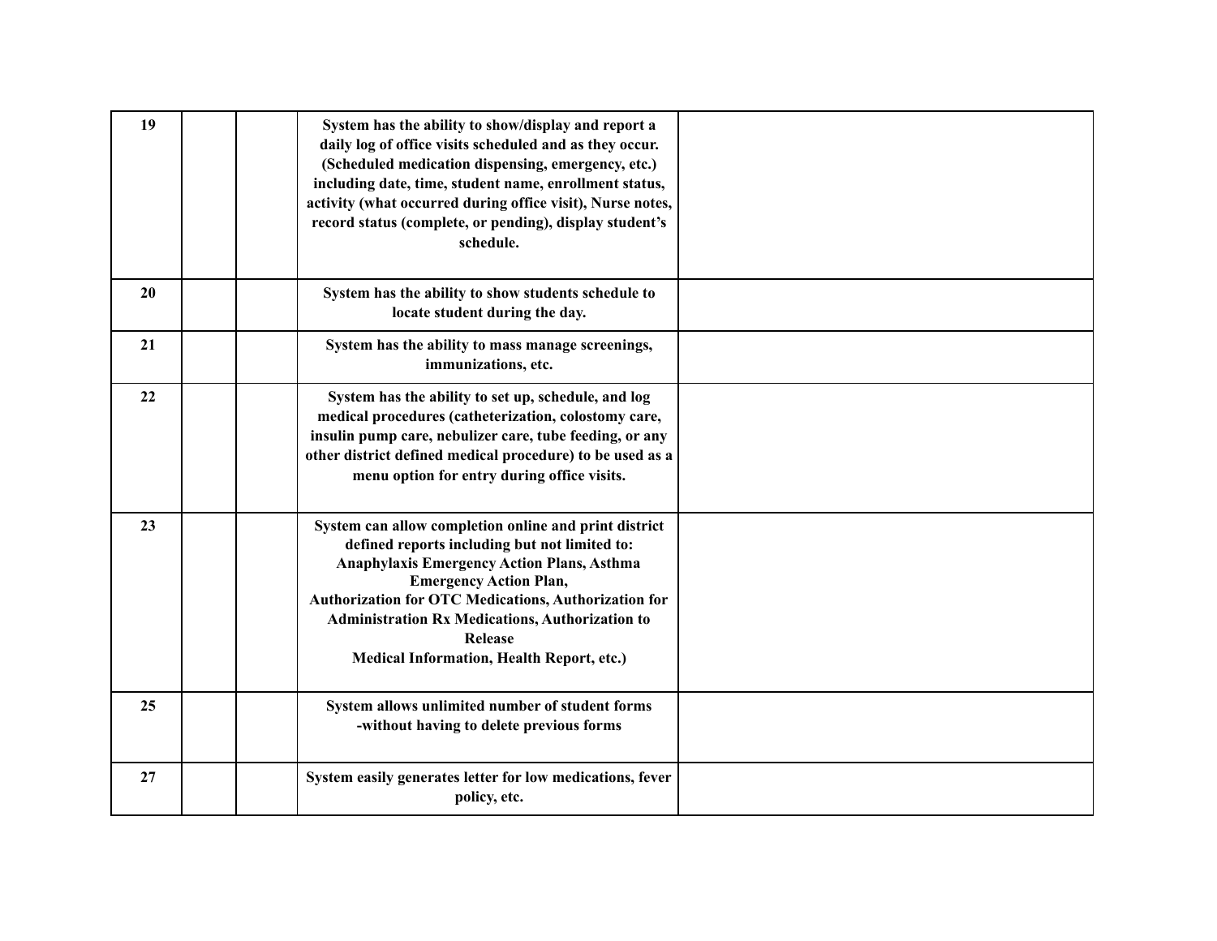| | | | | |
|---|---|---|---|---|
| 19 | | | **System has the ability to show/display and report a daily log of office visits scheduled and as they occur. (Scheduled medication dispensing, emergency, etc.) including date, time, student name, enrollment status, activity (what occurred during office visit), Nurse notes, record status (complete, or pending), display student's schedule.** | |
| 20 | | | **System has the ability to show students schedule to locate student during the day.** | |
| 21 | | | **System has the ability to mass manage screenings, immunizations, etc.** | |
| 22 | | | **System has the ability to set up, schedule, and log medical procedures (catheterization, colostomy care, insulin pump care, nebulizer care, tube feeding, or any other district defined medical procedure) to be used as a menu option for entry during office visits.** | |
| 23 | | | **System can allow completion online and print district defined reports including but not limited to: Anaphylaxis Emergency Action Plans, Asthma Emergency Action Plan, Authorization for OTC Medications, Authorization for Administration Rx Medications, Authorization to Release Medical Information, Health Report, etc.)** | |
| 25 | | | **System allows unlimited number of student forms -without having to delete previous forms** | |
| 27 | | | **System easily generates letter for low medications, fever policy, etc.** | |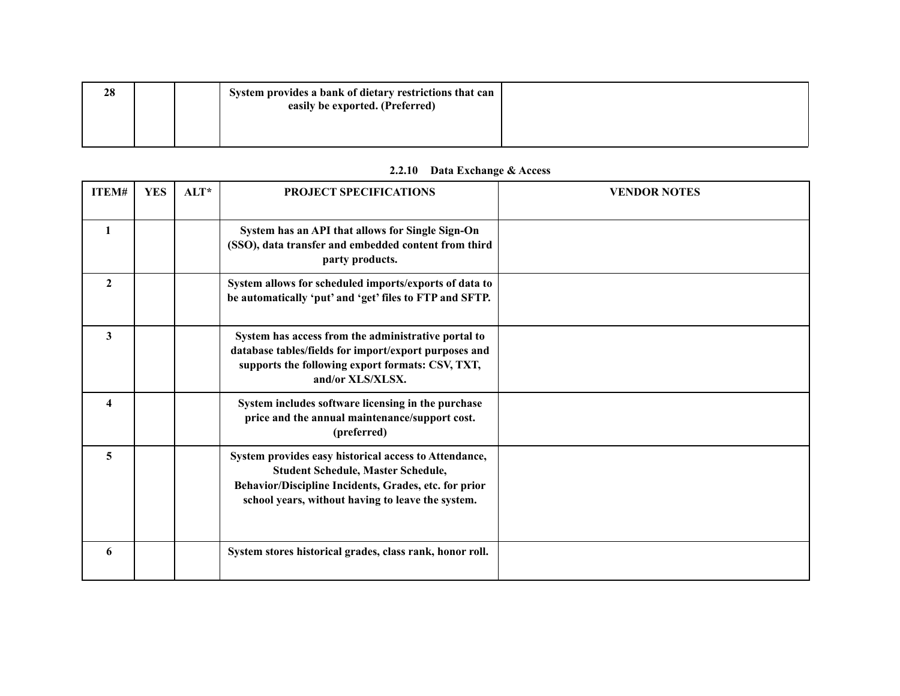| | | | | |
|---|---|---|---|---|
| **28** | | | **System provides a bank of dietary restrictions that can easily be exported. (Preferred)** | |

**2.2.10 Data Exchange & Access**

| ITEM# | YES | ALT* | PROJECT SPECIFICATIONS | VENDOR NOTES |
|---|---|---|---|---|
| **1** | | | **System has an API that allows for Single Sign-On (SSO), data transfer and embedded content from third party products.** | |
| **2** | | | **System allows for scheduled imports/exports of data to be automatically 'put' and 'get' files to FTP and SFTP.** | |
| **3** | | | **System has access from the administrative portal to database tables/fields for import/export purposes and supports the following export formats: CSV, TXT, and/or XLS/XLSX.** | |
| **4** | | | **System includes software licensing in the purchase price and the annual maintenance/support cost. (preferred)** | |
| **5** | | | **System provides easy historical access to Attendance, Student Schedule, Master Schedule, Behavior/Discipline Incidents, Grades, etc. for prior school years, without having to leave the system.** | |
| **6** | | | **System stores historical grades, class rank, honor roll.** | |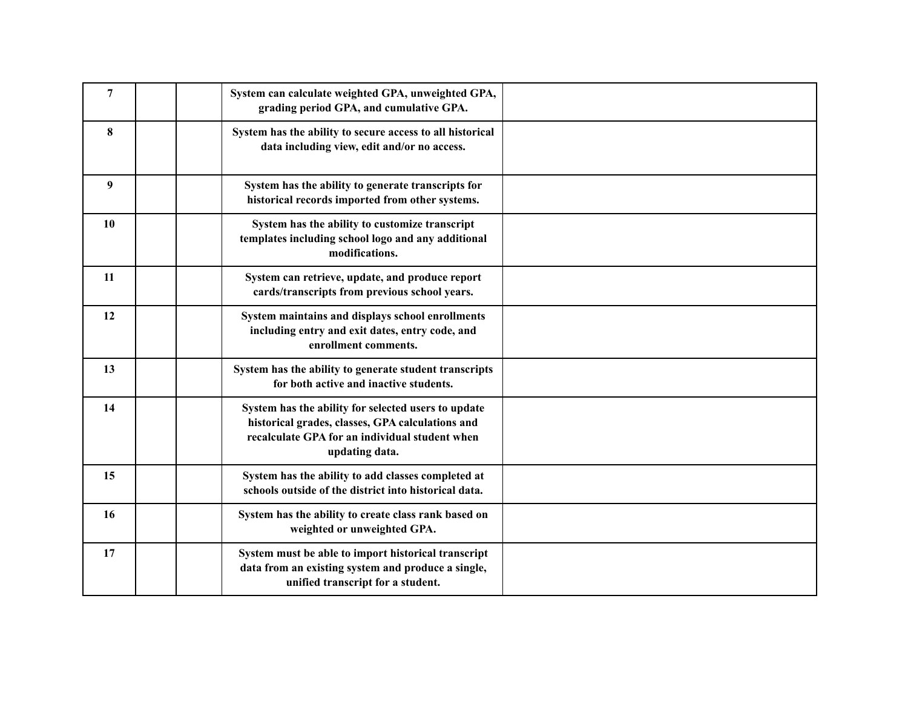| | | | | |
|---|---|---|---|---|
| **7** | | | **System can calculate weighted GPA, unweighted GPA, grading period GPA, and cumulative GPA.** | |
| **8** | | | **System has the ability to secure access to all historical data including view, edit and/or no access.** | |
| **9** | | | **System has the ability to generate transcripts for historical records imported from other systems.** | |
| **10** | | | **System has the ability to customize transcript templates including school logo and any additional modifications.** | |
| **11** | | | **System can retrieve, update, and produce report cards/transcripts from previous school years.** | |
| **12** | | | **System maintains and displays school enrollments including entry and exit dates, entry code, and enrollment comments.** | |
| **13** | | | **System has the ability to generate student transcripts for both active and inactive students.** | |
| **14** | | | **System has the ability for selected users to update historical grades, classes, GPA calculations and recalculate GPA for an individual student when updating data.** | |
| **15** | | | **System has the ability to add classes completed at schools outside of the district into historical data.** | |
| **16** | | | **System has the ability to create class rank based on weighted or unweighted GPA.** | |
| **17** | | | **System must be able to import historical transcript data from an existing system and produce a single, unified transcript for a student.** | |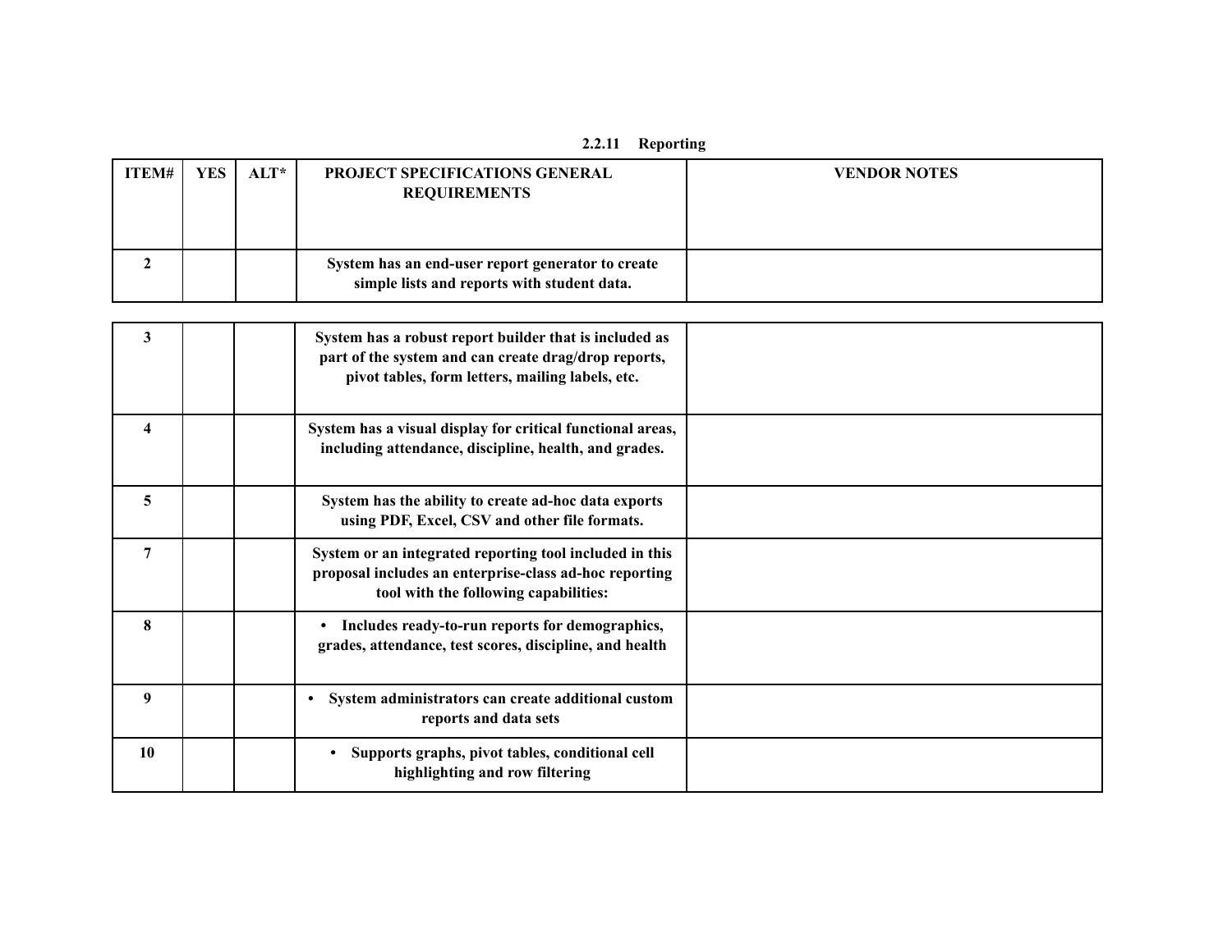### 2.2.11 Reporting

| ITEM# | YES | ALT* | PROJECT SPECIFICATIONS GENERAL REQUIREMENTS | VENDOR NOTES |
|---|---|---|---|---|
| 2 | | | System has an end-user report generator to create simple lists and reports with student data. | |
| 3 | | | System has a robust report builder that is included as part of the system and can create drag/drop reports, pivot tables, form letters, mailing labels, etc. | |
| 4 | | | System has a visual display for critical functional areas, including attendance, discipline, health, and grades. | |
| 5 | | | System has the ability to create ad-hoc data exports using PDF, Excel, CSV and other file formats. | |
| 7 | | | System or an integrated reporting tool included in this proposal includes an enterprise-class ad-hoc reporting tool with the following capabilities: | |
| 8 | | | • Includes ready-to-run reports for demographics, grades, attendance, test scores, discipline, and health | |
| 9 | | | • System administrators can create additional custom reports and data sets | |
| 10 | | | • Supports graphs, pivot tables, conditional cell highlighting and row filtering | |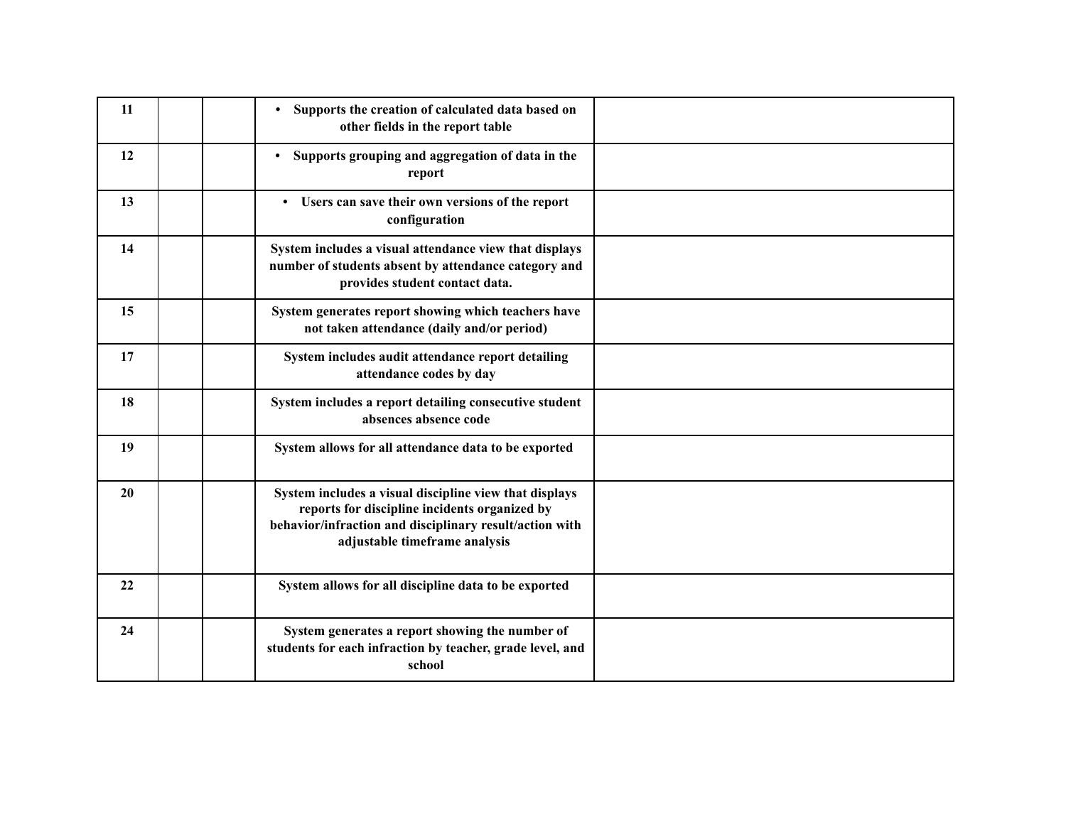| | | | | |
|---|---|---|---|---|
| **11** | | | • **Supports the creation of calculated data based on other fields in the report table** | |
| **12** | | | • **Supports grouping and aggregation of data in the report** | |
| **13** | | | • **Users can save their own versions of the report configuration** | |
| **14** | | | **System includes a visual attendance view that displays number of students absent by attendance category and provides student contact data.** | |
| **15** | | | **System generates report showing which teachers have not taken attendance (daily and/or period)** | |
| **17** | | | **System includes audit attendance report detailing attendance codes by day** | |
| **18** | | | **System includes a report detailing consecutive student absences absence code** | |
| **19** | | | **System allows for all attendance data to be exported** | |
| **20** | | | **System includes a visual discipline view that displays reports for discipline incidents organized by behavior/infraction and disciplinary result/action with adjustable timeframe analysis** | |
| **22** | | | **System allows for all discipline data to be exported** | |
| **24** | | | **System generates a report showing the number of students for each infraction by teacher, grade level, and school** | |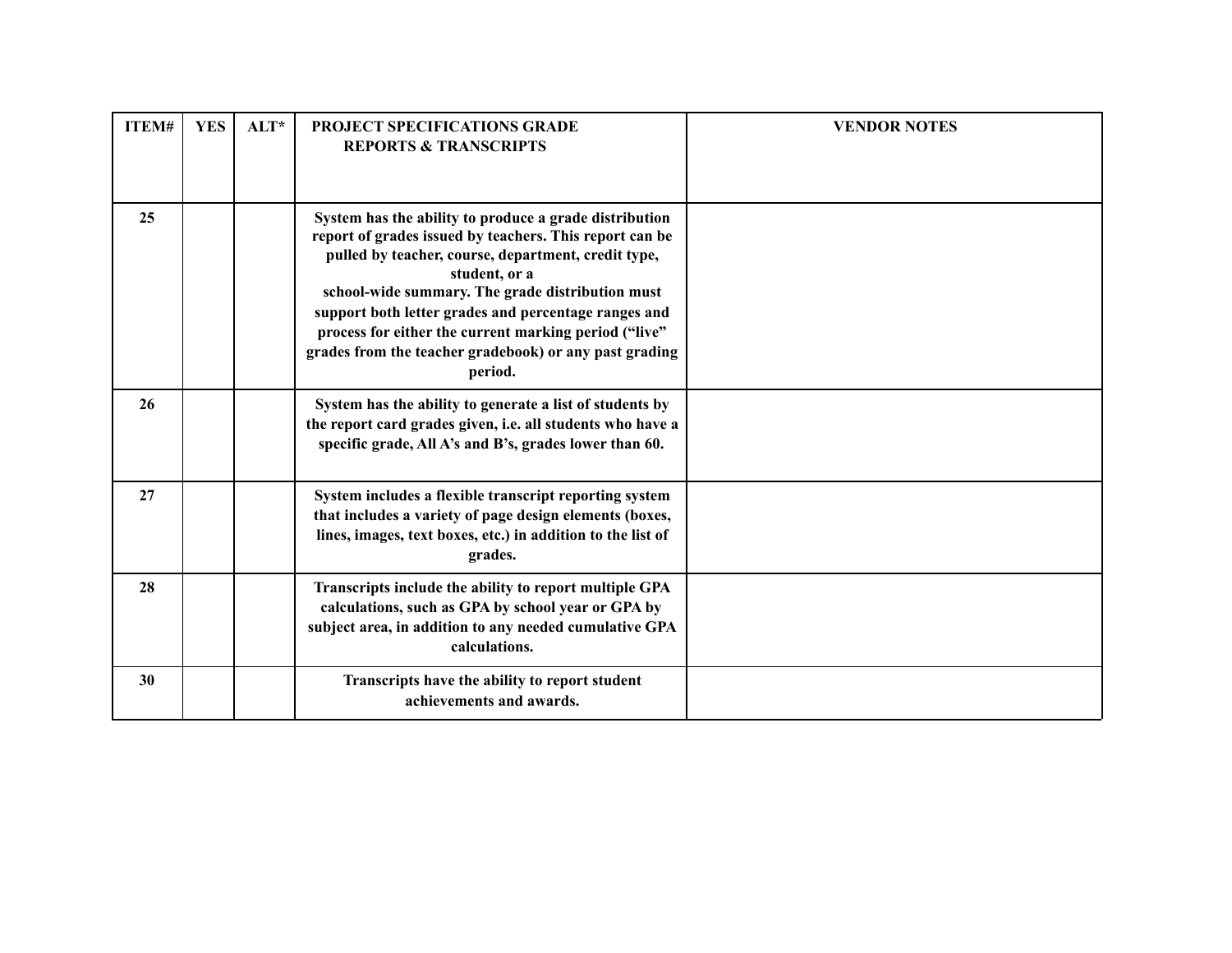| ITEM# | YES | ALT* | PROJECT SPECIFICATIONS GRADE REPORTS & TRANSCRIPTS | VENDOR NOTES |
|---|---|---|---|---|
| 25 | | | System has the ability to produce a grade distribution report of grades issued by teachers. This report can be pulled by teacher, course, department, credit type, student, or a school-wide summary. The grade distribution must support both letter grades and percentage ranges and process for either the current marking period ("live" grades from the teacher gradebook) or any past grading period. | |
| 26 | | | System has the ability to generate a list of students by the report card grades given, i.e. all students who have a specific grade, All A's and B's, grades lower than 60. | |
| 27 | | | System includes a flexible transcript reporting system that includes a variety of page design elements (boxes, lines, images, text boxes, etc.) in addition to the list of grades. | |
| 28 | | | Transcripts include the ability to report multiple GPA calculations, such as GPA by school year or GPA by subject area, in addition to any needed cumulative GPA calculations. | |
| 30 | | | Transcripts have the ability to report student achievements and awards. | |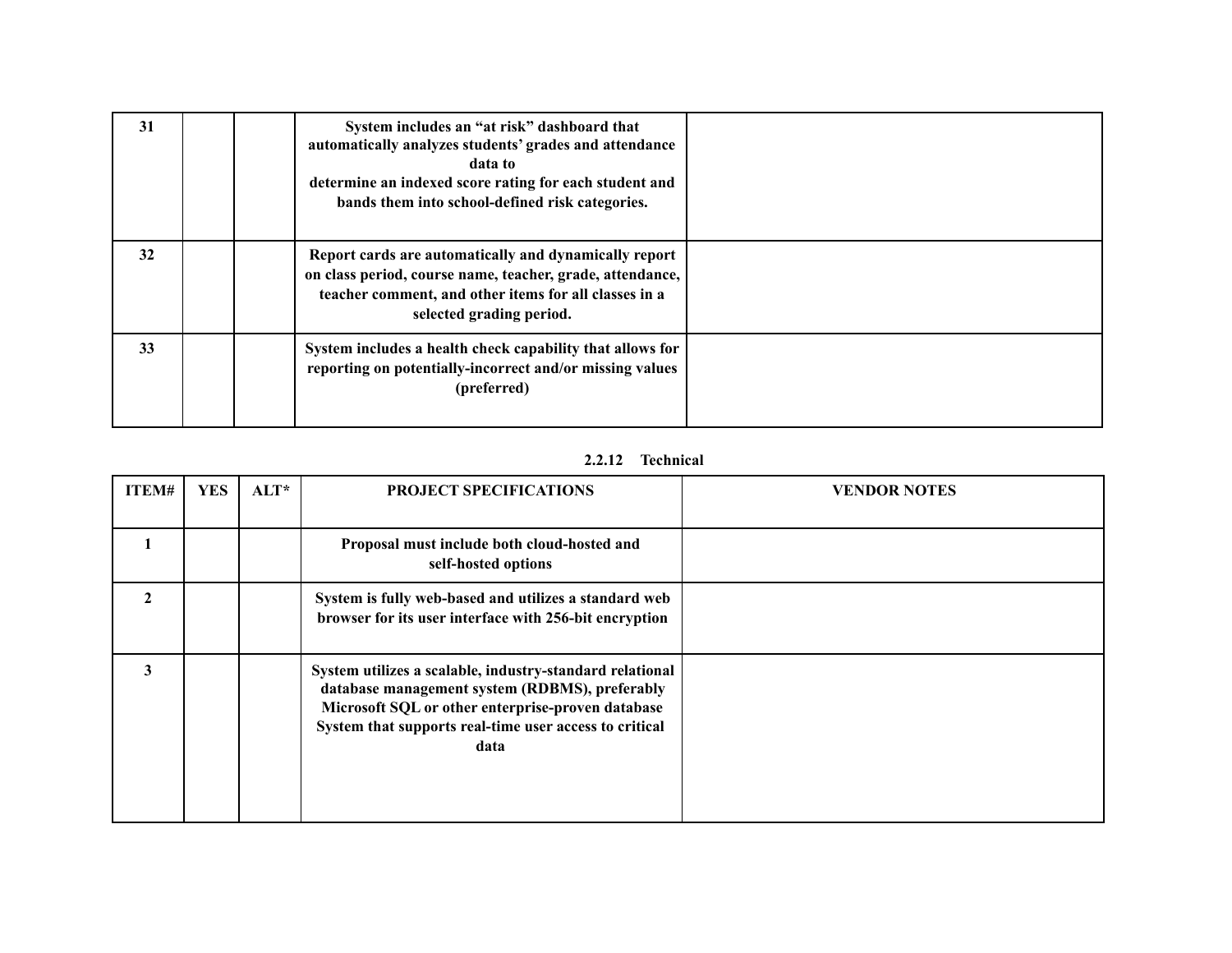| | | | | |
|---|---|---|---|---|
| 31 | | | System includes an "at risk" dashboard that automatically analyzes students' grades and attendance data to determine an indexed score rating for each student and bands them into school-defined risk categories. | |
| 32 | | | Report cards are automatically and dynamically report on class period, course name, teacher, grade, attendance, teacher comment, and other items for all classes in a selected grading period. | |
| 33 | | | System includes a health check capability that allows for reporting on potentially-incorrect and/or missing values (preferred) | |

### 2.2.12 Technical

| ITEM# | YES | ALT* | PROJECT SPECIFICATIONS | VENDOR NOTES |
|---|---|---|---|---|
| 1 | | | Proposal must include both cloud-hosted and self-hosted options | |
| 2 | | | System is fully web-based and utilizes a standard web browser for its user interface with 256-bit encryption | |
| 3 | | | System utilizes a scalable, industry-standard relational database management system (RDBMS), preferably Microsoft SQL or other enterprise-proven database System that supports real-time user access to critical data | |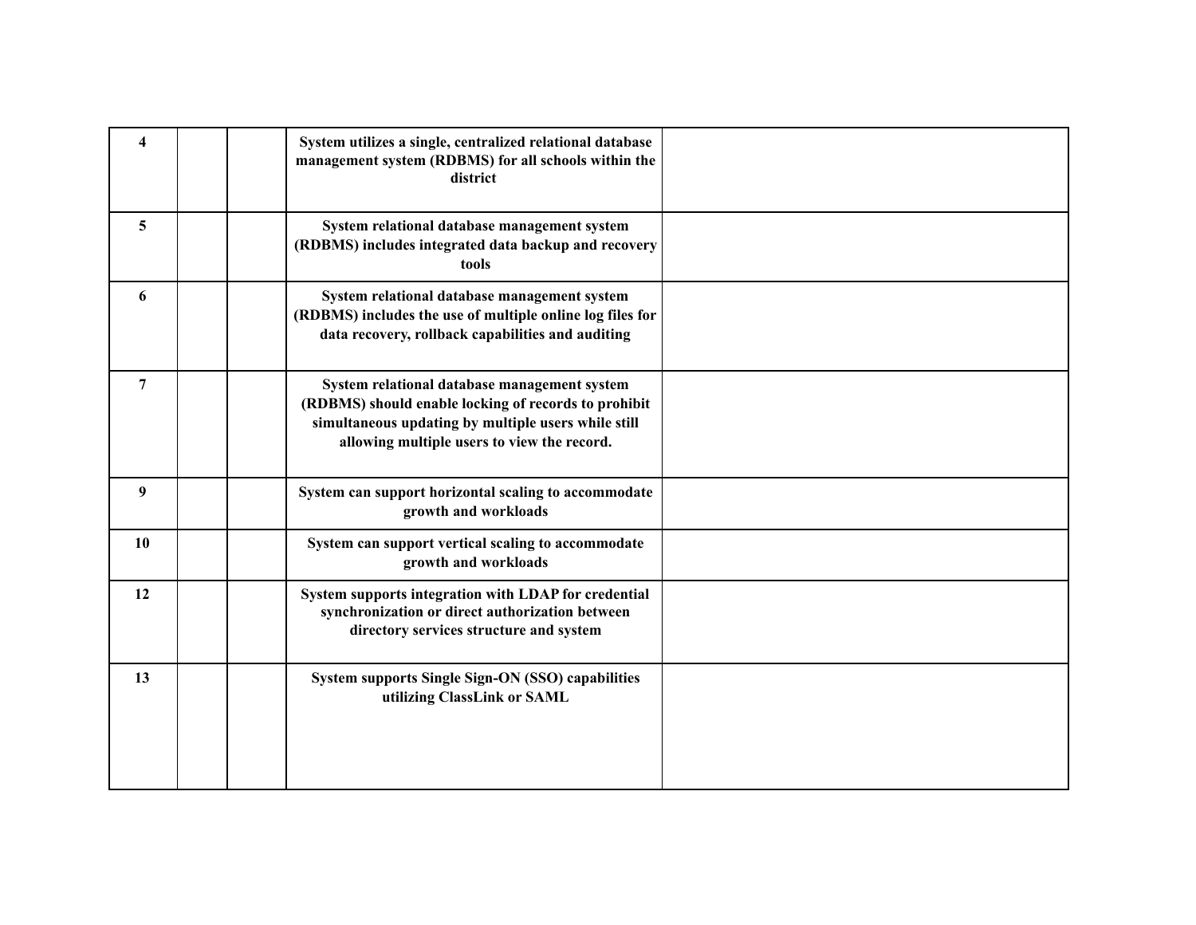| | | | | |
|---|---|---|---|---|
| **4** | | | **System utilizes a single, centralized relational database management system (RDBMS) for all schools within the district** | |
| **5** | | | **System relational database management system (RDBMS) includes integrated data backup and recovery tools** | |
| **6** | | | **System relational database management system (RDBMS) includes the use of multiple online log files for data recovery, rollback capabilities and auditing** | |
| **7** | | | **System relational database management system (RDBMS) should enable locking of records to prohibit simultaneous updating by multiple users while still allowing multiple users to view the record.** | |
| **9** | | | **System can support horizontal scaling to accommodate growth and workloads** | |
| **10** | | | **System can support vertical scaling to accommodate growth and workloads** | |
| **12** | | | **System supports integration with LDAP for credential synchronization or direct authorization between directory services structure and system** | |
| **13** | | | **System supports Single Sign-ON (SSO) capabilities utilizing ClassLink or SAML** | |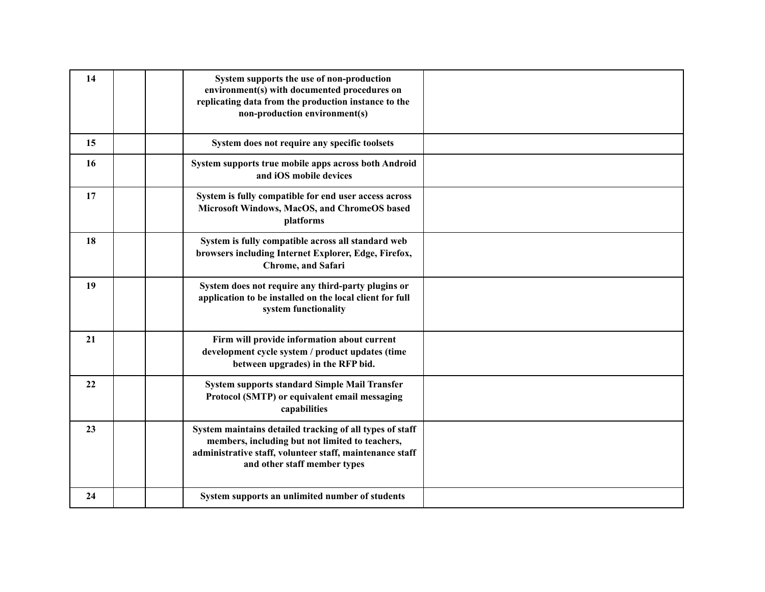| 14 | | | System supports the use of non-production environment(s) with documented procedures on replicating data from the production instance to the non-production environment(s) | |
|---|---|---|---|---|
| 15 | | | System does not require any specific toolsets | |
| 16 | | | System supports true mobile apps across both Android and iOS mobile devices | |
| 17 | | | System is fully compatible for end user access across Microsoft Windows, MacOS, and ChromeOS based platforms | |
| 18 | | | System is fully compatible across all standard web browsers including Internet Explorer, Edge, Firefox, Chrome, and Safari | |
| 19 | | | System does not require any third-party plugins or application to be installed on the local client for full system functionality | |
| 21 | | | Firm will provide information about current development cycle system / product updates (time between upgrades) in the RFP bid. | |
| 22 | | | System supports standard Simple Mail Transfer Protocol (SMTP) or equivalent email messaging capabilities | |
| 23 | | | System maintains detailed tracking of all types of staff members, including but not limited to teachers, administrative staff, volunteer staff, maintenance staff and other staff member types | |
| 24 | | | System supports an unlimited number of students | |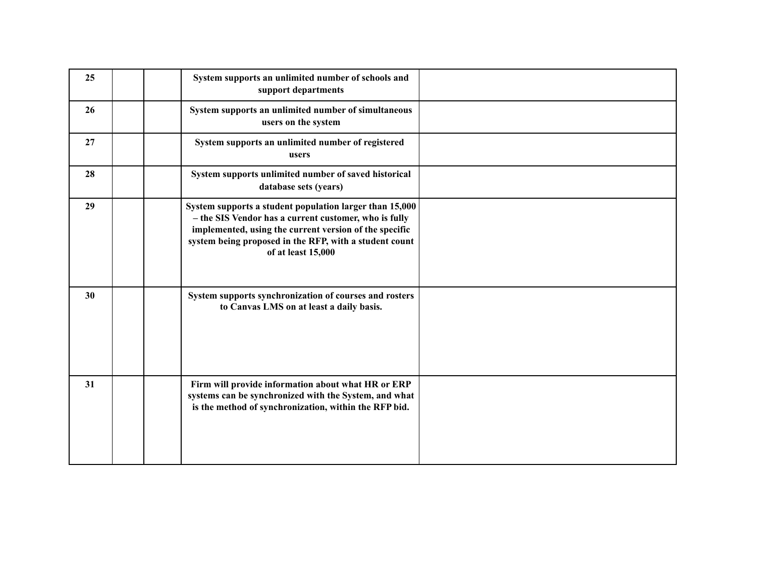| | | | | |
|---|---|---|---|---|
| **25** | | | **System supports an unlimited number of schools and support departments** | |
| **26** | | | **System supports an unlimited number of simultaneous users on the system** | |
| **27** | | | **System supports an unlimited number of registered users** | |
| **28** | | | **System supports unlimited number of saved historical database sets (years)** | |
| **29** | | | **System supports a student population larger than 15,000 – the SIS Vendor has a current customer, who is fully implemented, using the current version of the specific system being proposed in the RFP, with a student count of at least 15,000** | |
| **30** | | | **System supports synchronization of courses and rosters to Canvas LMS on at least a daily basis.** | |
| **31** | | | **Firm will provide information about what HR or ERP systems can be synchronized with the System, and what is the method of synchronization, within the RFP bid.** | |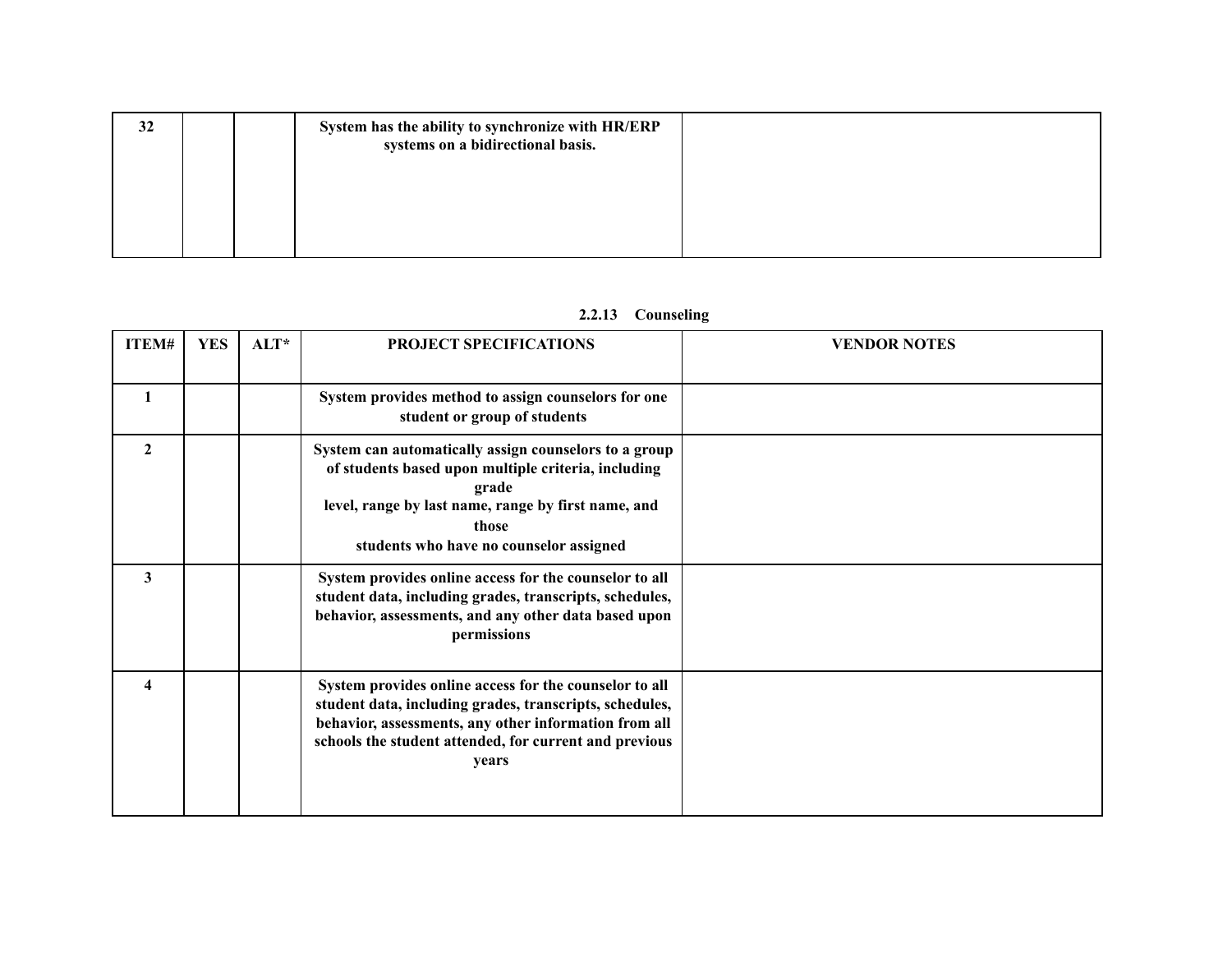| | | | | |
|---|---|---|---|---|
| 32 | | | System has the ability to synchronize with HR/ERP systems on a bidirectional basis. | |

**2.2.13 Counseling**

| ITEM# | YES | ALT* | PROJECT SPECIFICATIONS | VENDOR NOTES |
|---|---|---|---|---|
| 1 | | | System provides method to assign counselors for one student or group of students | |
| 2 | | | System can automatically assign counselors to a group of students based upon multiple criteria, including grade level, range by last name, range by first name, and those students who have no counselor assigned | |
| 3 | | | System provides online access for the counselor to all student data, including grades, transcripts, schedules, behavior, assessments, and any other data based upon permissions | |
| 4 | | | System provides online access for the counselor to all student data, including grades, transcripts, schedules, behavior, assessments, any other information from all schools the student attended, for current and previous years | |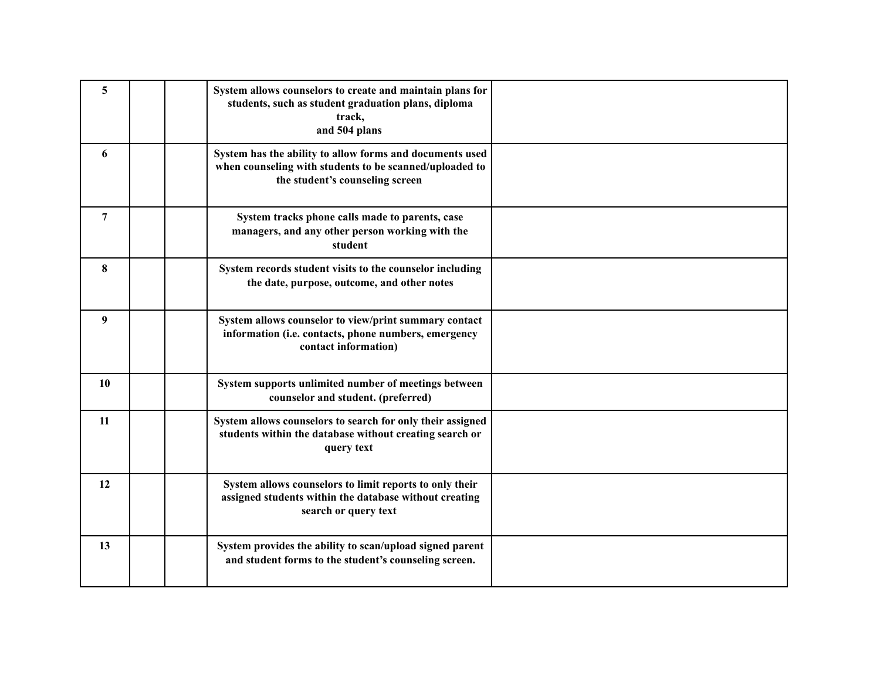| | | | | |
|---|---|---|---|---|
| **5** | | | **System allows counselors to create and maintain plans for students, such as student graduation plans, diploma track, and 504 plans** | |
| **6** | | | **System has the ability to allow forms and documents used when counseling with students to be scanned/uploaded to the student's counseling screen** | |
| **7** | | | **System tracks phone calls made to parents, case managers, and any other person working with the student** | |
| **8** | | | **System records student visits to the counselor including the date, purpose, outcome, and other notes** | |
| **9** | | | **System allows counselor to view/print summary contact information (i.e. contacts, phone numbers, emergency contact information)** | |
| **10** | | | **System supports unlimited number of meetings between counselor and student. (preferred)** | |
| **11** | | | **System allows counselors to search for only their assigned students within the database without creating search or query text** | |
| **12** | | | **System allows counselors to limit reports to only their assigned students within the database without creating search or query text** | |
| **13** | | | **System provides the ability to scan/upload signed parent and student forms to the student's counseling screen.** | |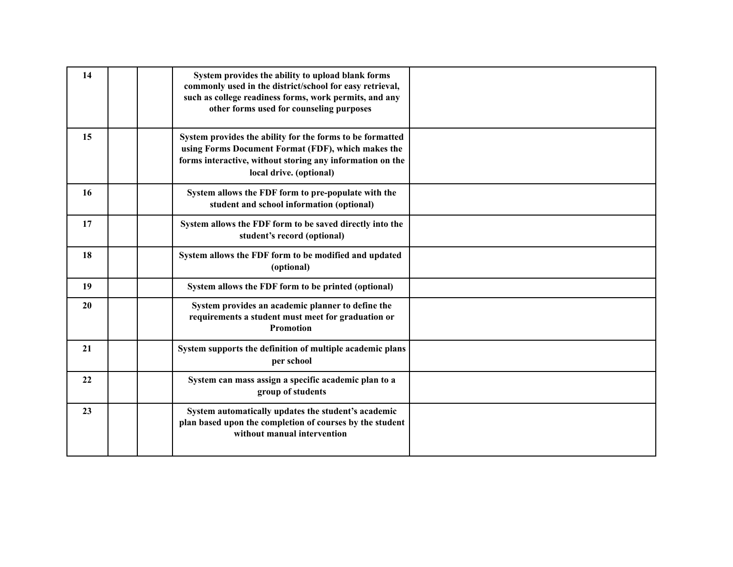| | | | | |
|---|---|---|---|---|
| **14** | | | **System provides the ability to upload blank forms commonly used in the district/school for easy retrieval, such as college readiness forms, work permits, and any other forms used for counseling purposes** | |
| **15** | | | **System provides the ability for the forms to be formatted using Forms Document Format (FDF), which makes the forms interactive, without storing any information on the local drive. (optional)** | |
| **16** | | | **System allows the FDF form to pre-populate with the student and school information (optional)** | |
| **17** | | | **System allows the FDF form to be saved directly into the student's record (optional)** | |
| **18** | | | **System allows the FDF form to be modified and updated (optional)** | |
| **19** | | | **System allows the FDF form to be printed (optional)** | |
| **20** | | | **System provides an academic planner to define the requirements a student must meet for graduation or Promotion** | |
| **21** | | | **System supports the definition of multiple academic plans per school** | |
| **22** | | | **System can mass assign a specific academic plan to a group of students** | |
| **23** | | | **System automatically updates the student's academic plan based upon the completion of courses by the student without manual intervention** | |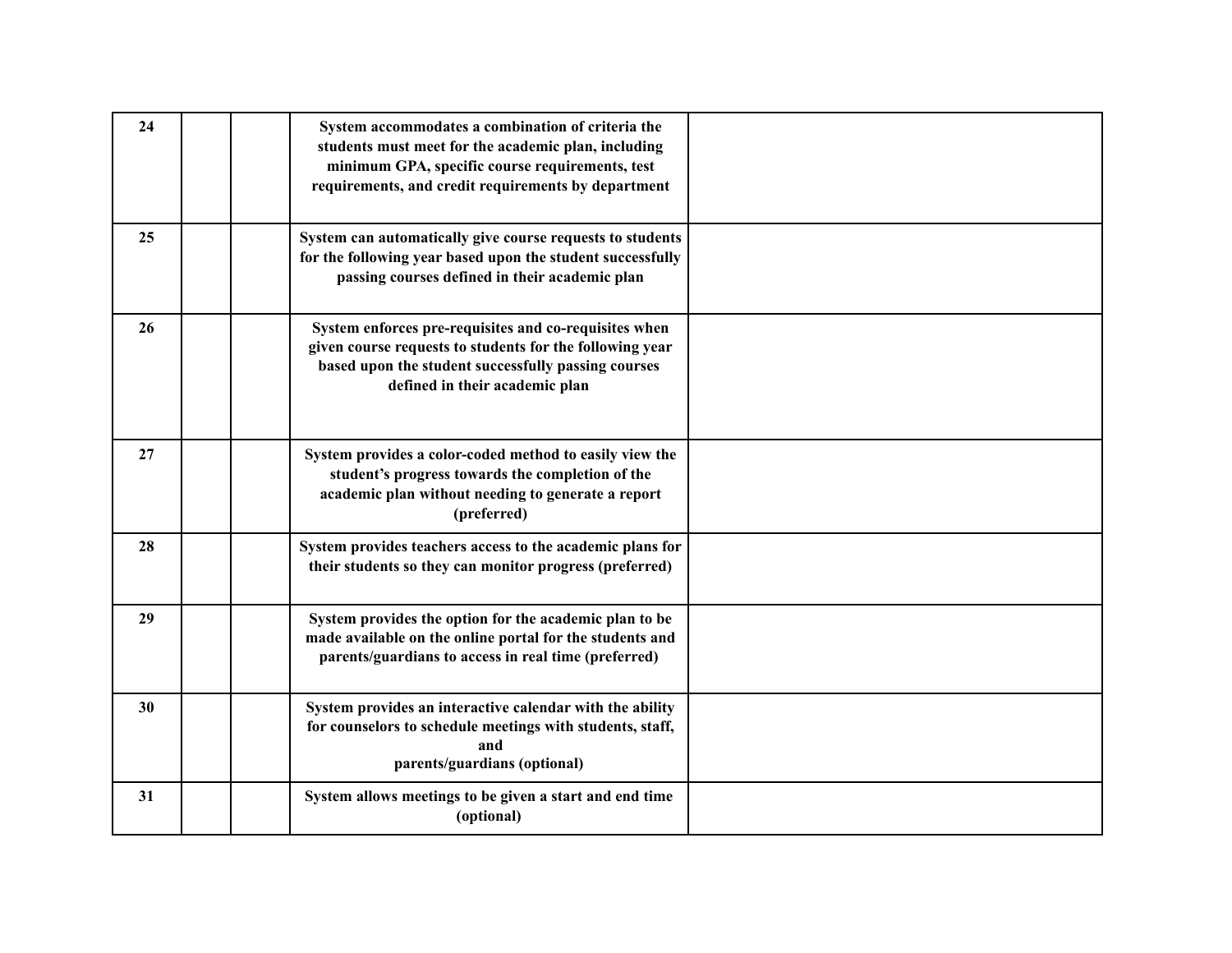| | | | | |
|---|---|---|---|---|
| **24** | | | **System accommodates a combination of criteria the students must meet for the academic plan, including minimum GPA, specific course requirements, test requirements, and credit requirements by department** | |
| **25** | | | **System can automatically give course requests to students for the following year based upon the student successfully passing courses defined in their academic plan** | |
| **26** | | | **System enforces pre-requisites and co-requisites when given course requests to students for the following year based upon the student successfully passing courses defined in their academic plan** | |
| **27** | | | **System provides a color-coded method to easily view the student's progress towards the completion of the academic plan without needing to generate a report (preferred)** | |
| **28** | | | **System provides teachers access to the academic plans for their students so they can monitor progress (preferred)** | |
| **29** | | | **System provides the option for the academic plan to be made available on the online portal for the students and parents/guardians to access in real time (preferred)** | |
| **30** | | | **System provides an interactive calendar with the ability for counselors to schedule meetings with students, staff, and parents/guardians (optional)** | |
| **31** | | | **System allows meetings to be given a start and end time (optional)** | |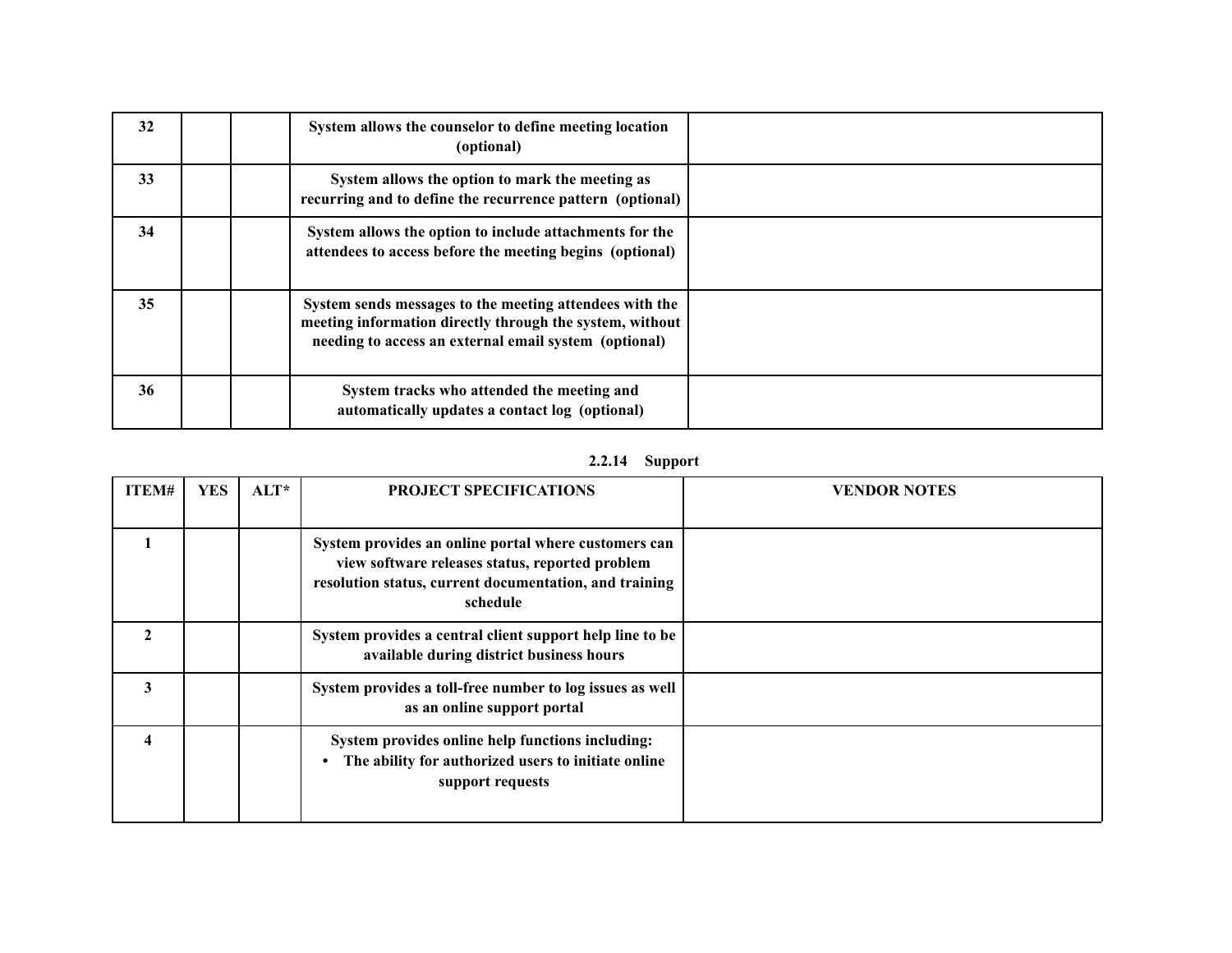| | | | | |
|---|---|---|---|---|
| 32 | | | System allows the counselor to define meeting location (optional) | |
| 33 | | | System allows the option to mark the meeting as recurring and to define the recurrence pattern (optional) | |
| 34 | | | System allows the option to include attachments for the attendees to access before the meeting begins (optional) | |
| 35 | | | System sends messages to the meeting attendees with the meeting information directly through the system, without needing to access an external email system (optional) | |
| 36 | | | System tracks who attended the meeting and automatically updates a contact log (optional) | |

### 2.2.14 Support

| ITEM# | YES | ALT* | PROJECT SPECIFICATIONS | VENDOR NOTES |
|---|---|---|---|---|
| 1 | | | System provides an online portal where customers can view software releases status, reported problem resolution status, current documentation, and training schedule | |
| 2 | | | System provides a central client support help line to be available during district business hours | |
| 3 | | | System provides a toll-free number to log issues as well as an online support portal | |
| 4 | | | System provides online help functions including:<br>• The ability for authorized users to initiate online support requests | |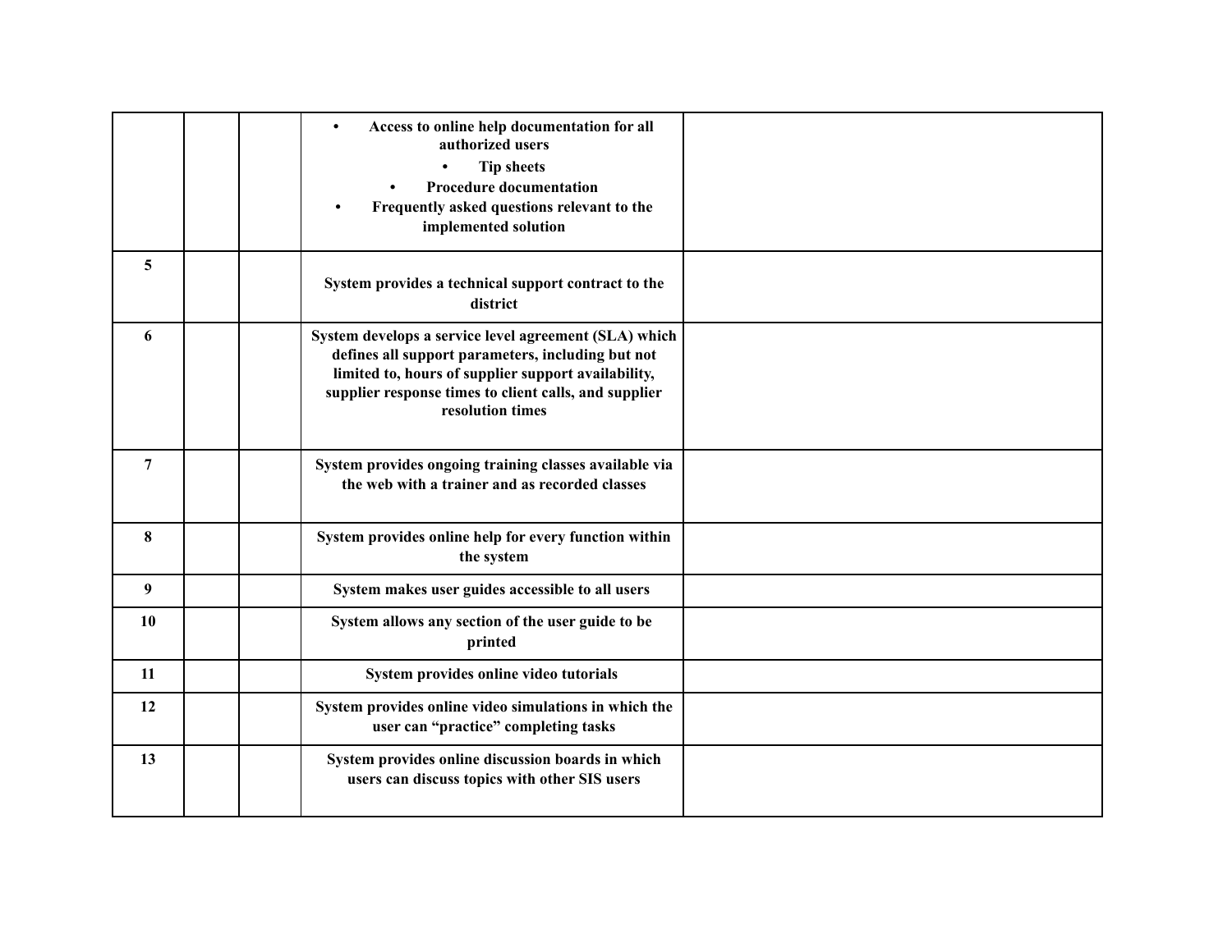| | | | | |
|---|---|---|---|---|
| | | | • Access to online help documentation for all authorized users<br>• Tip sheets<br>• Procedure documentation<br>• Frequently asked questions relevant to the implemented solution | |
| **5** | | | **System provides a technical support contract to the district** | |
| **6** | | | **System develops a service level agreement (SLA) which defines all support parameters, including but not limited to, hours of supplier support availability, supplier response times to client calls, and supplier resolution times** | |
| **7** | | | **System provides ongoing training classes available via the web with a trainer and as recorded classes** | |
| **8** | | | **System provides online help for every function within the system** | |
| **9** | | | **System makes user guides accessible to all users** | |
| **10** | | | **System allows any section of the user guide to be printed** | |
| **11** | | | **System provides online video tutorials** | |
| **12** | | | **System provides online video simulations in which the user can "practice" completing tasks** | |
| **13** | | | **System provides online discussion boards in which users can discuss topics with other SIS users** | |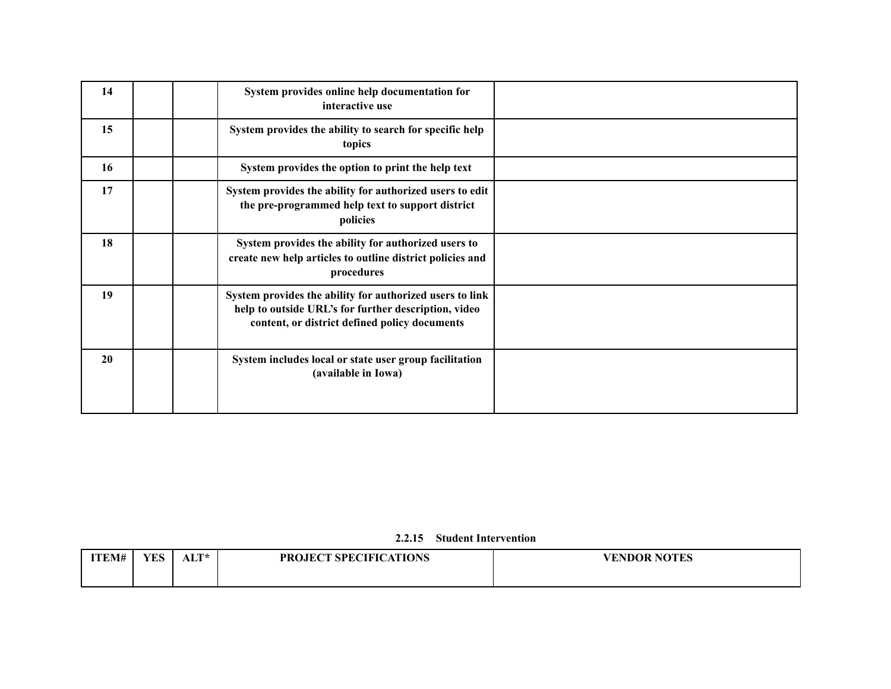| | | | | |
|---|---|---|---|---|
| 14 | | | System provides online help documentation for interactive use | |
| 15 | | | System provides the ability to search for specific help topics | |
| 16 | | | System provides the option to print the help text | |
| 17 | | | System provides the ability for authorized users to edit the pre-programmed help text to support district policies | |
| 18 | | | System provides the ability for authorized users to create new help articles to outline district policies and procedures | |
| 19 | | | System provides the ability for authorized users to link help to outside URL's for further description, video content, or district defined policy documents | |
| 20 | | | System includes local or state user group facilitation (available in Iowa) | |

### 2.2.15 Student Intervention

| ITEM# | YES | ALT* | PROJECT SPECIFICATIONS | VENDOR NOTES |
|---|---|---|---|---|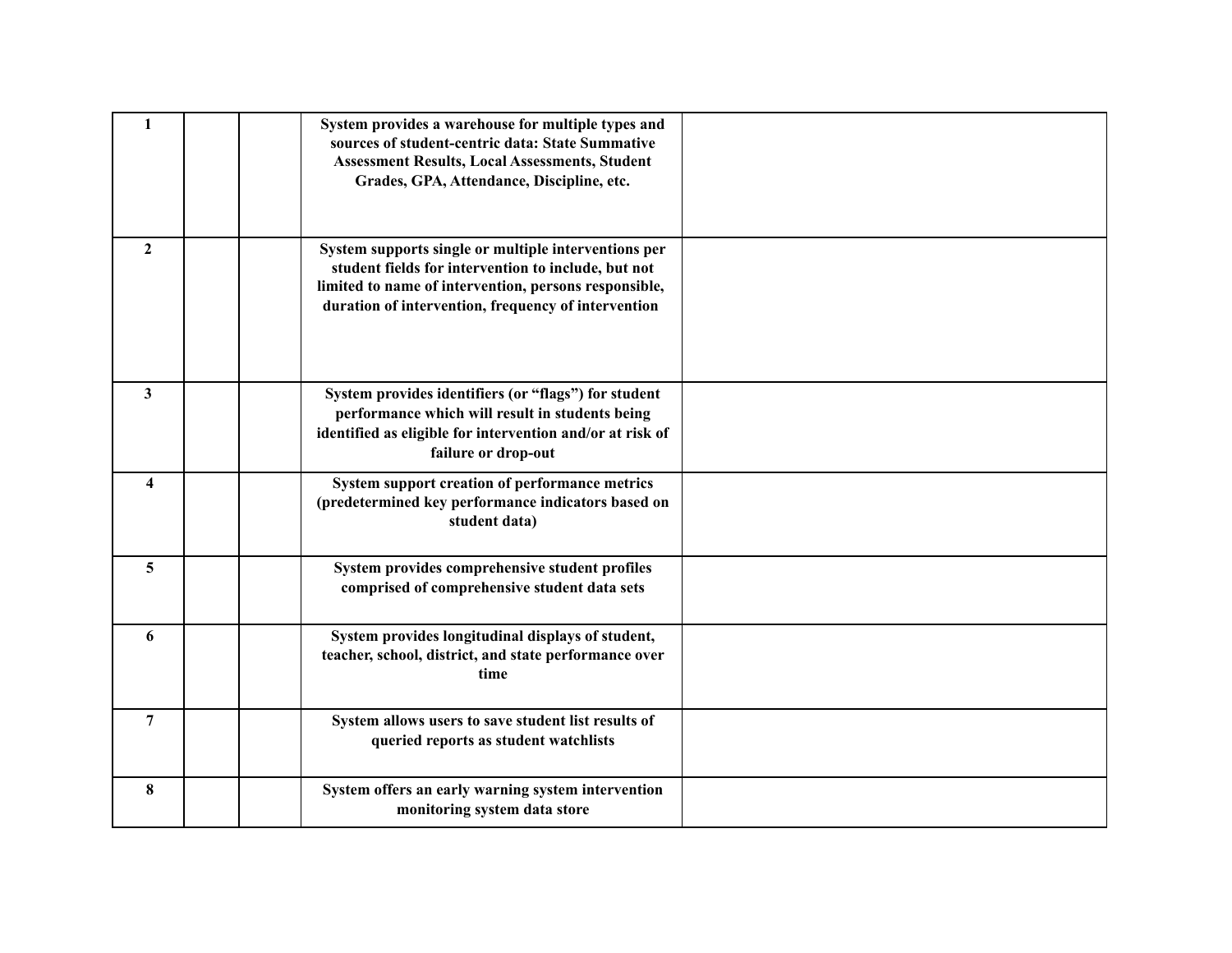| | | | | |
|---|---|---|---|---|
| **1** | | | **System provides a warehouse for multiple types and sources of student-centric data: State Summative Assessment Results, Local Assessments, Student Grades, GPA, Attendance, Discipline, etc.** | |
| **2** | | | **System supports single or multiple interventions per student fields for intervention to include, but not limited to name of intervention, persons responsible, duration of intervention, frequency of intervention** | |
| **3** | | | **System provides identifiers (or “flags”) for student performance which will result in students being identified as eligible for intervention and/or at risk of failure or drop-out** | |
| **4** | | | **System support creation of performance metrics (predetermined key performance indicators based on student data)** | |
| **5** | | | **System provides comprehensive student profiles comprised of comprehensive student data sets** | |
| **6** | | | **System provides longitudinal displays of student, teacher, school, district, and state performance over time** | |
| **7** | | | **System allows users to save student list results of queried reports as student watchlists** | |
| **8** | | | **System offers an early warning system intervention monitoring system data store** | |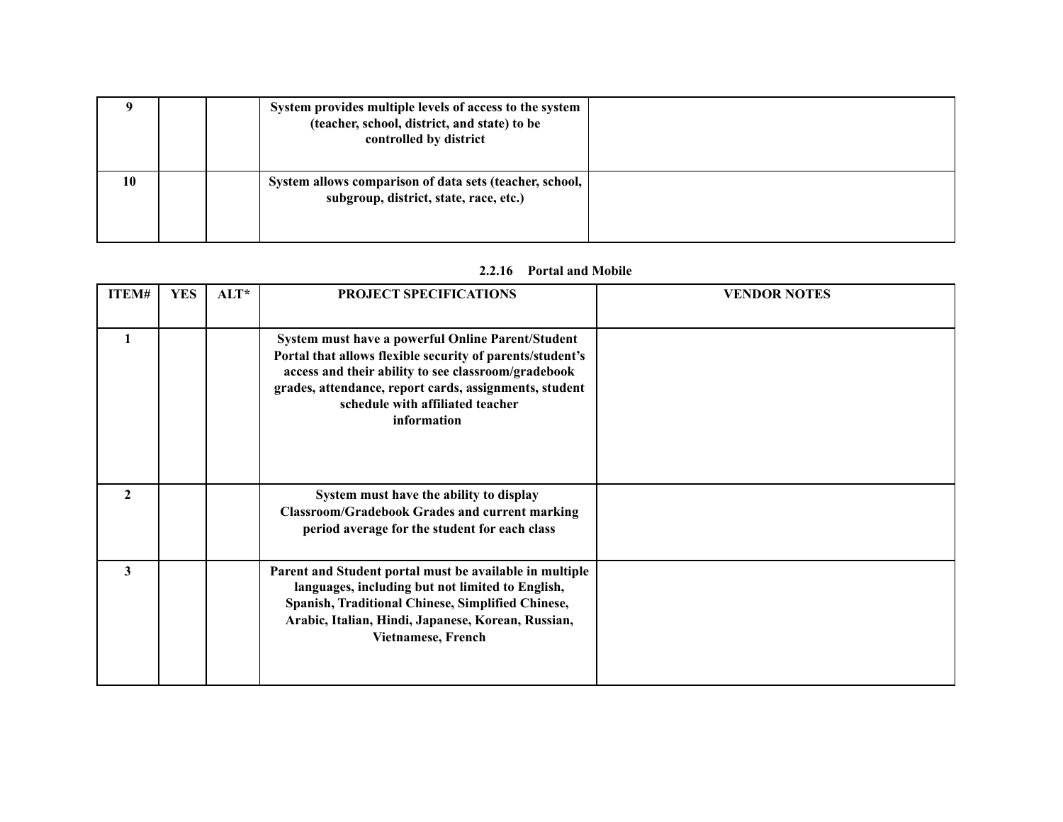| | | | | |
|---|---|---|---|---|
| 9 | | | System provides multiple levels of access to the system (teacher, school, district, and state) to be controlled by district | |
| 10 | | | System allows comparison of data sets (teacher, school, subgroup, district, state, race, etc.) | |

**2.2.16 Portal and Mobile**

| ITEM# | YES | ALT* | PROJECT SPECIFICATIONS | VENDOR NOTES |
|---|---|---|---|---|
| 1 | | | System must have a powerful Online Parent/Student Portal that allows flexible security of parents/student's access and their ability to see classroom/gradebook grades, attendance, report cards, assignments, student schedule with affiliated teacher information | |
| 2 | | | System must have the ability to display Classroom/Gradebook Grades and current marking period average for the student for each class | |
| 3 | | | Parent and Student portal must be available in multiple languages, including but not limited to English, Spanish, Traditional Chinese, Simplified Chinese, Arabic, Italian, Hindi, Japanese, Korean, Russian, Vietnamese, French | |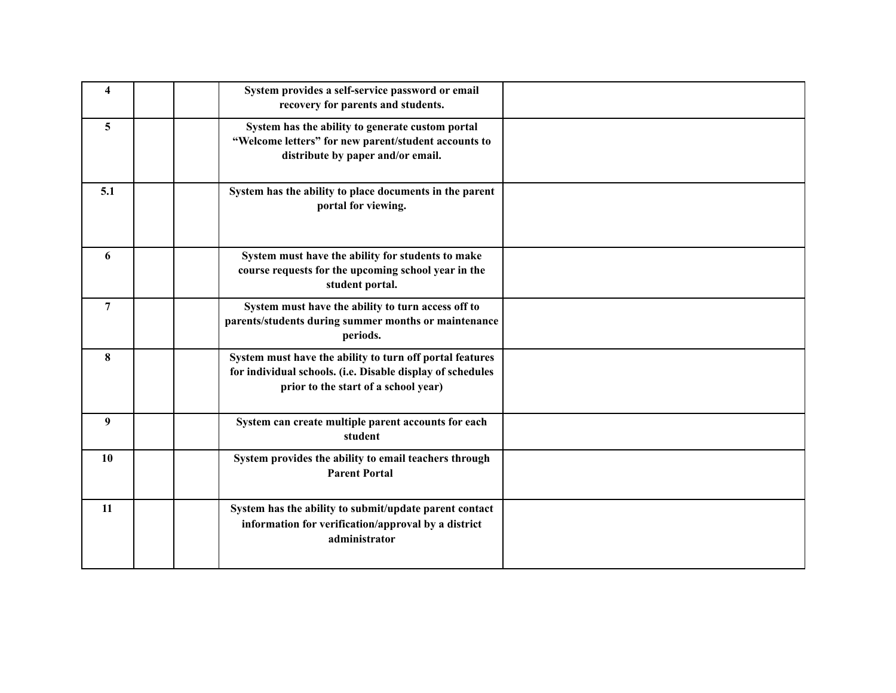| | | | | |
|---|---|---|---|---|
| **4** | | | **System provides a self-service password or email recovery for parents and students.** | |
| **5** | | | **System has the ability to generate custom portal "Welcome letters" for new parent/student accounts to distribute by paper and/or email.** | |
| **5.1** | | | **System has the ability to place documents in the parent portal for viewing.** | |
| **6** | | | **System must have the ability for students to make course requests for the upcoming school year in the student portal.** | |
| **7** | | | **System must have the ability to turn access off to parents/students during summer months or maintenance periods.** | |
| **8** | | | **System must have the ability to turn off portal features for individual schools. (i.e. Disable display of schedules prior to the start of a school year)** | |
| **9** | | | **System can create multiple parent accounts for each student** | |
| **10** | | | **System provides the ability to email teachers through Parent Portal** | |
| **11** | | | **System has the ability to submit/update parent contact information for verification/approval by a district administrator** | |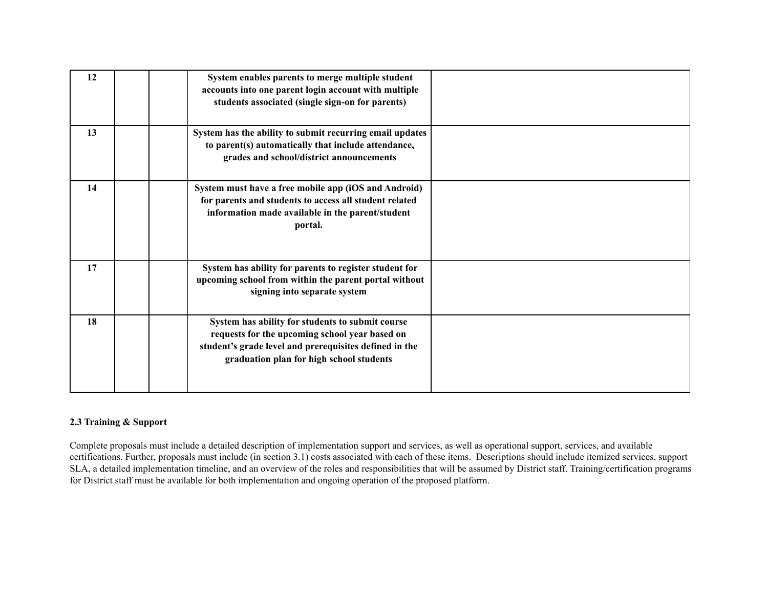| | | | | |
|---|---|---|---|---|
| 12 | | | **System enables parents to merge multiple student accounts into one parent login account with multiple students associated (single sign-on for parents)** | |
| 13 | | | **System has the ability to submit recurring email updates to parent(s) automatically that include attendance, grades and school/district announcements** | |
| 14 | | | **System must have a free mobile app (iOS and Android) for parents and students to access all student related information made available in the parent/student portal.** | |
| 17 | | | **System has ability for parents to register student for upcoming school from within the parent portal without signing into separate system** | |
| 18 | | | **System has ability for students to submit course requests for the upcoming school year based on student's grade level and prerequisites defined in the graduation plan for high school students** | |

**2.3 Training & Support**

Complete proposals must include a detailed description of implementation support and services, as well as operational support, services, and available certifications. Further, proposals must include (in section 3.1) costs associated with each of these items. Descriptions should include itemized services, support SLA, a detailed implementation timeline, and an overview of the roles and responsibilities that will be assumed by District staff. Training/certification programs for District staff must be available for both implementation and ongoing operation of the proposed platform.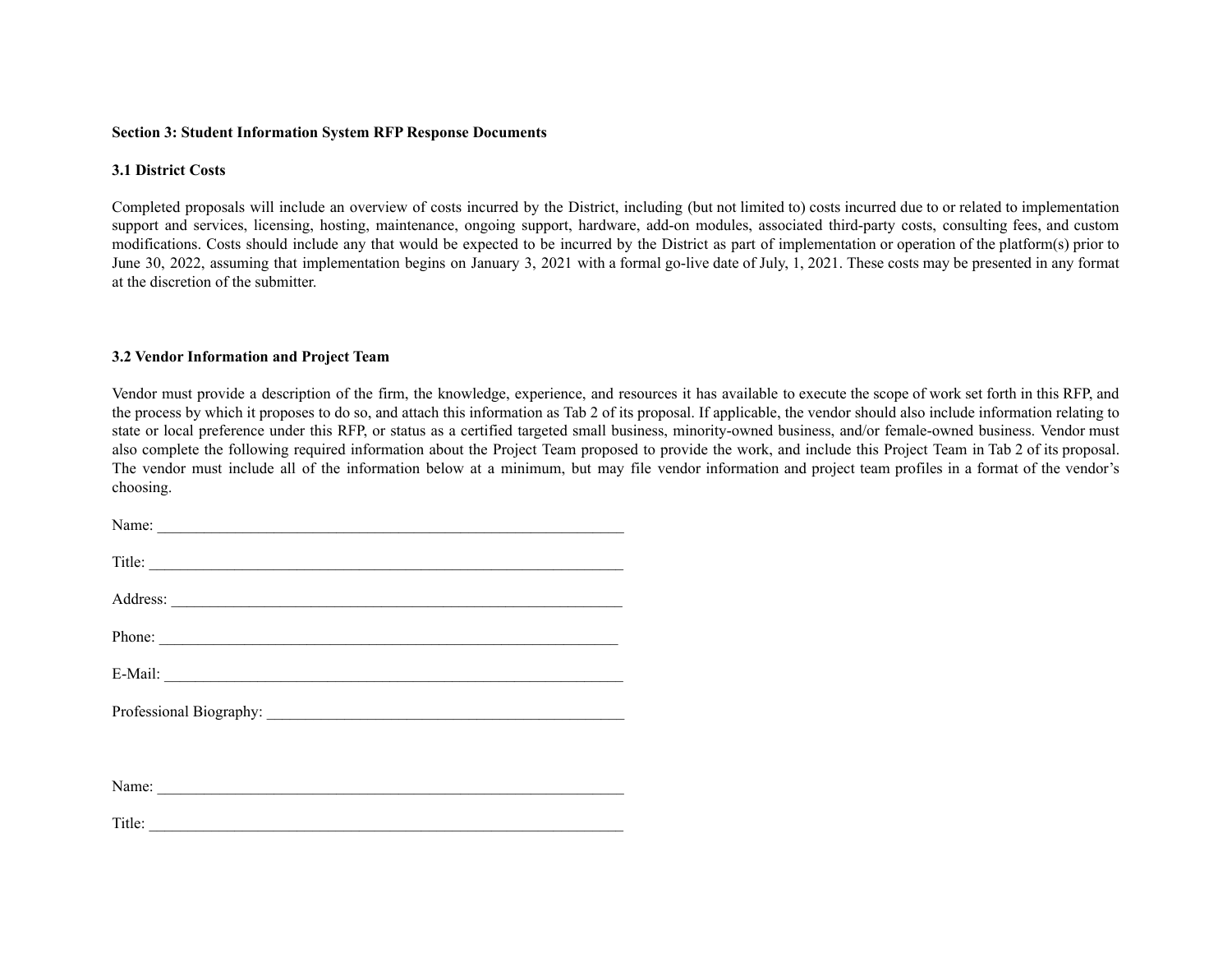**Section 3: Student Information System RFP Response Documents**

**3.1 District Costs**

Completed proposals will include an overview of costs incurred by the District, including (but not limited to) costs incurred due to or related to implementation support and services, licensing, hosting, maintenance, ongoing support, hardware, add-on modules, associated third-party costs, consulting fees, and custom modifications. Costs should include any that would be expected to be incurred by the District as part of implementation or operation of the platform(s) prior to June 30, 2022, assuming that implementation begins on January 3, 2021 with a formal go-live date of July, 1, 2021. These costs may be presented in any format at the discretion of the submitter.

**3.2 Vendor Information and Project Team**

Vendor must provide a description of the firm, the knowledge, experience, and resources it has available to execute the scope of work set forth in this RFP, and the process by which it proposes to do so, and attach this information as Tab 2 of its proposal. If applicable, the vendor should also include information relating to state or local preference under this RFP, or status as a certified targeted small business, minority-owned business, and/or female-owned business. Vendor must also complete the following required information about the Project Team proposed to provide the work, and include this Project Team in Tab 2 of its proposal. The vendor must include all of the information below at a minimum, but may file vendor information and project team profiles in a format of the vendor's choosing.

Name: ____________________________________________________________

Title: _____________________________________________________________

Address: __________________________________________________________

Phone: ____________________________________________________________

E-Mail: ___________________________________________________________

Professional Biography: _____________________________________________

Name: ____________________________________________________________

Title: _____________________________________________________________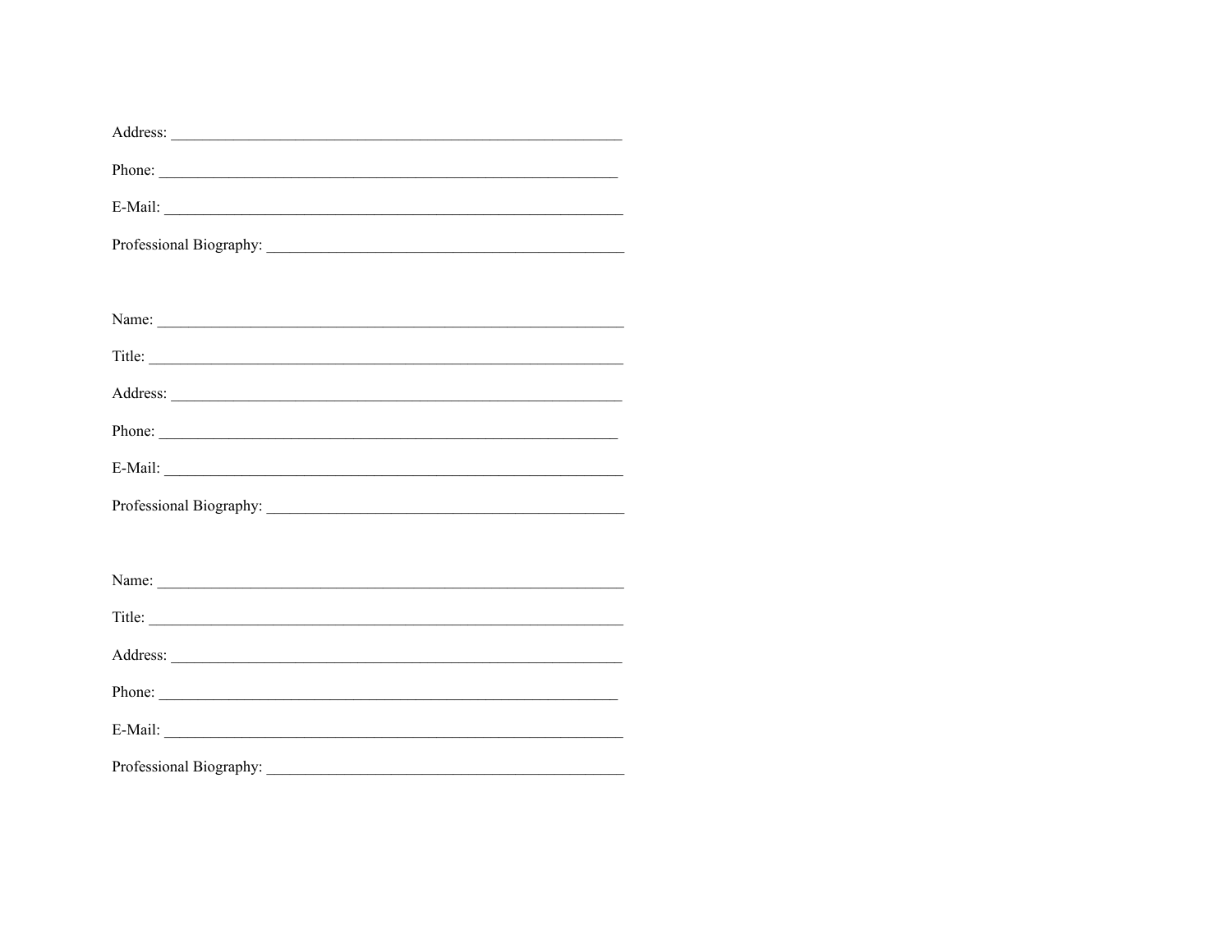Address: ___________________________________________________________

Phone: ____________________________________________________________

E-Mail: ____________________________________________________________

Professional Biography: _______________________________________________

Name: _____________________________________________________________

Title: ______________________________________________________________

Address: ___________________________________________________________

Phone: ____________________________________________________________

E-Mail: ____________________________________________________________

Professional Biography: _______________________________________________

Name: _____________________________________________________________

Title: ______________________________________________________________

Address: ___________________________________________________________

Phone: ____________________________________________________________

E-Mail: ____________________________________________________________

Professional Biography: _______________________________________________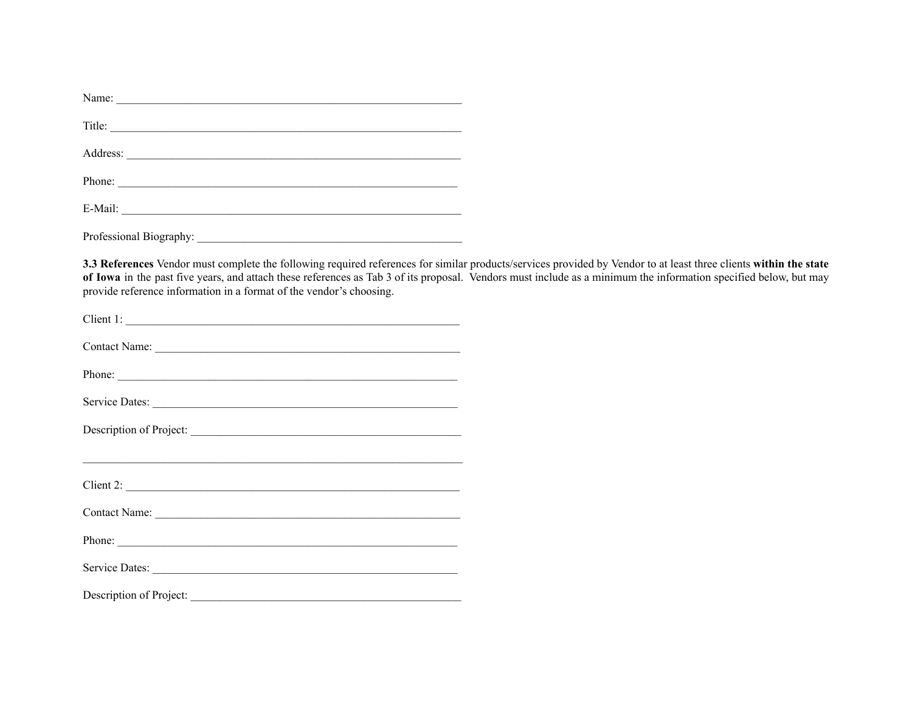Name: ____________________________________________________________

Title: _____________________________________________________________

Address: ___________________________________________________________

Phone: ____________________________________________________________

E-Mail: ____________________________________________________________

Professional Biography: _______________________________________________

**3.3 References** Vendor must complete the following required references for similar products/services provided by Vendor to at least three clients **within the state of Iowa** in the past five years, and attach these references as Tab 3 of its proposal. Vendors must include as a minimum the information specified below, but may provide reference information in a format of the vendor's choosing.

Client 1: ___________________________________________________________

Contact Name: _______________________________________________________

Phone: _____________________________________________________________

Service Dates: _______________________________________________________

Description of Project: _________________________________________________

___________________________________________________________________

Client 2: ___________________________________________________________

Contact Name: _______________________________________________________

Phone: _____________________________________________________________

Service Dates: _______________________________________________________

Description of Project: _________________________________________________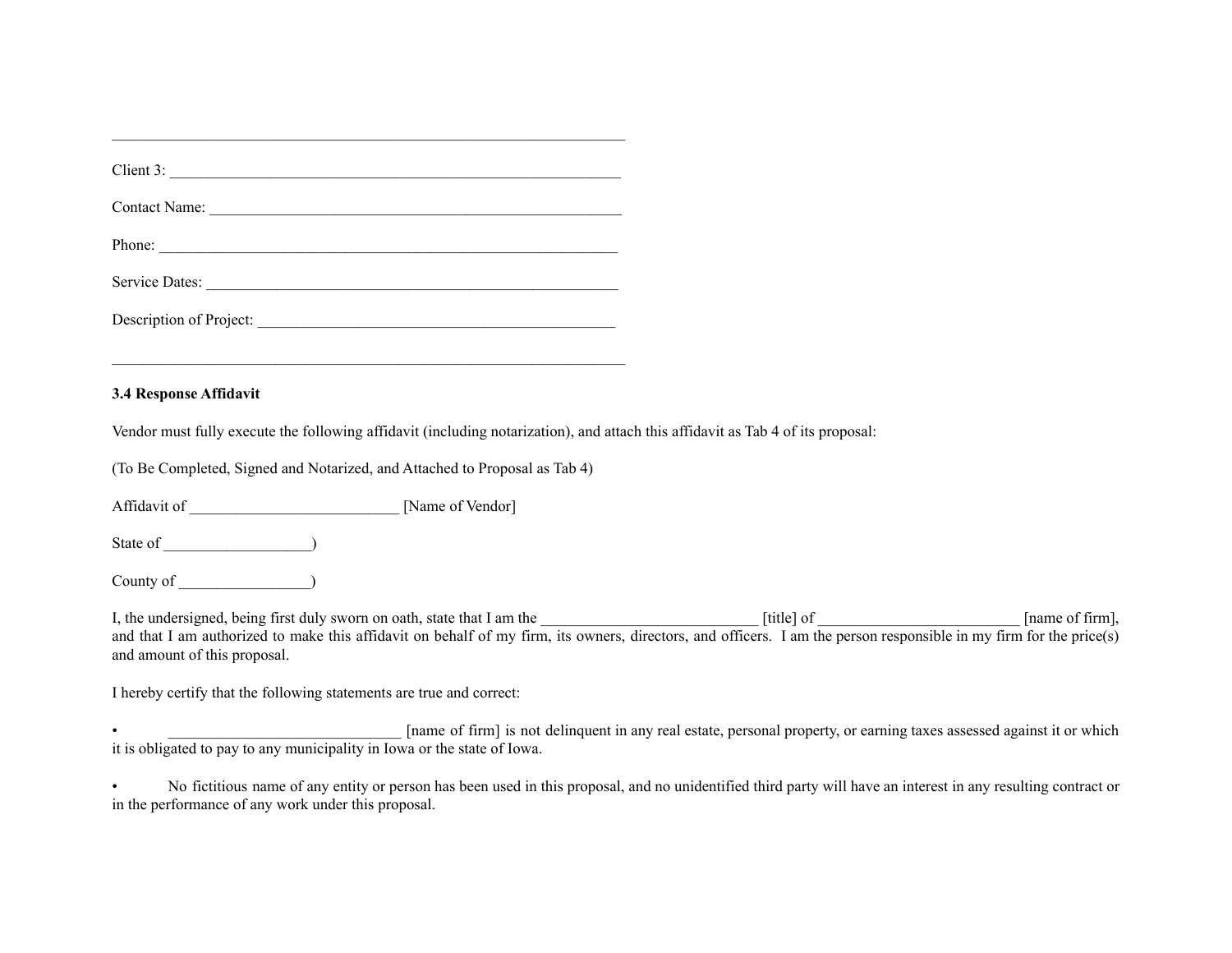\_\_\_\_\_\_\_\_\_\_\_\_\_\_\_\_\_\_\_\_\_\_\_\_\_\_\_\_\_\_\_\_\_\_\_\_\_\_\_\_\_\_\_\_\_\_\_\_\_\_\_\_\_\_\_\_\_\_\_\_\_\_

Client 3: \_\_\_\_\_\_\_\_\_\_\_\_\_\_\_\_\_\_\_\_\_\_\_\_\_\_\_\_\_\_\_\_\_\_\_\_\_\_\_\_\_\_\_\_\_\_\_\_\_\_\_\_\_\_\_\_\_

Contact Name: \_\_\_\_\_\_\_\_\_\_\_\_\_\_\_\_\_\_\_\_\_\_\_\_\_\_\_\_\_\_\_\_\_\_\_\_\_\_\_\_\_\_\_\_\_\_\_\_\_\_\_

Phone: \_\_\_\_\_\_\_\_\_\_\_\_\_\_\_\_\_\_\_\_\_\_\_\_\_\_\_\_\_\_\_\_\_\_\_\_\_\_\_\_\_\_\_\_\_\_\_\_\_\_\_\_\_\_\_\_\_\_

Service Dates: \_\_\_\_\_\_\_\_\_\_\_\_\_\_\_\_\_\_\_\_\_\_\_\_\_\_\_\_\_\_\_\_\_\_\_\_\_\_\_\_\_\_\_\_\_\_\_\_\_\_\_

Description of Project: \_\_\_\_\_\_\_\_\_\_\_\_\_\_\_\_\_\_\_\_\_\_\_\_\_\_\_\_\_\_\_\_\_\_\_\_\_\_\_\_\_\_\_\_

\_\_\_\_\_\_\_\_\_\_\_\_\_\_\_\_\_\_\_\_\_\_\_\_\_\_\_\_\_\_\_\_\_\_\_\_\_\_\_\_\_\_\_\_\_\_\_\_\_\_\_\_\_\_\_\_\_\_\_\_\_\_

**3.4 Response Affidavit**

Vendor must fully execute the following affidavit (including notarization), and attach this affidavit as Tab 4 of its proposal:

(To Be Completed, Signed and Notarized, and Attached to Proposal as Tab 4)

Affidavit of \_\_\_\_\_\_\_\_\_\_\_\_\_\_\_\_\_\_\_\_\_\_\_\_\_\_\_ [Name of Vendor]

State of \_\_\_\_\_\_\_\_\_\_\_\_\_\_\_\_\_\_\_)

County of \_\_\_\_\_\_\_\_\_\_\_\_\_\_\_\_\_)

I, the undersigned, being first duly sworn on oath, state that I am the \_\_\_\_\_\_\_\_\_\_\_\_\_\_\_\_\_\_\_\_\_\_\_\_\_\_\_\_ [title] of \_\_\_\_\_\_\_\_\_\_\_\_\_\_\_\_\_\_\_\_\_\_\_\_\_\_ [name of firm], and that I am authorized to make this affidavit on behalf of my firm, its owners, directors, and officers. I am the person responsible in my firm for the price(s) and amount of this proposal.

I hereby certify that the following statements are true and correct:

- \_\_\_\_\_\_\_\_\_\_\_\_\_\_\_\_\_\_\_\_\_\_\_\_\_\_\_\_\_\_ [name of firm] is not delinquent in any real estate, personal property, or earning taxes assessed against it or which it is obligated to pay to any municipality in Iowa or the state of Iowa.

- No fictitious name of any entity or person has been used in this proposal, and no unidentified third party will have an interest in any resulting contract or in the performance of any work under this proposal.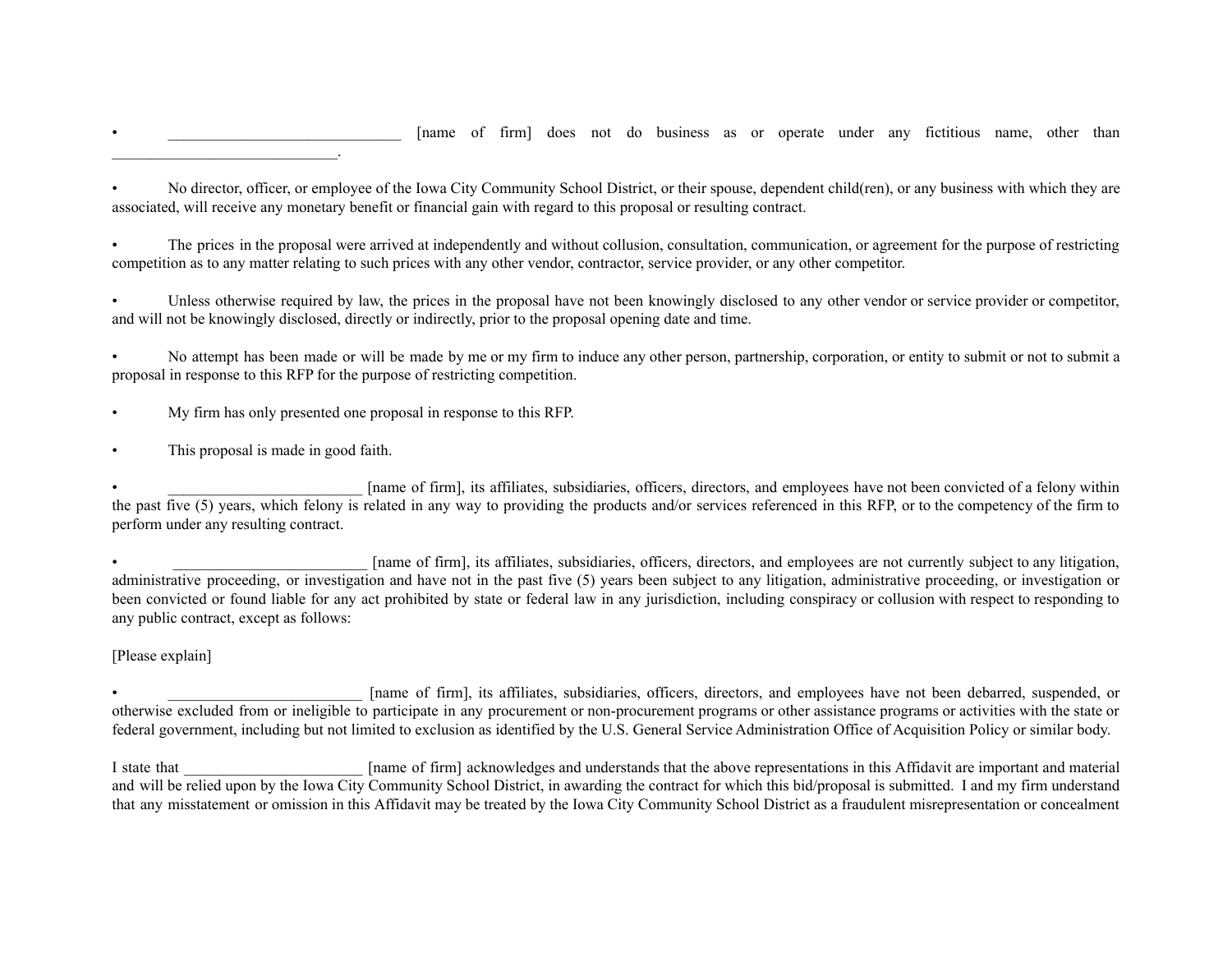- ______________________________ [name of firm] does not do business as or operate under any fictitious name, other than _____________________________.

- No director, officer, or employee of the Iowa City Community School District, or their spouse, dependent child(ren), or any business with which they are associated, will receive any monetary benefit or financial gain with regard to this proposal or resulting contract.

- The prices in the proposal were arrived at independently and without collusion, consultation, communication, or agreement for the purpose of restricting competition as to any matter relating to such prices with any other vendor, contractor, service provider, or any other competitor.

- Unless otherwise required by law, the prices in the proposal have not been knowingly disclosed to any other vendor or service provider or competitor, and will not be knowingly disclosed, directly or indirectly, prior to the proposal opening date and time.

- No attempt has been made or will be made by me or my firm to induce any other person, partnership, corporation, or entity to submit or not to submit a proposal in response to this RFP for the purpose of restricting competition.

- My firm has only presented one proposal in response to this RFP.

- This proposal is made in good faith.

- _________________________ [name of firm], its affiliates, subsidiaries, officers, directors, and employees have not been convicted of a felony within the past five (5) years, which felony is related in any way to providing the products and/or services referenced in this RFP, or to the competency of the firm to perform under any resulting contract.

- _________________________ [name of firm], its affiliates, subsidiaries, officers, directors, and employees are not currently subject to any litigation, administrative proceeding, or investigation and have not in the past five (5) years been subject to any litigation, administrative proceeding, or investigation or been convicted or found liable for any act prohibited by state or federal law in any jurisdiction, including conspiracy or collusion with respect to responding to any public contract, except as follows:

[Please explain]

- _________________________ [name of firm], its affiliates, subsidiaries, officers, directors, and employees have not been debarred, suspended, or otherwise excluded from or ineligible to participate in any procurement or non-procurement programs or other assistance programs or activities with the state or federal government, including but not limited to exclusion as identified by the U.S. General Service Administration Office of Acquisition Policy or similar body.

I state that _______________________ [name of firm] acknowledges and understands that the above representations in this Affidavit are important and material and will be relied upon by the Iowa City Community School District, in awarding the contract for which this bid/proposal is submitted. I and my firm understand that any misstatement or omission in this Affidavit may be treated by the Iowa City Community School District as a fraudulent misrepresentation or concealment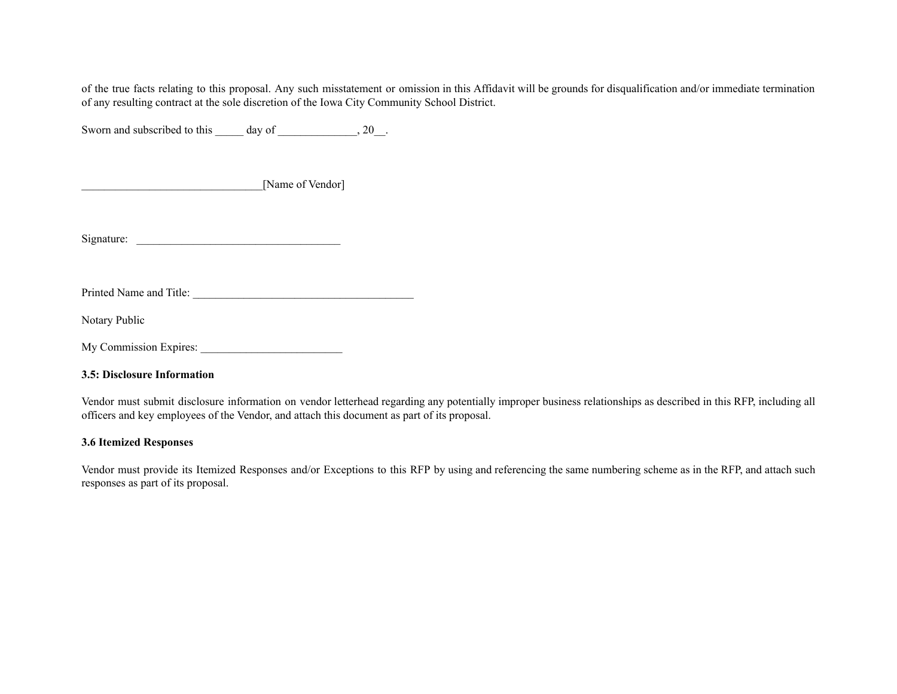of the true facts relating to this proposal. Any such misstatement or omission in this Affidavit will be grounds for disqualification and/or immediate termination of any resulting contract at the sole discretion of the Iowa City Community School District.

Sworn and subscribed to this _____ day of ______________, 20__.

_______________________________[Name of Vendor]

Signature: ____________________________________

Printed Name and Title: _______________________________________

Notary Public

My Commission Expires: _________________________

**3.5: Disclosure Information**

Vendor must submit disclosure information on vendor letterhead regarding any potentially improper business relationships as described in this RFP, including all officers and key employees of the Vendor, and attach this document as part of its proposal.

**3.6 Itemized Responses**

Vendor must provide its Itemized Responses and/or Exceptions to this RFP by using and referencing the same numbering scheme as in the RFP, and attach such responses as part of its proposal.